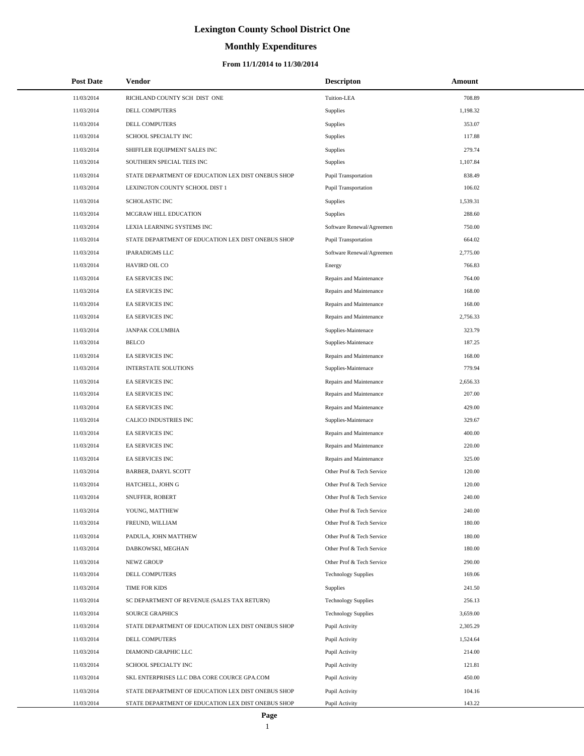# Lexington County School District One

## Monthly Expenditures

### From 11/1/2014 to 11/30/2014

| Post Date | Vendor | Descripton | Amount |
|---|---|---|---|
| 11/03/2014 | RICHLAND COUNTY SCH DIST ONE | Tuition-LEA | 708.89 |
| 11/03/2014 | DELL COMPUTERS | Supplies | 1,198.32 |
| 11/03/2014 | DELL COMPUTERS | Supplies | 353.07 |
| 11/03/2014 | SCHOOL SPECIALTY INC | Supplies | 117.88 |
| 11/03/2014 | SHIFFLER EQUIPMENT SALES INC | Supplies | 279.74 |
| 11/03/2014 | SOUTHERN SPECIAL TEES INC | Supplies | 1,107.84 |
| 11/03/2014 | STATE DEPARTMENT OF EDUCATION LEX DIST ONEBUS SHOP | Pupil Transportation | 838.49 |
| 11/03/2014 | LEXINGTON COUNTY SCHOOL DIST 1 | Pupil Transportation | 106.02 |
| 11/03/2014 | SCHOLASTIC INC | Supplies | 1,539.31 |
| 11/03/2014 | MCGRAW HILL EDUCATION | Supplies | 288.60 |
| 11/03/2014 | LEXIA LEARNING SYSTEMS INC | Software Renewal/Agreemen | 750.00 |
| 11/03/2014 | STATE DEPARTMENT OF EDUCATION LEX DIST ONEBUS SHOP | Pupil Transportation | 664.02 |
| 11/03/2014 | IPARADIGMS LLC | Software Renewal/Agreemen | 2,775.00 |
| 11/03/2014 | HAVIRD OIL CO | Energy | 766.83 |
| 11/03/2014 | EA SERVICES INC | Repairs and Maintenance | 764.00 |
| 11/03/2014 | EA SERVICES INC | Repairs and Maintenance | 168.00 |
| 11/03/2014 | EA SERVICES INC | Repairs and Maintenance | 168.00 |
| 11/03/2014 | EA SERVICES INC | Repairs and Maintenance | 2,756.33 |
| 11/03/2014 | JANPAK COLUMBIA | Supplies-Maintenace | 323.79 |
| 11/03/2014 | BELCO | Supplies-Maintenace | 187.25 |
| 11/03/2014 | EA SERVICES INC | Repairs and Maintenance | 168.00 |
| 11/03/2014 | INTERSTATE SOLUTIONS | Supplies-Maintenace | 779.94 |
| 11/03/2014 | EA SERVICES INC | Repairs and Maintenance | 2,656.33 |
| 11/03/2014 | EA SERVICES INC | Repairs and Maintenance | 207.00 |
| 11/03/2014 | EA SERVICES INC | Repairs and Maintenance | 429.00 |
| 11/03/2014 | CALICO INDUSTRIES INC | Supplies-Maintenace | 329.67 |
| 11/03/2014 | EA SERVICES INC | Repairs and Maintenance | 400.00 |
| 11/03/2014 | EA SERVICES INC | Repairs and Maintenance | 220.00 |
| 11/03/2014 | EA SERVICES INC | Repairs and Maintenance | 325.00 |
| 11/03/2014 | BARBER, DARYL SCOTT | Other Prof & Tech Service | 120.00 |
| 11/03/2014 | HATCHELL, JOHN G | Other Prof & Tech Service | 120.00 |
| 11/03/2014 | SNUFFER, ROBERT | Other Prof & Tech Service | 240.00 |
| 11/03/2014 | YOUNG, MATTHEW | Other Prof & Tech Service | 240.00 |
| 11/03/2014 | FREUND, WILLIAM | Other Prof & Tech Service | 180.00 |
| 11/03/2014 | PADULA, JOHN MATTHEW | Other Prof & Tech Service | 180.00 |
| 11/03/2014 | DABKOWSKI, MEGHAN | Other Prof & Tech Service | 180.00 |
| 11/03/2014 | NEWZ GROUP | Other Prof & Tech Service | 290.00 |
| 11/03/2014 | DELL COMPUTERS | Technology Supplies | 169.06 |
| 11/03/2014 | TIME FOR KIDS | Supplies | 241.50 |
| 11/03/2014 | SC DEPARTMENT OF REVENUE (SALES TAX RETURN) | Technology Supplies | 256.13 |
| 11/03/2014 | SOURCE GRAPHICS | Technology Supplies | 3,659.00 |
| 11/03/2014 | STATE DEPARTMENT OF EDUCATION LEX DIST ONEBUS SHOP | Pupil Activity | 2,305.29 |
| 11/03/2014 | DELL COMPUTERS | Pupil Activity | 1,524.64 |
| 11/03/2014 | DIAMOND GRAPHIC LLC | Pupil Activity | 214.00 |
| 11/03/2014 | SCHOOL SPECIALTY INC | Pupil Activity | 121.81 |
| 11/03/2014 | SKL ENTERPRISES LLC DBA CORE COURCE GPA.COM | Pupil Activity | 450.00 |
| 11/03/2014 | STATE DEPARTMENT OF EDUCATION LEX DIST ONEBUS SHOP | Pupil Activity | 104.16 |
| 11/03/2014 | STATE DEPARTMENT OF EDUCATION LEX DIST ONEBUS SHOP | Pupil Activity | 143.22 |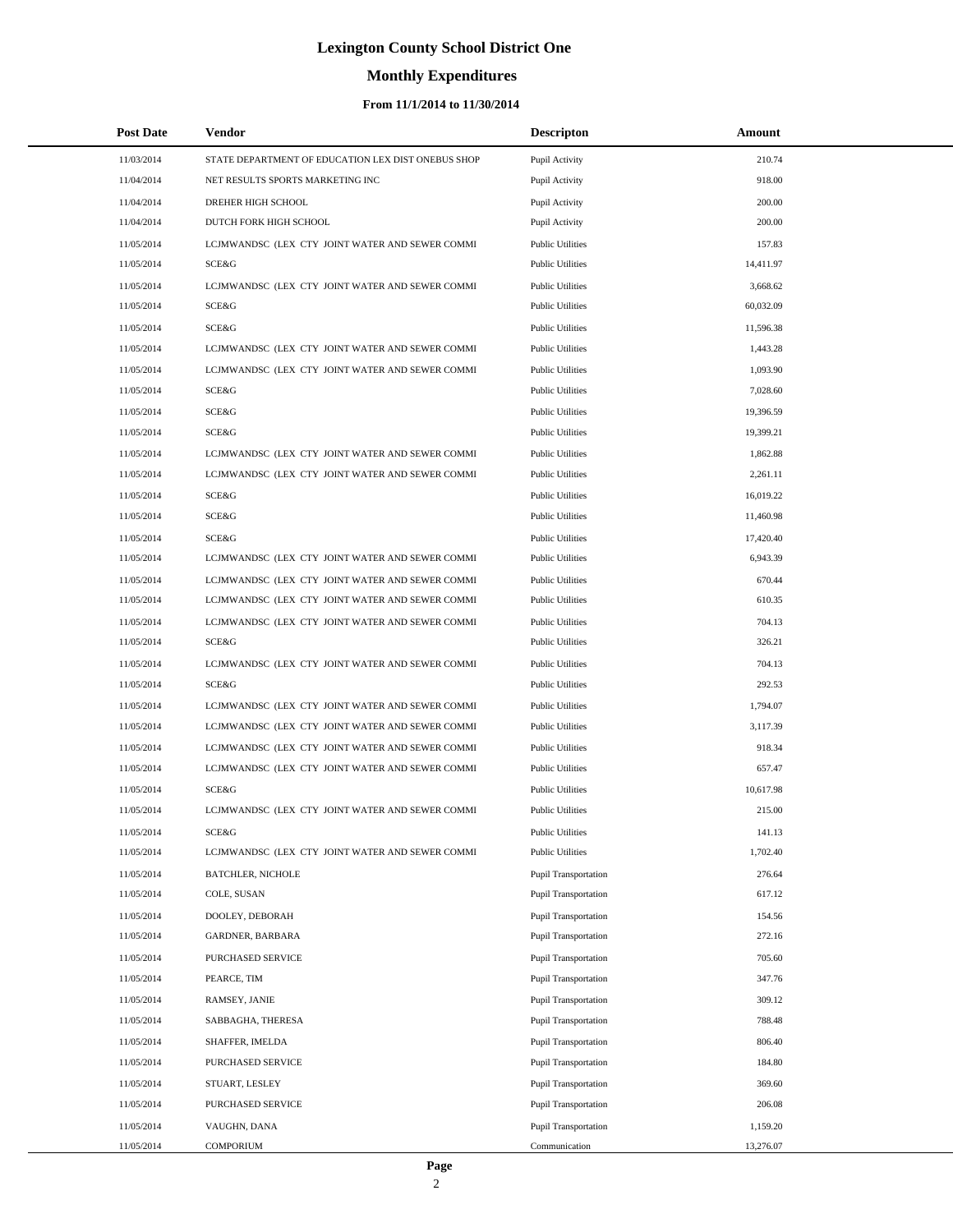# Lexington County School District One

## Monthly Expenditures

### From 11/1/2014 to 11/30/2014

| Post Date | Vendor | Descripton | Amount |
|---|---|---|---|
| 11/03/2014 | STATE DEPARTMENT OF EDUCATION LEX DIST ONEBUS SHOP | Pupil Activity | 210.74 |
| 11/04/2014 | NET RESULTS SPORTS MARKETING INC | Pupil Activity | 918.00 |
| 11/04/2014 | DREHER HIGH SCHOOL | Pupil Activity | 200.00 |
| 11/04/2014 | DUTCH FORK HIGH SCHOOL | Pupil Activity | 200.00 |
| 11/05/2014 | LCJMWANDSC (LEX CTY JOINT WATER AND SEWER COMMI | Public Utilities | 157.83 |
| 11/05/2014 | SCE&G | Public Utilities | 14,411.97 |
| 11/05/2014 | LCJMWANDSC (LEX CTY JOINT WATER AND SEWER COMMI | Public Utilities | 3,668.62 |
| 11/05/2014 | SCE&G | Public Utilities | 60,032.09 |
| 11/05/2014 | SCE&G | Public Utilities | 11,596.38 |
| 11/05/2014 | LCJMWANDSC (LEX CTY JOINT WATER AND SEWER COMMI | Public Utilities | 1,443.28 |
| 11/05/2014 | LCJMWANDSC (LEX CTY JOINT WATER AND SEWER COMMI | Public Utilities | 1,093.90 |
| 11/05/2014 | SCE&G | Public Utilities | 7,028.60 |
| 11/05/2014 | SCE&G | Public Utilities | 19,396.59 |
| 11/05/2014 | SCE&G | Public Utilities | 19,399.21 |
| 11/05/2014 | LCJMWANDSC (LEX CTY JOINT WATER AND SEWER COMMI | Public Utilities | 1,862.88 |
| 11/05/2014 | LCJMWANDSC (LEX CTY JOINT WATER AND SEWER COMMI | Public Utilities | 2,261.11 |
| 11/05/2014 | SCE&G | Public Utilities | 16,019.22 |
| 11/05/2014 | SCE&G | Public Utilities | 11,460.98 |
| 11/05/2014 | SCE&G | Public Utilities | 17,420.40 |
| 11/05/2014 | LCJMWANDSC (LEX CTY JOINT WATER AND SEWER COMMI | Public Utilities | 6,943.39 |
| 11/05/2014 | LCJMWANDSC (LEX CTY JOINT WATER AND SEWER COMMI | Public Utilities | 670.44 |
| 11/05/2014 | LCJMWANDSC (LEX CTY JOINT WATER AND SEWER COMMI | Public Utilities | 610.35 |
| 11/05/2014 | LCJMWANDSC (LEX CTY JOINT WATER AND SEWER COMMI | Public Utilities | 704.13 |
| 11/05/2014 | SCE&G | Public Utilities | 326.21 |
| 11/05/2014 | LCJMWANDSC (LEX CTY JOINT WATER AND SEWER COMMI | Public Utilities | 704.13 |
| 11/05/2014 | SCE&G | Public Utilities | 292.53 |
| 11/05/2014 | LCJMWANDSC (LEX CTY JOINT WATER AND SEWER COMMI | Public Utilities | 1,794.07 |
| 11/05/2014 | LCJMWANDSC (LEX CTY JOINT WATER AND SEWER COMMI | Public Utilities | 3,117.39 |
| 11/05/2014 | LCJMWANDSC (LEX CTY JOINT WATER AND SEWER COMMI | Public Utilities | 918.34 |
| 11/05/2014 | LCJMWANDSC (LEX CTY JOINT WATER AND SEWER COMMI | Public Utilities | 657.47 |
| 11/05/2014 | SCE&G | Public Utilities | 10,617.98 |
| 11/05/2014 | LCJMWANDSC (LEX CTY JOINT WATER AND SEWER COMMI | Public Utilities | 215.00 |
| 11/05/2014 | SCE&G | Public Utilities | 141.13 |
| 11/05/2014 | LCJMWANDSC (LEX CTY JOINT WATER AND SEWER COMMI | Public Utilities | 1,702.40 |
| 11/05/2014 | BATCHLER, NICHOLE | Pupil Transportation | 276.64 |
| 11/05/2014 | COLE, SUSAN | Pupil Transportation | 617.12 |
| 11/05/2014 | DOOLEY, DEBORAH | Pupil Transportation | 154.56 |
| 11/05/2014 | GARDNER, BARBARA | Pupil Transportation | 272.16 |
| 11/05/2014 | PURCHASED SERVICE | Pupil Transportation | 705.60 |
| 11/05/2014 | PEARCE, TIM | Pupil Transportation | 347.76 |
| 11/05/2014 | RAMSEY, JANIE | Pupil Transportation | 309.12 |
| 11/05/2014 | SABBAGHA, THERESA | Pupil Transportation | 788.48 |
| 11/05/2014 | SHAFFER, IMELDA | Pupil Transportation | 806.40 |
| 11/05/2014 | PURCHASED SERVICE | Pupil Transportation | 184.80 |
| 11/05/2014 | STUART, LESLEY | Pupil Transportation | 369.60 |
| 11/05/2014 | PURCHASED SERVICE | Pupil Transportation | 206.08 |
| 11/05/2014 | VAUGHN, DANA | Pupil Transportation | 1,159.20 |
| 11/05/2014 | COMPORIUM | Communication | 13,276.07 |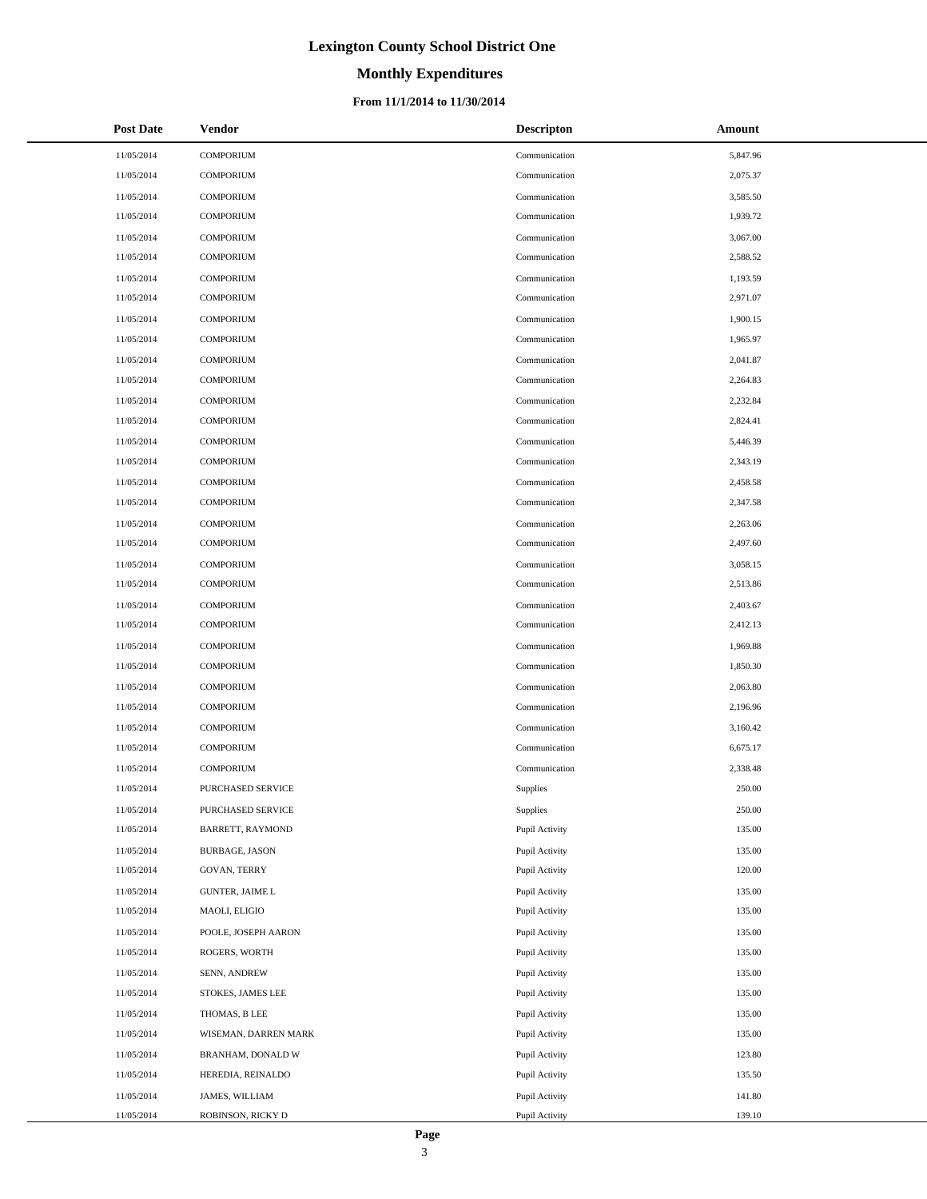# Lexington County School District One

## Monthly Expenditures

### From 11/1/2014 to 11/30/2014

| Post Date | Vendor | Descripton | Amount |
|---|---|---|---|
| 11/05/2014 | COMPORIUM | Communication | 5,847.96 |
| 11/05/2014 | COMPORIUM | Communication | 2,075.37 |
| 11/05/2014 | COMPORIUM | Communication | 3,585.50 |
| 11/05/2014 | COMPORIUM | Communication | 1,939.72 |
| 11/05/2014 | COMPORIUM | Communication | 3,067.00 |
| 11/05/2014 | COMPORIUM | Communication | 2,588.52 |
| 11/05/2014 | COMPORIUM | Communication | 1,193.59 |
| 11/05/2014 | COMPORIUM | Communication | 2,971.07 |
| 11/05/2014 | COMPORIUM | Communication | 1,900.15 |
| 11/05/2014 | COMPORIUM | Communication | 1,965.97 |
| 11/05/2014 | COMPORIUM | Communication | 2,041.87 |
| 11/05/2014 | COMPORIUM | Communication | 2,264.83 |
| 11/05/2014 | COMPORIUM | Communication | 2,232.84 |
| 11/05/2014 | COMPORIUM | Communication | 2,824.41 |
| 11/05/2014 | COMPORIUM | Communication | 5,446.39 |
| 11/05/2014 | COMPORIUM | Communication | 2,343.19 |
| 11/05/2014 | COMPORIUM | Communication | 2,458.58 |
| 11/05/2014 | COMPORIUM | Communication | 2,347.58 |
| 11/05/2014 | COMPORIUM | Communication | 2,263.06 |
| 11/05/2014 | COMPORIUM | Communication | 2,497.60 |
| 11/05/2014 | COMPORIUM | Communication | 3,058.15 |
| 11/05/2014 | COMPORIUM | Communication | 2,513.86 |
| 11/05/2014 | COMPORIUM | Communication | 2,403.67 |
| 11/05/2014 | COMPORIUM | Communication | 2,412.13 |
| 11/05/2014 | COMPORIUM | Communication | 1,969.88 |
| 11/05/2014 | COMPORIUM | Communication | 1,850.30 |
| 11/05/2014 | COMPORIUM | Communication | 2,063.80 |
| 11/05/2014 | COMPORIUM | Communication | 2,196.96 |
| 11/05/2014 | COMPORIUM | Communication | 3,160.42 |
| 11/05/2014 | COMPORIUM | Communication | 6,675.17 |
| 11/05/2014 | COMPORIUM | Communication | 2,338.48 |
| 11/05/2014 | PURCHASED SERVICE | Supplies | 250.00 |
| 11/05/2014 | PURCHASED SERVICE | Supplies | 250.00 |
| 11/05/2014 | BARRETT, RAYMOND | Pupil Activity | 135.00 |
| 11/05/2014 | BURBAGE, JASON | Pupil Activity | 135.00 |
| 11/05/2014 | GOVAN, TERRY | Pupil Activity | 120.00 |
| 11/05/2014 | GUNTER, JAIME L | Pupil Activity | 135.00 |
| 11/05/2014 | MAOLI, ELIGIO | Pupil Activity | 135.00 |
| 11/05/2014 | POOLE, JOSEPH AARON | Pupil Activity | 135.00 |
| 11/05/2014 | ROGERS, WORTH | Pupil Activity | 135.00 |
| 11/05/2014 | SENN, ANDREW | Pupil Activity | 135.00 |
| 11/05/2014 | STOKES, JAMES LEE | Pupil Activity | 135.00 |
| 11/05/2014 | THOMAS, B LEE | Pupil Activity | 135.00 |
| 11/05/2014 | WISEMAN, DARREN MARK | Pupil Activity | 135.00 |
| 11/05/2014 | BRANHAM, DONALD W | Pupil Activity | 123.80 |
| 11/05/2014 | HEREDIA, REINALDO | Pupil Activity | 135.50 |
| 11/05/2014 | JAMES, WILLIAM | Pupil Activity | 141.80 |
| 11/05/2014 | ROBINSON, RICKY D | Pupil Activity | 139.10 |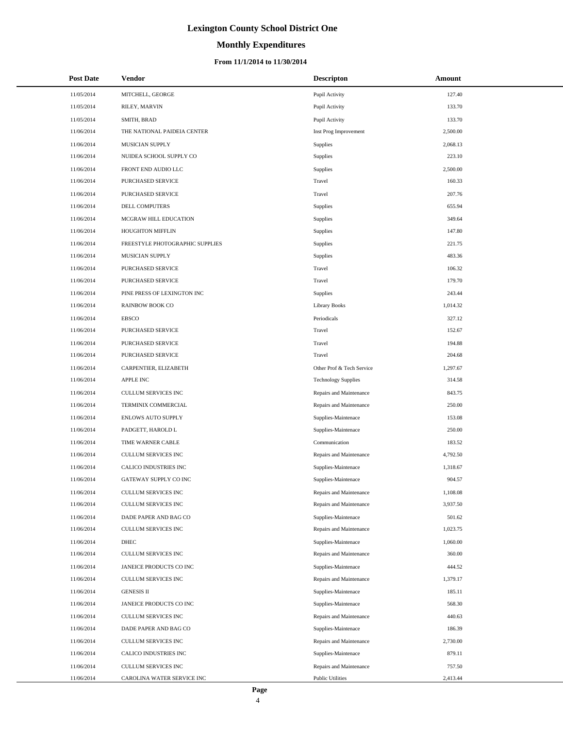# Lexington County School District One

## Monthly Expenditures

### From 11/1/2014 to 11/30/2014

| Post Date | Vendor | Descripton | Amount |
|---|---|---|---|
| 11/05/2014 | MITCHELL, GEORGE | Pupil Activity | 127.40 |
| 11/05/2014 | RILEY, MARVIN | Pupil Activity | 133.70 |
| 11/05/2014 | SMITH, BRAD | Pupil Activity | 133.70 |
| 11/06/2014 | THE NATIONAL PAIDEIA CENTER | Inst Prog Improvement | 2,500.00 |
| 11/06/2014 | MUSICIAN SUPPLY | Supplies | 2,068.13 |
| 11/06/2014 | NUIDEA SCHOOL SUPPLY CO | Supplies | 223.10 |
| 11/06/2014 | FRONT END AUDIO LLC | Supplies | 2,500.00 |
| 11/06/2014 | PURCHASED SERVICE | Travel | 160.33 |
| 11/06/2014 | PURCHASED SERVICE | Travel | 207.76 |
| 11/06/2014 | DELL COMPUTERS | Supplies | 655.94 |
| 11/06/2014 | MCGRAW HILL EDUCATION | Supplies | 349.64 |
| 11/06/2014 | HOUGHTON MIFFLIN | Supplies | 147.80 |
| 11/06/2014 | FREESTYLE PHOTOGRAPHIC SUPPLIES | Supplies | 221.75 |
| 11/06/2014 | MUSICIAN SUPPLY | Supplies | 483.36 |
| 11/06/2014 | PURCHASED SERVICE | Travel | 106.32 |
| 11/06/2014 | PURCHASED SERVICE | Travel | 179.70 |
| 11/06/2014 | PINE PRESS OF LEXINGTON INC | Supplies | 243.44 |
| 11/06/2014 | RAINBOW BOOK CO | Library Books | 1,014.32 |
| 11/06/2014 | EBSCO | Periodicals | 327.12 |
| 11/06/2014 | PURCHASED SERVICE | Travel | 152.67 |
| 11/06/2014 | PURCHASED SERVICE | Travel | 194.88 |
| 11/06/2014 | PURCHASED SERVICE | Travel | 204.68 |
| 11/06/2014 | CARPENTIER, ELIZABETH | Other Prof & Tech Service | 1,297.67 |
| 11/06/2014 | APPLE INC | Technology Supplies | 314.58 |
| 11/06/2014 | CULLUM SERVICES INC | Repairs and Maintenance | 843.75 |
| 11/06/2014 | TERMINIX COMMERCIAL | Repairs and Maintenance | 250.00 |
| 11/06/2014 | ENLOWS AUTO SUPPLY | Supplies-Maintenace | 153.08 |
| 11/06/2014 | PADGETT, HAROLD L | Supplies-Maintenace | 250.00 |
| 11/06/2014 | TIME WARNER CABLE | Communication | 183.52 |
| 11/06/2014 | CULLUM SERVICES INC | Repairs and Maintenance | 4,792.50 |
| 11/06/2014 | CALICO INDUSTRIES INC | Supplies-Maintenace | 1,318.67 |
| 11/06/2014 | GATEWAY SUPPLY CO INC | Supplies-Maintenace | 904.57 |
| 11/06/2014 | CULLUM SERVICES INC | Repairs and Maintenance | 1,108.08 |
| 11/06/2014 | CULLUM SERVICES INC | Repairs and Maintenance | 3,937.50 |
| 11/06/2014 | DADE PAPER AND BAG CO | Supplies-Maintenace | 501.62 |
| 11/06/2014 | CULLUM SERVICES INC | Repairs and Maintenance | 1,023.75 |
| 11/06/2014 | DHEC | Supplies-Maintenace | 1,060.00 |
| 11/06/2014 | CULLUM SERVICES INC | Repairs and Maintenance | 360.00 |
| 11/06/2014 | JANEICE PRODUCTS CO INC | Supplies-Maintenace | 444.52 |
| 11/06/2014 | CULLUM SERVICES INC | Repairs and Maintenance | 1,379.17 |
| 11/06/2014 | GENESIS II | Supplies-Maintenace | 185.11 |
| 11/06/2014 | JANEICE PRODUCTS CO INC | Supplies-Maintenace | 568.30 |
| 11/06/2014 | CULLUM SERVICES INC | Repairs and Maintenance | 440.63 |
| 11/06/2014 | DADE PAPER AND BAG CO | Supplies-Maintenace | 186.39 |
| 11/06/2014 | CULLUM SERVICES INC | Repairs and Maintenance | 2,730.00 |
| 11/06/2014 | CALICO INDUSTRIES INC | Supplies-Maintenace | 879.11 |
| 11/06/2014 | CULLUM SERVICES INC | Repairs and Maintenance | 757.50 |
| 11/06/2014 | CAROLINA WATER SERVICE INC | Public Utilities | 2,413.44 |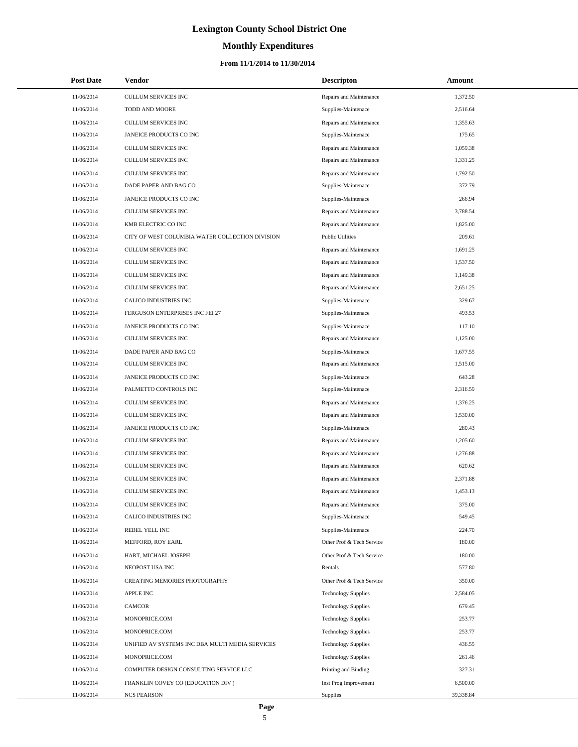# Lexington County School District One

## Monthly Expenditures

### From 11/1/2014 to 11/30/2014

| Post Date | Vendor | Descripton | Amount |
|---|---|---|---|
| 11/06/2014 | CULLUM SERVICES INC | Repairs and Maintenance | 1,372.50 |
| 11/06/2014 | TODD AND MOORE | Supplies-Maintenace | 2,516.64 |
| 11/06/2014 | CULLUM SERVICES INC | Repairs and Maintenance | 1,355.63 |
| 11/06/2014 | JANEICE PRODUCTS CO INC | Supplies-Maintenace | 175.65 |
| 11/06/2014 | CULLUM SERVICES INC | Repairs and Maintenance | 1,059.38 |
| 11/06/2014 | CULLUM SERVICES INC | Repairs and Maintenance | 1,331.25 |
| 11/06/2014 | CULLUM SERVICES INC | Repairs and Maintenance | 1,792.50 |
| 11/06/2014 | DADE PAPER AND BAG CO | Supplies-Maintenace | 372.79 |
| 11/06/2014 | JANEICE PRODUCTS CO INC | Supplies-Maintenace | 266.94 |
| 11/06/2014 | CULLUM SERVICES INC | Repairs and Maintenance | 3,788.54 |
| 11/06/2014 | KMB ELECTRIC CO INC | Repairs and Maintenance | 1,825.00 |
| 11/06/2014 | CITY OF WEST COLUMBIA WATER COLLECTION DIVISION | Public Utilities | 209.61 |
| 11/06/2014 | CULLUM SERVICES INC | Repairs and Maintenance | 1,691.25 |
| 11/06/2014 | CULLUM SERVICES INC | Repairs and Maintenance | 1,537.50 |
| 11/06/2014 | CULLUM SERVICES INC | Repairs and Maintenance | 1,149.38 |
| 11/06/2014 | CULLUM SERVICES INC | Repairs and Maintenance | 2,651.25 |
| 11/06/2014 | CALICO INDUSTRIES INC | Supplies-Maintenace | 329.67 |
| 11/06/2014 | FERGUSON ENTERPRISES INC FEI 27 | Supplies-Maintenace | 493.53 |
| 11/06/2014 | JANEICE PRODUCTS CO INC | Supplies-Maintenace | 117.10 |
| 11/06/2014 | CULLUM SERVICES INC | Repairs and Maintenance | 1,125.00 |
| 11/06/2014 | DADE PAPER AND BAG CO | Supplies-Maintenace | 1,677.55 |
| 11/06/2014 | CULLUM SERVICES INC | Repairs and Maintenance | 1,515.00 |
| 11/06/2014 | JANEICE PRODUCTS CO INC | Supplies-Maintenace | 643.28 |
| 11/06/2014 | PALMETTO CONTROLS INC | Supplies-Maintenace | 2,316.59 |
| 11/06/2014 | CULLUM SERVICES INC | Repairs and Maintenance | 1,376.25 |
| 11/06/2014 | CULLUM SERVICES INC | Repairs and Maintenance | 1,530.00 |
| 11/06/2014 | JANEICE PRODUCTS CO INC | Supplies-Maintenace | 280.43 |
| 11/06/2014 | CULLUM SERVICES INC | Repairs and Maintenance | 1,205.60 |
| 11/06/2014 | CULLUM SERVICES INC | Repairs and Maintenance | 1,276.88 |
| 11/06/2014 | CULLUM SERVICES INC | Repairs and Maintenance | 620.62 |
| 11/06/2014 | CULLUM SERVICES INC | Repairs and Maintenance | 2,371.88 |
| 11/06/2014 | CULLUM SERVICES INC | Repairs and Maintenance | 1,453.13 |
| 11/06/2014 | CULLUM SERVICES INC | Repairs and Maintenance | 375.00 |
| 11/06/2014 | CALICO INDUSTRIES INC | Supplies-Maintenace | 549.45 |
| 11/06/2014 | REBEL YELL INC | Supplies-Maintenace | 224.70 |
| 11/06/2014 | MEFFORD, ROY EARL | Other Prof & Tech Service | 180.00 |
| 11/06/2014 | HART, MICHAEL JOSEPH | Other Prof & Tech Service | 180.00 |
| 11/06/2014 | NEOPOST USA INC | Rentals | 577.80 |
| 11/06/2014 | CREATING MEMORIES PHOTOGRAPHY | Other Prof & Tech Service | 350.00 |
| 11/06/2014 | APPLE INC | Technology Supplies | 2,584.05 |
| 11/06/2014 | CAMCOR | Technology Supplies | 679.45 |
| 11/06/2014 | MONOPRICE.COM | Technology Supplies | 253.77 |
| 11/06/2014 | MONOPRICE.COM | Technology Supplies | 253.77 |
| 11/06/2014 | UNIFIED AV SYSTEMS INC DBA MULTI MEDIA SERVICES | Technology Supplies | 436.55 |
| 11/06/2014 | MONOPRICE.COM | Technology Supplies | 261.46 |
| 11/06/2014 | COMPUTER DESIGN CONSULTING SERVICE LLC | Printing and Binding | 327.31 |
| 11/06/2014 | FRANKLIN COVEY CO (EDUCATION DIV ) | Inst Prog Improvement | 6,500.00 |
| 11/06/2014 | NCS PEARSON | Supplies | 39,338.84 |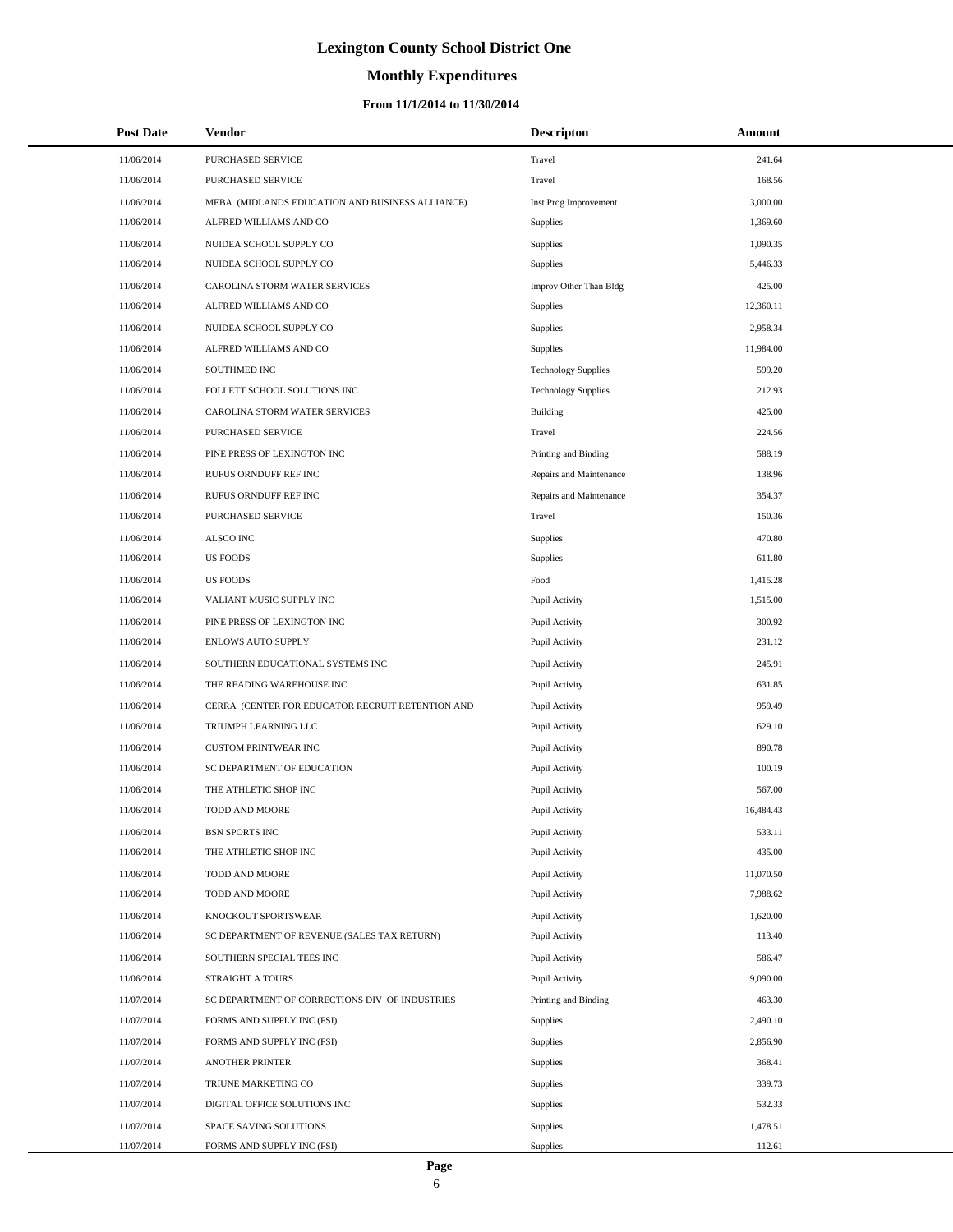# Lexington County School District One

## Monthly Expenditures

### From 11/1/2014 to 11/30/2014

| Post Date | Vendor | Descripton | Amount |
|---|---|---|---|
| 11/06/2014 | PURCHASED SERVICE | Travel | 241.64 |
| 11/06/2014 | PURCHASED SERVICE | Travel | 168.56 |
| 11/06/2014 | MEBA (MIDLANDS EDUCATION AND BUSINESS ALLIANCE) | Inst Prog Improvement | 3,000.00 |
| 11/06/2014 | ALFRED WILLIAMS AND CO | Supplies | 1,369.60 |
| 11/06/2014 | NUIDEA SCHOOL SUPPLY CO | Supplies | 1,090.35 |
| 11/06/2014 | NUIDEA SCHOOL SUPPLY CO | Supplies | 5,446.33 |
| 11/06/2014 | CAROLINA STORM WATER SERVICES | Improv Other Than Bldg | 425.00 |
| 11/06/2014 | ALFRED WILLIAMS AND CO | Supplies | 12,360.11 |
| 11/06/2014 | NUIDEA SCHOOL SUPPLY CO | Supplies | 2,958.34 |
| 11/06/2014 | ALFRED WILLIAMS AND CO | Supplies | 11,984.00 |
| 11/06/2014 | SOUTHMED INC | Technology Supplies | 599.20 |
| 11/06/2014 | FOLLETT SCHOOL SOLUTIONS INC | Technology Supplies | 212.93 |
| 11/06/2014 | CAROLINA STORM WATER SERVICES | Building | 425.00 |
| 11/06/2014 | PURCHASED SERVICE | Travel | 224.56 |
| 11/06/2014 | PINE PRESS OF LEXINGTON INC | Printing and Binding | 588.19 |
| 11/06/2014 | RUFUS ORNDUFF REF INC | Repairs and Maintenance | 138.96 |
| 11/06/2014 | RUFUS ORNDUFF REF INC | Repairs and Maintenance | 354.37 |
| 11/06/2014 | PURCHASED SERVICE | Travel | 150.36 |
| 11/06/2014 | ALSCO INC | Supplies | 470.80 |
| 11/06/2014 | US FOODS | Supplies | 611.80 |
| 11/06/2014 | US FOODS | Food | 1,415.28 |
| 11/06/2014 | VALIANT MUSIC SUPPLY INC | Pupil Activity | 1,515.00 |
| 11/06/2014 | PINE PRESS OF LEXINGTON INC | Pupil Activity | 300.92 |
| 11/06/2014 | ENLOWS AUTO SUPPLY | Pupil Activity | 231.12 |
| 11/06/2014 | SOUTHERN EDUCATIONAL SYSTEMS INC | Pupil Activity | 245.91 |
| 11/06/2014 | THE READING WAREHOUSE INC | Pupil Activity | 631.85 |
| 11/06/2014 | CERRA (CENTER FOR EDUCATOR RECRUIT RETENTION AND | Pupil Activity | 959.49 |
| 11/06/2014 | TRIUMPH LEARNING LLC | Pupil Activity | 629.10 |
| 11/06/2014 | CUSTOM PRINTWEAR INC | Pupil Activity | 890.78 |
| 11/06/2014 | SC DEPARTMENT OF EDUCATION | Pupil Activity | 100.19 |
| 11/06/2014 | THE ATHLETIC SHOP INC | Pupil Activity | 567.00 |
| 11/06/2014 | TODD AND MOORE | Pupil Activity | 16,484.43 |
| 11/06/2014 | BSN SPORTS INC | Pupil Activity | 533.11 |
| 11/06/2014 | THE ATHLETIC SHOP INC | Pupil Activity | 435.00 |
| 11/06/2014 | TODD AND MOORE | Pupil Activity | 11,070.50 |
| 11/06/2014 | TODD AND MOORE | Pupil Activity | 7,988.62 |
| 11/06/2014 | KNOCKOUT SPORTSWEAR | Pupil Activity | 1,620.00 |
| 11/06/2014 | SC DEPARTMENT OF REVENUE (SALES TAX RETURN) | Pupil Activity | 113.40 |
| 11/06/2014 | SOUTHERN SPECIAL TEES INC | Pupil Activity | 586.47 |
| 11/06/2014 | STRAIGHT A TOURS | Pupil Activity | 9,090.00 |
| 11/07/2014 | SC DEPARTMENT OF CORRECTIONS DIV OF INDUSTRIES | Printing and Binding | 463.30 |
| 11/07/2014 | FORMS AND SUPPLY INC (FSI) | Supplies | 2,490.10 |
| 11/07/2014 | FORMS AND SUPPLY INC (FSI) | Supplies | 2,856.90 |
| 11/07/2014 | ANOTHER PRINTER | Supplies | 368.41 |
| 11/07/2014 | TRIUNE MARKETING CO | Supplies | 339.73 |
| 11/07/2014 | DIGITAL OFFICE SOLUTIONS INC | Supplies | 532.33 |
| 11/07/2014 | SPACE SAVING SOLUTIONS | Supplies | 1,478.51 |
| 11/07/2014 | FORMS AND SUPPLY INC (FSI) | Supplies | 112.61 |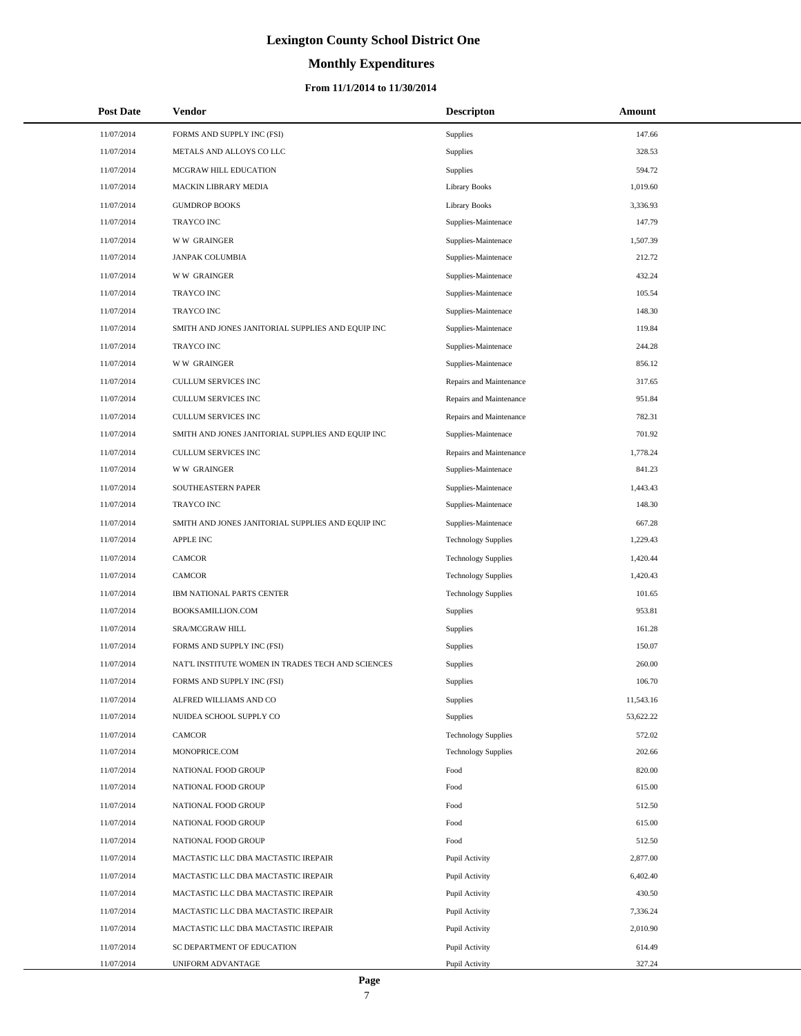# Lexington County School District One

## Monthly Expenditures

### From 11/1/2014 to 11/30/2014

| Post Date | Vendor | Descripton | Amount |
|---|---|---|---|
| 11/07/2014 | FORMS AND SUPPLY INC (FSI) | Supplies | 147.66 |
| 11/07/2014 | METALS AND ALLOYS CO LLC | Supplies | 328.53 |
| 11/07/2014 | MCGRAW HILL EDUCATION | Supplies | 594.72 |
| 11/07/2014 | MACKIN LIBRARY MEDIA | Library Books | 1,019.60 |
| 11/07/2014 | GUMDROP BOOKS | Library Books | 3,336.93 |
| 11/07/2014 | TRAYCO INC | Supplies-Maintenace | 147.79 |
| 11/07/2014 | W W GRAINGER | Supplies-Maintenace | 1,507.39 |
| 11/07/2014 | JANPAK COLUMBIA | Supplies-Maintenace | 212.72 |
| 11/07/2014 | W W GRAINGER | Supplies-Maintenace | 432.24 |
| 11/07/2014 | TRAYCO INC | Supplies-Maintenace | 105.54 |
| 11/07/2014 | TRAYCO INC | Supplies-Maintenace | 148.30 |
| 11/07/2014 | SMITH AND JONES JANITORIAL SUPPLIES AND EQUIP INC | Supplies-Maintenace | 119.84 |
| 11/07/2014 | TRAYCO INC | Supplies-Maintenace | 244.28 |
| 11/07/2014 | W W GRAINGER | Supplies-Maintenace | 856.12 |
| 11/07/2014 | CULLUM SERVICES INC | Repairs and Maintenance | 317.65 |
| 11/07/2014 | CULLUM SERVICES INC | Repairs and Maintenance | 951.84 |
| 11/07/2014 | CULLUM SERVICES INC | Repairs and Maintenance | 782.31 |
| 11/07/2014 | SMITH AND JONES JANITORIAL SUPPLIES AND EQUIP INC | Supplies-Maintenace | 701.92 |
| 11/07/2014 | CULLUM SERVICES INC | Repairs and Maintenance | 1,778.24 |
| 11/07/2014 | W W GRAINGER | Supplies-Maintenace | 841.23 |
| 11/07/2014 | SOUTHEASTERN PAPER | Supplies-Maintenace | 1,443.43 |
| 11/07/2014 | TRAYCO INC | Supplies-Maintenace | 148.30 |
| 11/07/2014 | SMITH AND JONES JANITORIAL SUPPLIES AND EQUIP INC | Supplies-Maintenace | 667.28 |
| 11/07/2014 | APPLE INC | Technology Supplies | 1,229.43 |
| 11/07/2014 | CAMCOR | Technology Supplies | 1,420.44 |
| 11/07/2014 | CAMCOR | Technology Supplies | 1,420.43 |
| 11/07/2014 | IBM NATIONAL PARTS CENTER | Technology Supplies | 101.65 |
| 11/07/2014 | BOOKSAMILLION.COM | Supplies | 953.81 |
| 11/07/2014 | SRA/MCGRAW HILL | Supplies | 161.28 |
| 11/07/2014 | FORMS AND SUPPLY INC (FSI) | Supplies | 150.07 |
| 11/07/2014 | NAT'L INSTITUTE WOMEN IN TRADES TECH AND SCIENCES | Supplies | 260.00 |
| 11/07/2014 | FORMS AND SUPPLY INC (FSI) | Supplies | 106.70 |
| 11/07/2014 | ALFRED WILLIAMS AND CO | Supplies | 11,543.16 |
| 11/07/2014 | NUIDEA SCHOOL SUPPLY CO | Supplies | 53,622.22 |
| 11/07/2014 | CAMCOR | Technology Supplies | 572.02 |
| 11/07/2014 | MONOPRICE.COM | Technology Supplies | 202.66 |
| 11/07/2014 | NATIONAL FOOD GROUP | Food | 820.00 |
| 11/07/2014 | NATIONAL FOOD GROUP | Food | 615.00 |
| 11/07/2014 | NATIONAL FOOD GROUP | Food | 512.50 |
| 11/07/2014 | NATIONAL FOOD GROUP | Food | 615.00 |
| 11/07/2014 | NATIONAL FOOD GROUP | Food | 512.50 |
| 11/07/2014 | MACTASTIC LLC DBA MACTASTIC IREPAIR | Pupil Activity | 2,877.00 |
| 11/07/2014 | MACTASTIC LLC DBA MACTASTIC IREPAIR | Pupil Activity | 6,402.40 |
| 11/07/2014 | MACTASTIC LLC DBA MACTASTIC IREPAIR | Pupil Activity | 430.50 |
| 11/07/2014 | MACTASTIC LLC DBA MACTASTIC IREPAIR | Pupil Activity | 7,336.24 |
| 11/07/2014 | MACTASTIC LLC DBA MACTASTIC IREPAIR | Pupil Activity | 2,010.90 |
| 11/07/2014 | SC DEPARTMENT OF EDUCATION | Pupil Activity | 614.49 |
| 11/07/2014 | UNIFORM ADVANTAGE | Pupil Activity | 327.24 |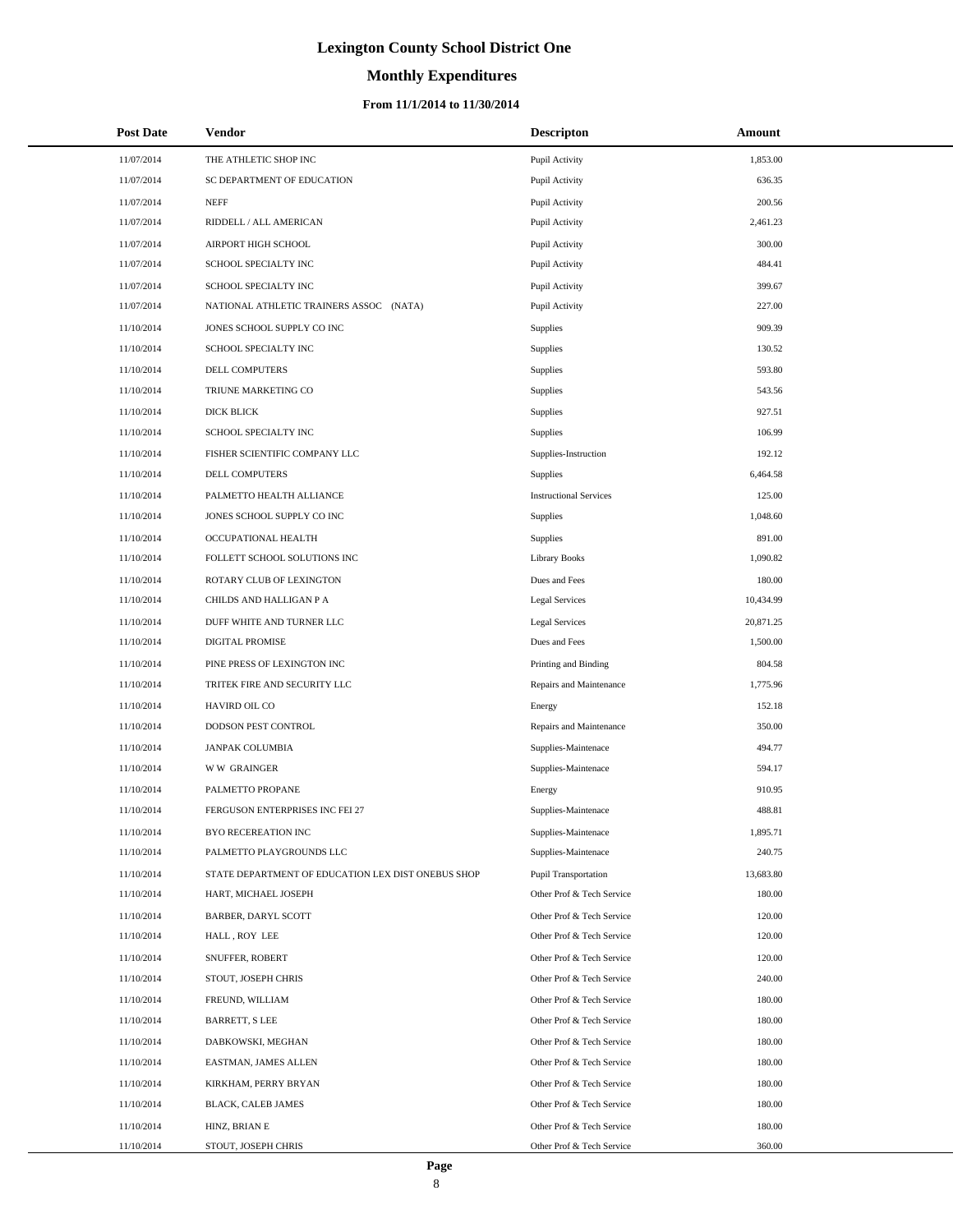# Lexington County School District One

## Monthly Expenditures

### From 11/1/2014 to 11/30/2014

| Post Date | Vendor | Descripton | Amount |
|---|---|---|---|
| 11/07/2014 | THE ATHLETIC SHOP INC | Pupil Activity | 1,853.00 |
| 11/07/2014 | SC DEPARTMENT OF EDUCATION | Pupil Activity | 636.35 |
| 11/07/2014 | NEFF | Pupil Activity | 200.56 |
| 11/07/2014 | RIDDELL / ALL AMERICAN | Pupil Activity | 2,461.23 |
| 11/07/2014 | AIRPORT HIGH SCHOOL | Pupil Activity | 300.00 |
| 11/07/2014 | SCHOOL SPECIALTY INC | Pupil Activity | 484.41 |
| 11/07/2014 | SCHOOL SPECIALTY INC | Pupil Activity | 399.67 |
| 11/07/2014 | NATIONAL ATHLETIC TRAINERS ASSOC (NATA) | Pupil Activity | 227.00 |
| 11/10/2014 | JONES SCHOOL SUPPLY CO INC | Supplies | 909.39 |
| 11/10/2014 | SCHOOL SPECIALTY INC | Supplies | 130.52 |
| 11/10/2014 | DELL COMPUTERS | Supplies | 593.80 |
| 11/10/2014 | TRIUNE MARKETING CO | Supplies | 543.56 |
| 11/10/2014 | DICK BLICK | Supplies | 927.51 |
| 11/10/2014 | SCHOOL SPECIALTY INC | Supplies | 106.99 |
| 11/10/2014 | FISHER SCIENTIFIC COMPANY LLC | Supplies-Instruction | 192.12 |
| 11/10/2014 | DELL COMPUTERS | Supplies | 6,464.58 |
| 11/10/2014 | PALMETTO HEALTH ALLIANCE | Instructional Services | 125.00 |
| 11/10/2014 | JONES SCHOOL SUPPLY CO INC | Supplies | 1,048.60 |
| 11/10/2014 | OCCUPATIONAL HEALTH | Supplies | 891.00 |
| 11/10/2014 | FOLLETT SCHOOL SOLUTIONS INC | Library Books | 1,090.82 |
| 11/10/2014 | ROTARY CLUB OF LEXINGTON | Dues and Fees | 180.00 |
| 11/10/2014 | CHILDS AND HALLIGAN P A | Legal Services | 10,434.99 |
| 11/10/2014 | DUFF WHITE AND TURNER LLC | Legal Services | 20,871.25 |
| 11/10/2014 | DIGITAL PROMISE | Dues and Fees | 1,500.00 |
| 11/10/2014 | PINE PRESS OF LEXINGTON INC | Printing and Binding | 804.58 |
| 11/10/2014 | TRITEK FIRE AND SECURITY LLC | Repairs and Maintenance | 1,775.96 |
| 11/10/2014 | HAVIRD OIL CO | Energy | 152.18 |
| 11/10/2014 | DODSON PEST CONTROL | Repairs and Maintenance | 350.00 |
| 11/10/2014 | JANPAK COLUMBIA | Supplies-Maintenace | 494.77 |
| 11/10/2014 | W W GRAINGER | Supplies-Maintenace | 594.17 |
| 11/10/2014 | PALMETTO PROPANE | Energy | 910.95 |
| 11/10/2014 | FERGUSON ENTERPRISES INC FEI 27 | Supplies-Maintenace | 488.81 |
| 11/10/2014 | BYO RECEREATION INC | Supplies-Maintenace | 1,895.71 |
| 11/10/2014 | PALMETTO PLAYGROUNDS LLC | Supplies-Maintenace | 240.75 |
| 11/10/2014 | STATE DEPARTMENT OF EDUCATION LEX DIST ONEBUS SHOP | Pupil Transportation | 13,683.80 |
| 11/10/2014 | HART, MICHAEL JOSEPH | Other Prof & Tech Service | 180.00 |
| 11/10/2014 | BARBER, DARYL SCOTT | Other Prof & Tech Service | 120.00 |
| 11/10/2014 | HALL , ROY LEE | Other Prof & Tech Service | 120.00 |
| 11/10/2014 | SNUFFER, ROBERT | Other Prof & Tech Service | 120.00 |
| 11/10/2014 | STOUT, JOSEPH CHRIS | Other Prof & Tech Service | 240.00 |
| 11/10/2014 | FREUND, WILLIAM | Other Prof & Tech Service | 180.00 |
| 11/10/2014 | BARRETT, S LEE | Other Prof & Tech Service | 180.00 |
| 11/10/2014 | DABKOWSKI, MEGHAN | Other Prof & Tech Service | 180.00 |
| 11/10/2014 | EASTMAN, JAMES ALLEN | Other Prof & Tech Service | 180.00 |
| 11/10/2014 | KIRKHAM, PERRY BRYAN | Other Prof & Tech Service | 180.00 |
| 11/10/2014 | BLACK, CALEB JAMES | Other Prof & Tech Service | 180.00 |
| 11/10/2014 | HINZ, BRIAN E | Other Prof & Tech Service | 180.00 |
| 11/10/2014 | STOUT, JOSEPH CHRIS | Other Prof & Tech Service | 360.00 |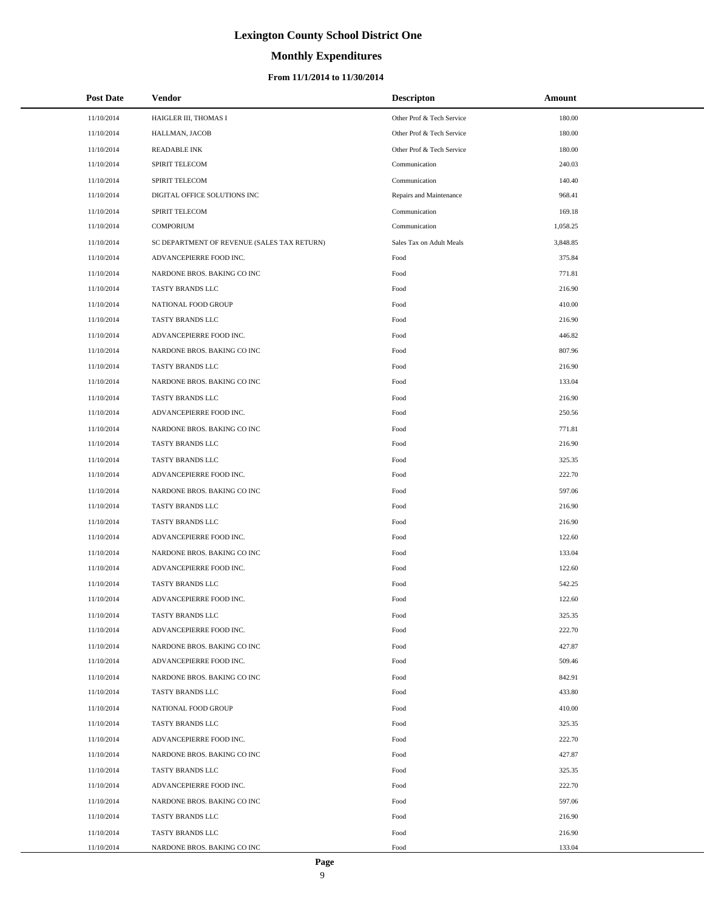# Lexington County School District One

## Monthly Expenditures

### From 11/1/2014 to 11/30/2014

| Post Date | Vendor | Descripton | Amount |
|---|---|---|---|
| 11/10/2014 | HAIGLER III, THOMAS I | Other Prof & Tech Service | 180.00 |
| 11/10/2014 | HALLMAN, JACOB | Other Prof & Tech Service | 180.00 |
| 11/10/2014 | READABLE INK | Other Prof & Tech Service | 180.00 |
| 11/10/2014 | SPIRIT TELECOM | Communication | 240.03 |
| 11/10/2014 | SPIRIT TELECOM | Communication | 140.40 |
| 11/10/2014 | DIGITAL OFFICE SOLUTIONS INC | Repairs and Maintenance | 968.41 |
| 11/10/2014 | SPIRIT TELECOM | Communication | 169.18 |
| 11/10/2014 | COMPORIUM | Communication | 1,058.25 |
| 11/10/2014 | SC DEPARTMENT OF REVENUE (SALES TAX RETURN) | Sales Tax on Adult Meals | 3,848.85 |
| 11/10/2014 | ADVANCEPIERRE FOOD INC. | Food | 375.84 |
| 11/10/2014 | NARDONE BROS. BAKING CO INC | Food | 771.81 |
| 11/10/2014 | TASTY BRANDS LLC | Food | 216.90 |
| 11/10/2014 | NATIONAL FOOD GROUP | Food | 410.00 |
| 11/10/2014 | TASTY BRANDS LLC | Food | 216.90 |
| 11/10/2014 | ADVANCEPIERRE FOOD INC. | Food | 446.82 |
| 11/10/2014 | NARDONE BROS. BAKING CO INC | Food | 807.96 |
| 11/10/2014 | TASTY BRANDS LLC | Food | 216.90 |
| 11/10/2014 | NARDONE BROS. BAKING CO INC | Food | 133.04 |
| 11/10/2014 | TASTY BRANDS LLC | Food | 216.90 |
| 11/10/2014 | ADVANCEPIERRE FOOD INC. | Food | 250.56 |
| 11/10/2014 | NARDONE BROS. BAKING CO INC | Food | 771.81 |
| 11/10/2014 | TASTY BRANDS LLC | Food | 216.90 |
| 11/10/2014 | TASTY BRANDS LLC | Food | 325.35 |
| 11/10/2014 | ADVANCEPIERRE FOOD INC. | Food | 222.70 |
| 11/10/2014 | NARDONE BROS. BAKING CO INC | Food | 597.06 |
| 11/10/2014 | TASTY BRANDS LLC | Food | 216.90 |
| 11/10/2014 | TASTY BRANDS LLC | Food | 216.90 |
| 11/10/2014 | ADVANCEPIERRE FOOD INC. | Food | 122.60 |
| 11/10/2014 | NARDONE BROS. BAKING CO INC | Food | 133.04 |
| 11/10/2014 | ADVANCEPIERRE FOOD INC. | Food | 122.60 |
| 11/10/2014 | TASTY BRANDS LLC | Food | 542.25 |
| 11/10/2014 | ADVANCEPIERRE FOOD INC. | Food | 122.60 |
| 11/10/2014 | TASTY BRANDS LLC | Food | 325.35 |
| 11/10/2014 | ADVANCEPIERRE FOOD INC. | Food | 222.70 |
| 11/10/2014 | NARDONE BROS. BAKING CO INC | Food | 427.87 |
| 11/10/2014 | ADVANCEPIERRE FOOD INC. | Food | 509.46 |
| 11/10/2014 | NARDONE BROS. BAKING CO INC | Food | 842.91 |
| 11/10/2014 | TASTY BRANDS LLC | Food | 433.80 |
| 11/10/2014 | NATIONAL FOOD GROUP | Food | 410.00 |
| 11/10/2014 | TASTY BRANDS LLC | Food | 325.35 |
| 11/10/2014 | ADVANCEPIERRE FOOD INC. | Food | 222.70 |
| 11/10/2014 | NARDONE BROS. BAKING CO INC | Food | 427.87 |
| 11/10/2014 | TASTY BRANDS LLC | Food | 325.35 |
| 11/10/2014 | ADVANCEPIERRE FOOD INC. | Food | 222.70 |
| 11/10/2014 | NARDONE BROS. BAKING CO INC | Food | 597.06 |
| 11/10/2014 | TASTY BRANDS LLC | Food | 216.90 |
| 11/10/2014 | TASTY BRANDS LLC | Food | 216.90 |
| 11/10/2014 | NARDONE BROS. BAKING CO INC | Food | 133.04 |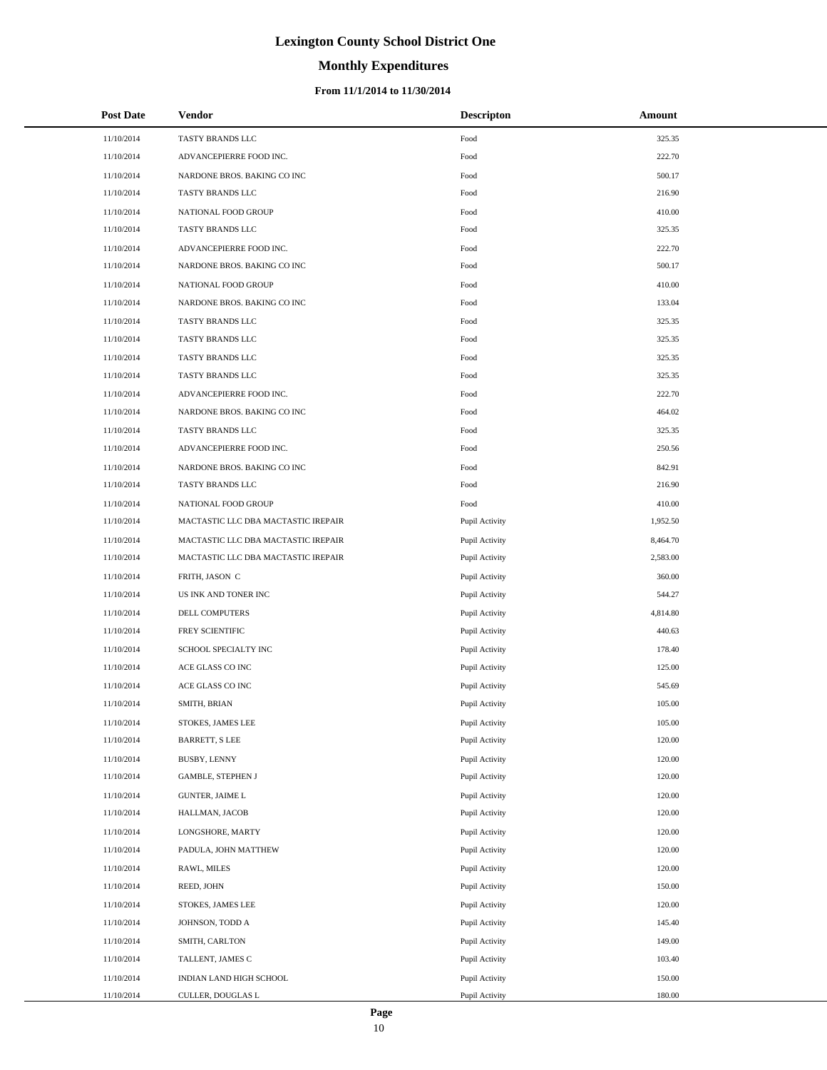# Lexington County School District One

## Monthly Expenditures

### From 11/1/2014 to 11/30/2014

| Post Date | Vendor | Descripton | Amount |
|---|---|---|---|
| 11/10/2014 | TASTY BRANDS LLC | Food | 325.35 |
| 11/10/2014 | ADVANCEPIERRE FOOD INC. | Food | 222.70 |
| 11/10/2014 | NARDONE BROS. BAKING CO INC | Food | 500.17 |
| 11/10/2014 | TASTY BRANDS LLC | Food | 216.90 |
| 11/10/2014 | NATIONAL FOOD GROUP | Food | 410.00 |
| 11/10/2014 | TASTY BRANDS LLC | Food | 325.35 |
| 11/10/2014 | ADVANCEPIERRE FOOD INC. | Food | 222.70 |
| 11/10/2014 | NARDONE BROS. BAKING CO INC | Food | 500.17 |
| 11/10/2014 | NATIONAL FOOD GROUP | Food | 410.00 |
| 11/10/2014 | NARDONE BROS. BAKING CO INC | Food | 133.04 |
| 11/10/2014 | TASTY BRANDS LLC | Food | 325.35 |
| 11/10/2014 | TASTY BRANDS LLC | Food | 325.35 |
| 11/10/2014 | TASTY BRANDS LLC | Food | 325.35 |
| 11/10/2014 | TASTY BRANDS LLC | Food | 325.35 |
| 11/10/2014 | ADVANCEPIERRE FOOD INC. | Food | 222.70 |
| 11/10/2014 | NARDONE BROS. BAKING CO INC | Food | 464.02 |
| 11/10/2014 | TASTY BRANDS LLC | Food | 325.35 |
| 11/10/2014 | ADVANCEPIERRE FOOD INC. | Food | 250.56 |
| 11/10/2014 | NARDONE BROS. BAKING CO INC | Food | 842.91 |
| 11/10/2014 | TASTY BRANDS LLC | Food | 216.90 |
| 11/10/2014 | NATIONAL FOOD GROUP | Food | 410.00 |
| 11/10/2014 | MACTASTIC LLC DBA MACTASTIC IREPAIR | Pupil Activity | 1,952.50 |
| 11/10/2014 | MACTASTIC LLC DBA MACTASTIC IREPAIR | Pupil Activity | 8,464.70 |
| 11/10/2014 | MACTASTIC LLC DBA MACTASTIC IREPAIR | Pupil Activity | 2,583.00 |
| 11/10/2014 | FRITH, JASON C | Pupil Activity | 360.00 |
| 11/10/2014 | US INK AND TONER INC | Pupil Activity | 544.27 |
| 11/10/2014 | DELL COMPUTERS | Pupil Activity | 4,814.80 |
| 11/10/2014 | FREY SCIENTIFIC | Pupil Activity | 440.63 |
| 11/10/2014 | SCHOOL SPECIALTY INC | Pupil Activity | 178.40 |
| 11/10/2014 | ACE GLASS CO INC | Pupil Activity | 125.00 |
| 11/10/2014 | ACE GLASS CO INC | Pupil Activity | 545.69 |
| 11/10/2014 | SMITH, BRIAN | Pupil Activity | 105.00 |
| 11/10/2014 | STOKES, JAMES LEE | Pupil Activity | 105.00 |
| 11/10/2014 | BARRETT, S LEE | Pupil Activity | 120.00 |
| 11/10/2014 | BUSBY, LENNY | Pupil Activity | 120.00 |
| 11/10/2014 | GAMBLE, STEPHEN J | Pupil Activity | 120.00 |
| 11/10/2014 | GUNTER, JAIME L | Pupil Activity | 120.00 |
| 11/10/2014 | HALLMAN, JACOB | Pupil Activity | 120.00 |
| 11/10/2014 | LONGSHORE, MARTY | Pupil Activity | 120.00 |
| 11/10/2014 | PADULA, JOHN MATTHEW | Pupil Activity | 120.00 |
| 11/10/2014 | RAWL, MILES | Pupil Activity | 120.00 |
| 11/10/2014 | REED, JOHN | Pupil Activity | 150.00 |
| 11/10/2014 | STOKES, JAMES LEE | Pupil Activity | 120.00 |
| 11/10/2014 | JOHNSON, TODD A | Pupil Activity | 145.40 |
| 11/10/2014 | SMITH, CARLTON | Pupil Activity | 149.00 |
| 11/10/2014 | TALLENT, JAMES C | Pupil Activity | 103.40 |
| 11/10/2014 | INDIAN LAND HIGH SCHOOL | Pupil Activity | 150.00 |
| 11/10/2014 | CULLER, DOUGLAS L | Pupil Activity | 180.00 |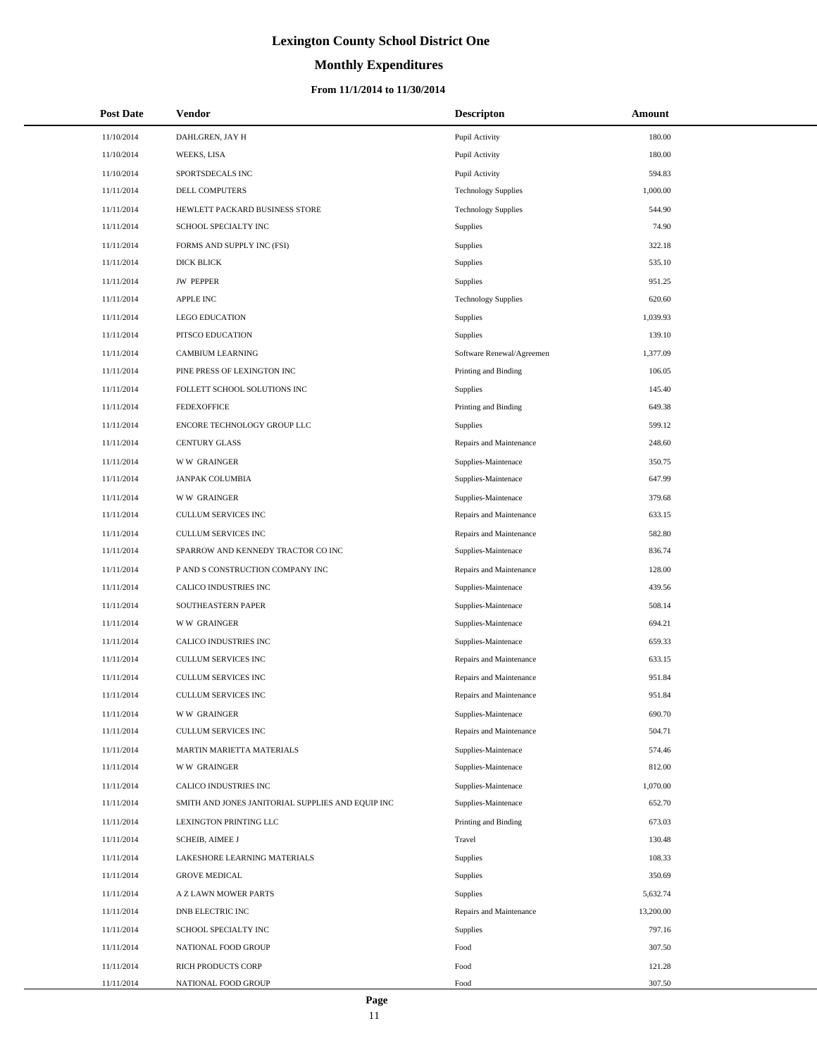# Lexington County School District One

## Monthly Expenditures

### From 11/1/2014 to 11/30/2014

| Post Date | Vendor | Descripton | Amount |
|---|---|---|---|
| 11/10/2014 | DAHLGREN, JAY H | Pupil Activity | 180.00 |
| 11/10/2014 | WEEKS, LISA | Pupil Activity | 180.00 |
| 11/10/2014 | SPORTSDECALS INC | Pupil Activity | 594.83 |
| 11/11/2014 | DELL COMPUTERS | Technology Supplies | 1,000.00 |
| 11/11/2014 | HEWLETT PACKARD BUSINESS STORE | Technology Supplies | 544.90 |
| 11/11/2014 | SCHOOL SPECIALTY INC | Supplies | 74.90 |
| 11/11/2014 | FORMS AND SUPPLY INC (FSI) | Supplies | 322.18 |
| 11/11/2014 | DICK BLICK | Supplies | 535.10 |
| 11/11/2014 | JW PEPPER | Supplies | 951.25 |
| 11/11/2014 | APPLE INC | Technology Supplies | 620.60 |
| 11/11/2014 | LEGO EDUCATION | Supplies | 1,039.93 |
| 11/11/2014 | PITSCO EDUCATION | Supplies | 139.10 |
| 11/11/2014 | CAMBIUM LEARNING | Software Renewal/Agreemen | 1,377.09 |
| 11/11/2014 | PINE PRESS OF LEXINGTON INC | Printing and Binding | 106.05 |
| 11/11/2014 | FOLLETT SCHOOL SOLUTIONS INC | Supplies | 145.40 |
| 11/11/2014 | FEDEXOFFICE | Printing and Binding | 649.38 |
| 11/11/2014 | ENCORE TECHNOLOGY GROUP LLC | Supplies | 599.12 |
| 11/11/2014 | CENTURY GLASS | Repairs and Maintenance | 248.60 |
| 11/11/2014 | W W GRAINGER | Supplies-Maintenace | 350.75 |
| 11/11/2014 | JANPAK COLUMBIA | Supplies-Maintenace | 647.99 |
| 11/11/2014 | W W GRAINGER | Supplies-Maintenace | 379.68 |
| 11/11/2014 | CULLUM SERVICES INC | Repairs and Maintenance | 633.15 |
| 11/11/2014 | CULLUM SERVICES INC | Repairs and Maintenance | 582.80 |
| 11/11/2014 | SPARROW AND KENNEDY TRACTOR CO INC | Supplies-Maintenace | 836.74 |
| 11/11/2014 | P AND S CONSTRUCTION COMPANY INC | Repairs and Maintenance | 128.00 |
| 11/11/2014 | CALICO INDUSTRIES INC | Supplies-Maintenace | 439.56 |
| 11/11/2014 | SOUTHEASTERN PAPER | Supplies-Maintenace | 508.14 |
| 11/11/2014 | W W GRAINGER | Supplies-Maintenace | 694.21 |
| 11/11/2014 | CALICO INDUSTRIES INC | Supplies-Maintenace | 659.33 |
| 11/11/2014 | CULLUM SERVICES INC | Repairs and Maintenance | 633.15 |
| 11/11/2014 | CULLUM SERVICES INC | Repairs and Maintenance | 951.84 |
| 11/11/2014 | CULLUM SERVICES INC | Repairs and Maintenance | 951.84 |
| 11/11/2014 | W W GRAINGER | Supplies-Maintenace | 690.70 |
| 11/11/2014 | CULLUM SERVICES INC | Repairs and Maintenance | 504.71 |
| 11/11/2014 | MARTIN MARIETTA MATERIALS | Supplies-Maintenace | 574.46 |
| 11/11/2014 | W W GRAINGER | Supplies-Maintenace | 812.00 |
| 11/11/2014 | CALICO INDUSTRIES INC | Supplies-Maintenace | 1,070.00 |
| 11/11/2014 | SMITH AND JONES JANITORIAL SUPPLIES AND EQUIP INC | Supplies-Maintenace | 652.70 |
| 11/11/2014 | LEXINGTON PRINTING LLC | Printing and Binding | 673.03 |
| 11/11/2014 | SCHEIB, AIMEE J | Travel | 130.48 |
| 11/11/2014 | LAKESHORE LEARNING MATERIALS | Supplies | 108.33 |
| 11/11/2014 | GROVE MEDICAL | Supplies | 350.69 |
| 11/11/2014 | A Z LAWN MOWER PARTS | Supplies | 5,632.74 |
| 11/11/2014 | DNB ELECTRIC INC | Repairs and Maintenance | 13,200.00 |
| 11/11/2014 | SCHOOL SPECIALTY INC | Supplies | 797.16 |
| 11/11/2014 | NATIONAL FOOD GROUP | Food | 307.50 |
| 11/11/2014 | RICH PRODUCTS CORP | Food | 121.28 |
| 11/11/2014 | NATIONAL FOOD GROUP | Food | 307.50 |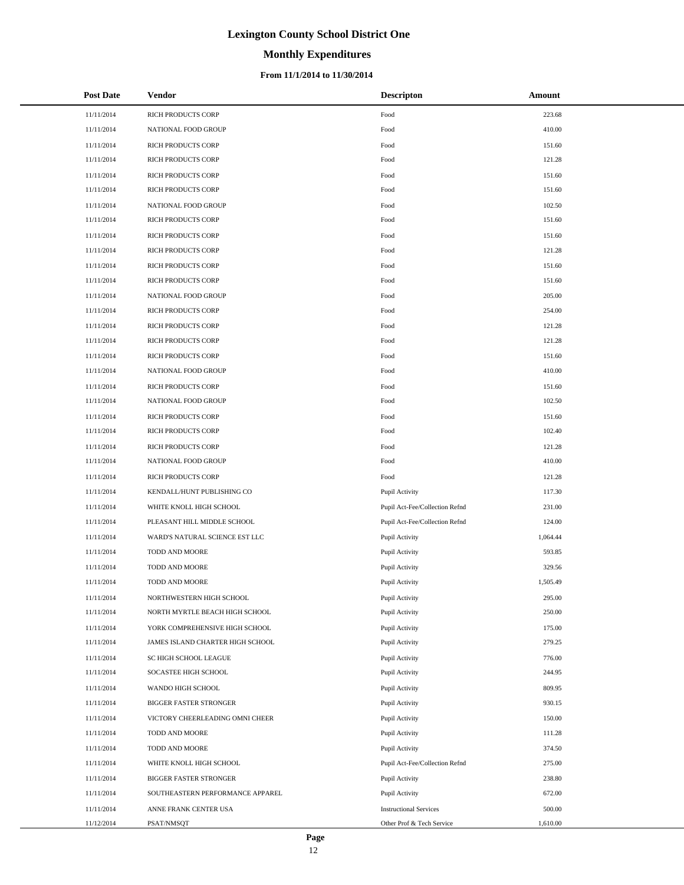# Lexington County School District One

## Monthly Expenditures

### From 11/1/2014 to 11/30/2014

| Post Date | Vendor | Descripton | Amount |
|---|---|---|---|
| 11/11/2014 | RICH PRODUCTS CORP | Food | 223.68 |
| 11/11/2014 | NATIONAL FOOD GROUP | Food | 410.00 |
| 11/11/2014 | RICH PRODUCTS CORP | Food | 151.60 |
| 11/11/2014 | RICH PRODUCTS CORP | Food | 121.28 |
| 11/11/2014 | RICH PRODUCTS CORP | Food | 151.60 |
| 11/11/2014 | RICH PRODUCTS CORP | Food | 151.60 |
| 11/11/2014 | NATIONAL FOOD GROUP | Food | 102.50 |
| 11/11/2014 | RICH PRODUCTS CORP | Food | 151.60 |
| 11/11/2014 | RICH PRODUCTS CORP | Food | 151.60 |
| 11/11/2014 | RICH PRODUCTS CORP | Food | 121.28 |
| 11/11/2014 | RICH PRODUCTS CORP | Food | 151.60 |
| 11/11/2014 | RICH PRODUCTS CORP | Food | 151.60 |
| 11/11/2014 | NATIONAL FOOD GROUP | Food | 205.00 |
| 11/11/2014 | RICH PRODUCTS CORP | Food | 254.00 |
| 11/11/2014 | RICH PRODUCTS CORP | Food | 121.28 |
| 11/11/2014 | RICH PRODUCTS CORP | Food | 121.28 |
| 11/11/2014 | RICH PRODUCTS CORP | Food | 151.60 |
| 11/11/2014 | NATIONAL FOOD GROUP | Food | 410.00 |
| 11/11/2014 | RICH PRODUCTS CORP | Food | 151.60 |
| 11/11/2014 | NATIONAL FOOD GROUP | Food | 102.50 |
| 11/11/2014 | RICH PRODUCTS CORP | Food | 151.60 |
| 11/11/2014 | RICH PRODUCTS CORP | Food | 102.40 |
| 11/11/2014 | RICH PRODUCTS CORP | Food | 121.28 |
| 11/11/2014 | NATIONAL FOOD GROUP | Food | 410.00 |
| 11/11/2014 | RICH PRODUCTS CORP | Food | 121.28 |
| 11/11/2014 | KENDALL/HUNT PUBLISHING CO | Pupil Activity | 117.30 |
| 11/11/2014 | WHITE KNOLL HIGH SCHOOL | Pupil Act-Fee/Collection Refnd | 231.00 |
| 11/11/2014 | PLEASANT HILL MIDDLE SCHOOL | Pupil Act-Fee/Collection Refnd | 124.00 |
| 11/11/2014 | WARD'S NATURAL SCIENCE EST LLC | Pupil Activity | 1,064.44 |
| 11/11/2014 | TODD AND MOORE | Pupil Activity | 593.85 |
| 11/11/2014 | TODD AND MOORE | Pupil Activity | 329.56 |
| 11/11/2014 | TODD AND MOORE | Pupil Activity | 1,505.49 |
| 11/11/2014 | NORTHWESTERN HIGH SCHOOL | Pupil Activity | 295.00 |
| 11/11/2014 | NORTH MYRTLE BEACH HIGH SCHOOL | Pupil Activity | 250.00 |
| 11/11/2014 | YORK COMPREHENSIVE HIGH SCHOOL | Pupil Activity | 175.00 |
| 11/11/2014 | JAMES ISLAND CHARTER HIGH SCHOOL | Pupil Activity | 279.25 |
| 11/11/2014 | SC HIGH SCHOOL LEAGUE | Pupil Activity | 776.00 |
| 11/11/2014 | SOCASTEE HIGH SCHOOL | Pupil Activity | 244.95 |
| 11/11/2014 | WANDO HIGH SCHOOL | Pupil Activity | 809.95 |
| 11/11/2014 | BIGGER FASTER STRONGER | Pupil Activity | 930.15 |
| 11/11/2014 | VICTORY CHEERLEADING OMNI CHEER | Pupil Activity | 150.00 |
| 11/11/2014 | TODD AND MOORE | Pupil Activity | 111.28 |
| 11/11/2014 | TODD AND MOORE | Pupil Activity | 374.50 |
| 11/11/2014 | WHITE KNOLL HIGH SCHOOL | Pupil Act-Fee/Collection Refnd | 275.00 |
| 11/11/2014 | BIGGER FASTER STRONGER | Pupil Activity | 238.80 |
| 11/11/2014 | SOUTHEASTERN PERFORMANCE APPAREL | Pupil Activity | 672.00 |
| 11/11/2014 | ANNE FRANK CENTER USA | Instructional Services | 500.00 |
| 11/12/2014 | PSAT/NMSQT | Other Prof & Tech Service | 1,610.00 |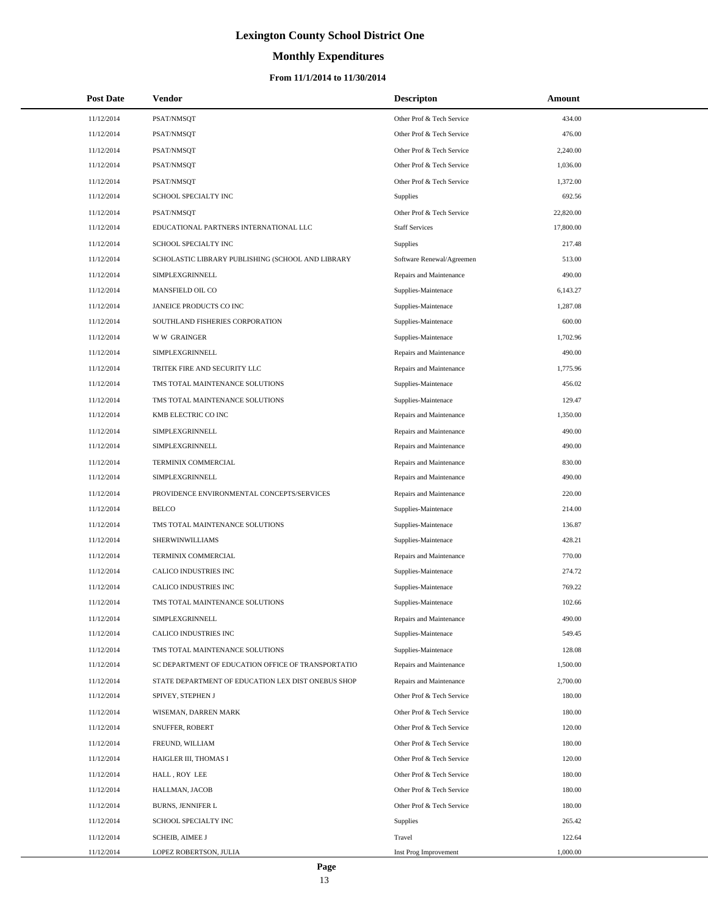# Lexington County School District One

## Monthly Expenditures

### From 11/1/2014 to 11/30/2014

| Post Date | Vendor | Descripton | Amount |
|---|---|---|---|
| 11/12/2014 | PSAT/NMSQT | Other Prof & Tech Service | 434.00 |
| 11/12/2014 | PSAT/NMSQT | Other Prof & Tech Service | 476.00 |
| 11/12/2014 | PSAT/NMSQT | Other Prof & Tech Service | 2,240.00 |
| 11/12/2014 | PSAT/NMSQT | Other Prof & Tech Service | 1,036.00 |
| 11/12/2014 | PSAT/NMSQT | Other Prof & Tech Service | 1,372.00 |
| 11/12/2014 | SCHOOL SPECIALTY INC | Supplies | 692.56 |
| 11/12/2014 | PSAT/NMSQT | Other Prof & Tech Service | 22,820.00 |
| 11/12/2014 | EDUCATIONAL PARTNERS INTERNATIONAL LLC | Staff Services | 17,800.00 |
| 11/12/2014 | SCHOOL SPECIALTY INC | Supplies | 217.48 |
| 11/12/2014 | SCHOLASTIC LIBRARY PUBLISHING (SCHOOL AND LIBRARY | Software Renewal/Agreemen | 513.00 |
| 11/12/2014 | SIMPLEXGRINNELL | Repairs and Maintenance | 490.00 |
| 11/12/2014 | MANSFIELD OIL CO | Supplies-Maintenace | 6,143.27 |
| 11/12/2014 | JANEICE PRODUCTS CO INC | Supplies-Maintenace | 1,287.08 |
| 11/12/2014 | SOUTHLAND FISHERIES CORPORATION | Supplies-Maintenace | 600.00 |
| 11/12/2014 | W W GRAINGER | Supplies-Maintenace | 1,702.96 |
| 11/12/2014 | SIMPLEXGRINNELL | Repairs and Maintenance | 490.00 |
| 11/12/2014 | TRITEK FIRE AND SECURITY LLC | Repairs and Maintenance | 1,775.96 |
| 11/12/2014 | TMS TOTAL MAINTENANCE SOLUTIONS | Supplies-Maintenace | 456.02 |
| 11/12/2014 | TMS TOTAL MAINTENANCE SOLUTIONS | Supplies-Maintenace | 129.47 |
| 11/12/2014 | KMB ELECTRIC CO INC | Repairs and Maintenance | 1,350.00 |
| 11/12/2014 | SIMPLEXGRINNELL | Repairs and Maintenance | 490.00 |
| 11/12/2014 | SIMPLEXGRINNELL | Repairs and Maintenance | 490.00 |
| 11/12/2014 | TERMINIX COMMERCIAL | Repairs and Maintenance | 830.00 |
| 11/12/2014 | SIMPLEXGRINNELL | Repairs and Maintenance | 490.00 |
| 11/12/2014 | PROVIDENCE ENVIRONMENTAL CONCEPTS/SERVICES | Repairs and Maintenance | 220.00 |
| 11/12/2014 | BELCO | Supplies-Maintenace | 214.00 |
| 11/12/2014 | TMS TOTAL MAINTENANCE SOLUTIONS | Supplies-Maintenace | 136.87 |
| 11/12/2014 | SHERWINWILLIAMS | Supplies-Maintenace | 428.21 |
| 11/12/2014 | TERMINIX COMMERCIAL | Repairs and Maintenance | 770.00 |
| 11/12/2014 | CALICO INDUSTRIES INC | Supplies-Maintenace | 274.72 |
| 11/12/2014 | CALICO INDUSTRIES INC | Supplies-Maintenace | 769.22 |
| 11/12/2014 | TMS TOTAL MAINTENANCE SOLUTIONS | Supplies-Maintenace | 102.66 |
| 11/12/2014 | SIMPLEXGRINNELL | Repairs and Maintenance | 490.00 |
| 11/12/2014 | CALICO INDUSTRIES INC | Supplies-Maintenace | 549.45 |
| 11/12/2014 | TMS TOTAL MAINTENANCE SOLUTIONS | Supplies-Maintenace | 128.08 |
| 11/12/2014 | SC DEPARTMENT OF EDUCATION OFFICE OF TRANSPORTATIO | Repairs and Maintenance | 1,500.00 |
| 11/12/2014 | STATE DEPARTMENT OF EDUCATION LEX DIST ONEBUS SHOP | Repairs and Maintenance | 2,700.00 |
| 11/12/2014 | SPIVEY, STEPHEN J | Other Prof & Tech Service | 180.00 |
| 11/12/2014 | WISEMAN, DARREN MARK | Other Prof & Tech Service | 180.00 |
| 11/12/2014 | SNUFFER, ROBERT | Other Prof & Tech Service | 120.00 |
| 11/12/2014 | FREUND, WILLIAM | Other Prof & Tech Service | 180.00 |
| 11/12/2014 | HAIGLER III, THOMAS I | Other Prof & Tech Service | 120.00 |
| 11/12/2014 | HALL , ROY LEE | Other Prof & Tech Service | 180.00 |
| 11/12/2014 | HALLMAN, JACOB | Other Prof & Tech Service | 180.00 |
| 11/12/2014 | BURNS, JENNIFER L | Other Prof & Tech Service | 180.00 |
| 11/12/2014 | SCHOOL SPECIALTY INC | Supplies | 265.42 |
| 11/12/2014 | SCHEIB, AIMEE J | Travel | 122.64 |
| 11/12/2014 | LOPEZ ROBERTSON, JULIA | Inst Prog Improvement | 1,000.00 |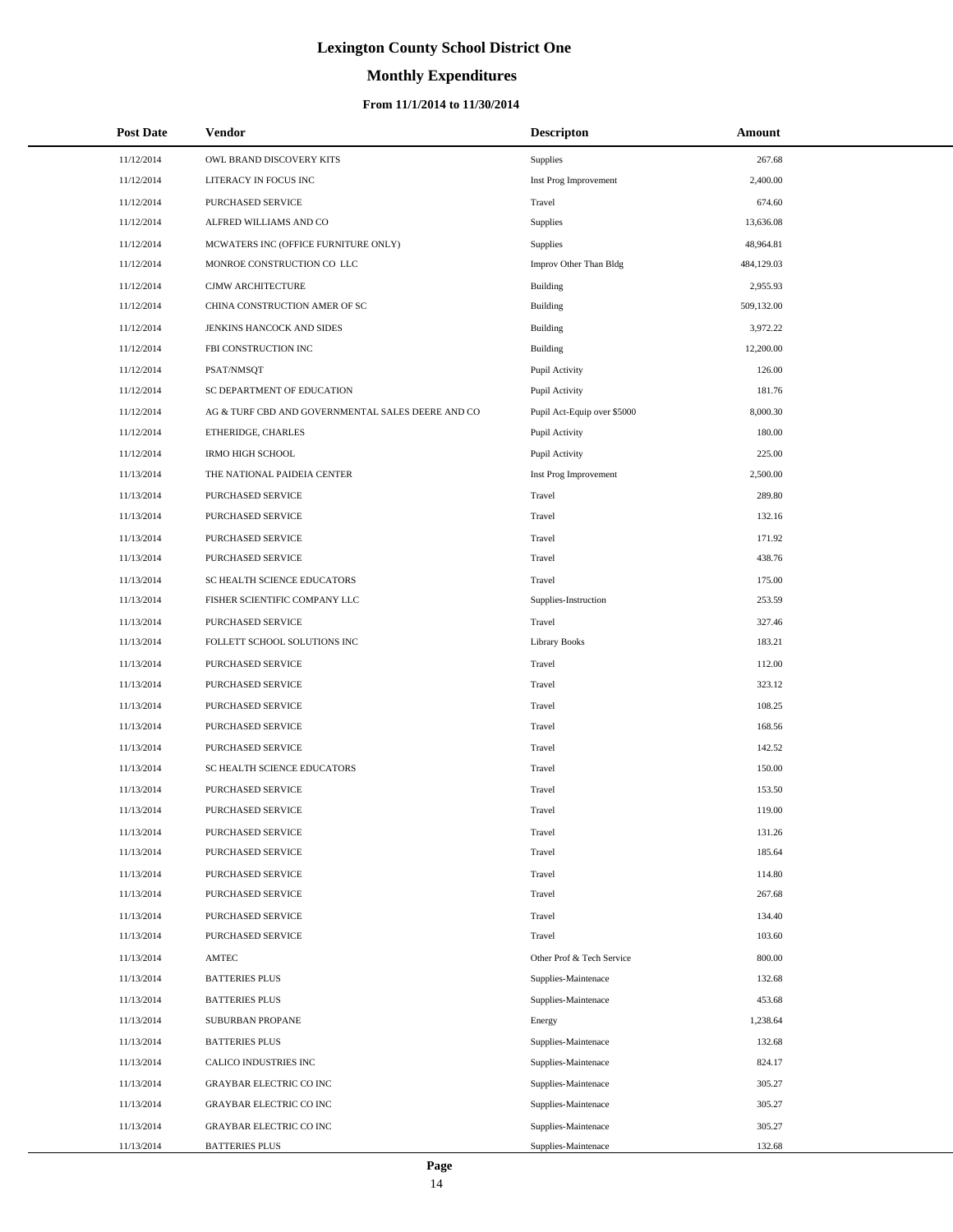# Lexington County School District One

## Monthly Expenditures

### From 11/1/2014 to 11/30/2014

| Post Date | Vendor | Descripton | Amount |
|---|---|---|---|
| 11/12/2014 | OWL BRAND DISCOVERY KITS | Supplies | 267.68 |
| 11/12/2014 | LITERACY IN FOCUS INC | Inst Prog Improvement | 2,400.00 |
| 11/12/2014 | PURCHASED SERVICE | Travel | 674.60 |
| 11/12/2014 | ALFRED WILLIAMS AND CO | Supplies | 13,636.08 |
| 11/12/2014 | MCWATERS INC (OFFICE FURNITURE ONLY) | Supplies | 48,964.81 |
| 11/12/2014 | MONROE CONSTRUCTION CO LLC | Improv Other Than Bldg | 484,129.03 |
| 11/12/2014 | CJMW ARCHITECTURE | Building | 2,955.93 |
| 11/12/2014 | CHINA CONSTRUCTION AMER OF SC | Building | 509,132.00 |
| 11/12/2014 | JENKINS HANCOCK AND SIDES | Building | 3,972.22 |
| 11/12/2014 | FBI CONSTRUCTION INC | Building | 12,200.00 |
| 11/12/2014 | PSAT/NMSQT | Pupil Activity | 126.00 |
| 11/12/2014 | SC DEPARTMENT OF EDUCATION | Pupil Activity | 181.76 |
| 11/12/2014 | AG & TURF CBD AND GOVERNMENTAL SALES DEERE AND CO | Pupil Act-Equip over $5000 | 8,000.30 |
| 11/12/2014 | ETHERIDGE, CHARLES | Pupil Activity | 180.00 |
| 11/12/2014 | IRMO HIGH SCHOOL | Pupil Activity | 225.00 |
| 11/13/2014 | THE NATIONAL PAIDEIA CENTER | Inst Prog Improvement | 2,500.00 |
| 11/13/2014 | PURCHASED SERVICE | Travel | 289.80 |
| 11/13/2014 | PURCHASED SERVICE | Travel | 132.16 |
| 11/13/2014 | PURCHASED SERVICE | Travel | 171.92 |
| 11/13/2014 | PURCHASED SERVICE | Travel | 438.76 |
| 11/13/2014 | SC HEALTH SCIENCE EDUCATORS | Travel | 175.00 |
| 11/13/2014 | FISHER SCIENTIFIC COMPANY LLC | Supplies-Instruction | 253.59 |
| 11/13/2014 | PURCHASED SERVICE | Travel | 327.46 |
| 11/13/2014 | FOLLETT SCHOOL SOLUTIONS INC | Library Books | 183.21 |
| 11/13/2014 | PURCHASED SERVICE | Travel | 112.00 |
| 11/13/2014 | PURCHASED SERVICE | Travel | 323.12 |
| 11/13/2014 | PURCHASED SERVICE | Travel | 108.25 |
| 11/13/2014 | PURCHASED SERVICE | Travel | 168.56 |
| 11/13/2014 | PURCHASED SERVICE | Travel | 142.52 |
| 11/13/2014 | SC HEALTH SCIENCE EDUCATORS | Travel | 150.00 |
| 11/13/2014 | PURCHASED SERVICE | Travel | 153.50 |
| 11/13/2014 | PURCHASED SERVICE | Travel | 119.00 |
| 11/13/2014 | PURCHASED SERVICE | Travel | 131.26 |
| 11/13/2014 | PURCHASED SERVICE | Travel | 185.64 |
| 11/13/2014 | PURCHASED SERVICE | Travel | 114.80 |
| 11/13/2014 | PURCHASED SERVICE | Travel | 267.68 |
| 11/13/2014 | PURCHASED SERVICE | Travel | 134.40 |
| 11/13/2014 | PURCHASED SERVICE | Travel | 103.60 |
| 11/13/2014 | AMTEC | Other Prof & Tech Service | 800.00 |
| 11/13/2014 | BATTERIES PLUS | Supplies-Maintenace | 132.68 |
| 11/13/2014 | BATTERIES PLUS | Supplies-Maintenace | 453.68 |
| 11/13/2014 | SUBURBAN PROPANE | Energy | 1,238.64 |
| 11/13/2014 | BATTERIES PLUS | Supplies-Maintenace | 132.68 |
| 11/13/2014 | CALICO INDUSTRIES INC | Supplies-Maintenace | 824.17 |
| 11/13/2014 | GRAYBAR ELECTRIC CO INC | Supplies-Maintenace | 305.27 |
| 11/13/2014 | GRAYBAR ELECTRIC CO INC | Supplies-Maintenace | 305.27 |
| 11/13/2014 | GRAYBAR ELECTRIC CO INC | Supplies-Maintenace | 305.27 |
| 11/13/2014 | BATTERIES PLUS | Supplies-Maintenace | 132.68 |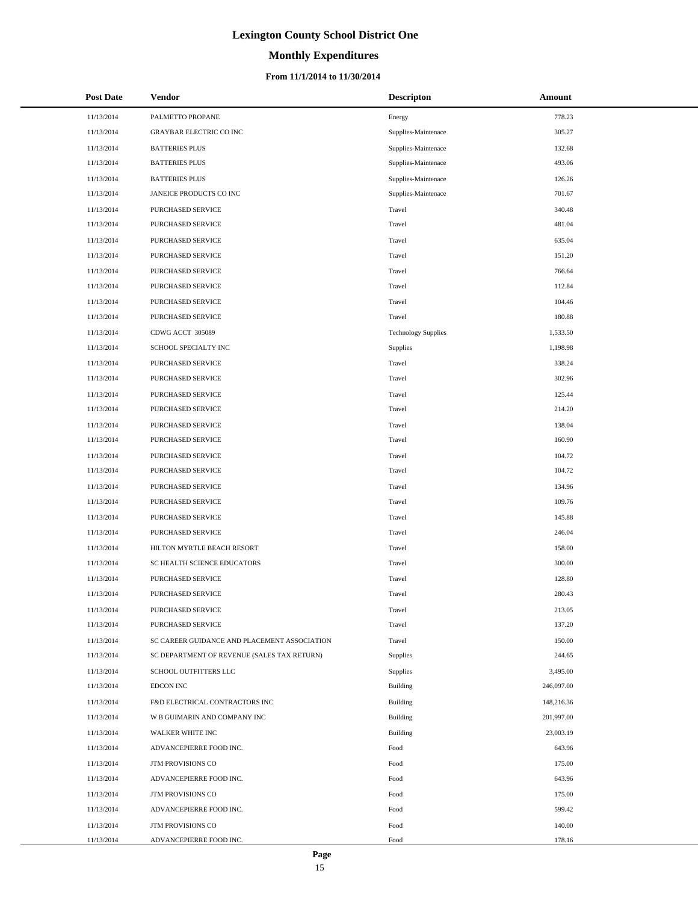# Lexington County School District One

## Monthly Expenditures

### From 11/1/2014 to 11/30/2014

| Post Date | Vendor | Descripton | Amount |
|---|---|---|---|
| 11/13/2014 | PALMETTO PROPANE | Energy | 778.23 |
| 11/13/2014 | GRAYBAR ELECTRIC CO INC | Supplies-Maintenace | 305.27 |
| 11/13/2014 | BATTERIES PLUS | Supplies-Maintenace | 132.68 |
| 11/13/2014 | BATTERIES PLUS | Supplies-Maintenace | 493.06 |
| 11/13/2014 | BATTERIES PLUS | Supplies-Maintenace | 126.26 |
| 11/13/2014 | JANEICE PRODUCTS CO INC | Supplies-Maintenace | 701.67 |
| 11/13/2014 | PURCHASED SERVICE | Travel | 340.48 |
| 11/13/2014 | PURCHASED SERVICE | Travel | 481.04 |
| 11/13/2014 | PURCHASED SERVICE | Travel | 635.04 |
| 11/13/2014 | PURCHASED SERVICE | Travel | 151.20 |
| 11/13/2014 | PURCHASED SERVICE | Travel | 766.64 |
| 11/13/2014 | PURCHASED SERVICE | Travel | 112.84 |
| 11/13/2014 | PURCHASED SERVICE | Travel | 104.46 |
| 11/13/2014 | PURCHASED SERVICE | Travel | 180.88 |
| 11/13/2014 | CDWG ACCT 305089 | Technology Supplies | 1,533.50 |
| 11/13/2014 | SCHOOL SPECIALTY INC | Supplies | 1,198.98 |
| 11/13/2014 | PURCHASED SERVICE | Travel | 338.24 |
| 11/13/2014 | PURCHASED SERVICE | Travel | 302.96 |
| 11/13/2014 | PURCHASED SERVICE | Travel | 125.44 |
| 11/13/2014 | PURCHASED SERVICE | Travel | 214.20 |
| 11/13/2014 | PURCHASED SERVICE | Travel | 138.04 |
| 11/13/2014 | PURCHASED SERVICE | Travel | 160.90 |
| 11/13/2014 | PURCHASED SERVICE | Travel | 104.72 |
| 11/13/2014 | PURCHASED SERVICE | Travel | 104.72 |
| 11/13/2014 | PURCHASED SERVICE | Travel | 134.96 |
| 11/13/2014 | PURCHASED SERVICE | Travel | 109.76 |
| 11/13/2014 | PURCHASED SERVICE | Travel | 145.88 |
| 11/13/2014 | PURCHASED SERVICE | Travel | 246.04 |
| 11/13/2014 | HILTON MYRTLE BEACH RESORT | Travel | 158.00 |
| 11/13/2014 | SC HEALTH SCIENCE EDUCATORS | Travel | 300.00 |
| 11/13/2014 | PURCHASED SERVICE | Travel | 128.80 |
| 11/13/2014 | PURCHASED SERVICE | Travel | 280.43 |
| 11/13/2014 | PURCHASED SERVICE | Travel | 213.05 |
| 11/13/2014 | PURCHASED SERVICE | Travel | 137.20 |
| 11/13/2014 | SC CAREER GUIDANCE AND PLACEMENT ASSOCIATION | Travel | 150.00 |
| 11/13/2014 | SC DEPARTMENT OF REVENUE (SALES TAX RETURN) | Supplies | 244.65 |
| 11/13/2014 | SCHOOL OUTFITTERS LLC | Supplies | 3,495.00 |
| 11/13/2014 | EDCON INC | Building | 246,097.00 |
| 11/13/2014 | F&D ELECTRICAL CONTRACTORS INC | Building | 148,216.36 |
| 11/13/2014 | W B GUIMARIN AND COMPANY INC | Building | 201,997.00 |
| 11/13/2014 | WALKER WHITE INC | Building | 23,003.19 |
| 11/13/2014 | ADVANCEPIERRE FOOD INC. | Food | 643.96 |
| 11/13/2014 | JTM PROVISIONS CO | Food | 175.00 |
| 11/13/2014 | ADVANCEPIERRE FOOD INC. | Food | 643.96 |
| 11/13/2014 | JTM PROVISIONS CO | Food | 175.00 |
| 11/13/2014 | ADVANCEPIERRE FOOD INC. | Food | 599.42 |
| 11/13/2014 | JTM PROVISIONS CO | Food | 140.00 |
| 11/13/2014 | ADVANCEPIERRE FOOD INC. | Food | 178.16 |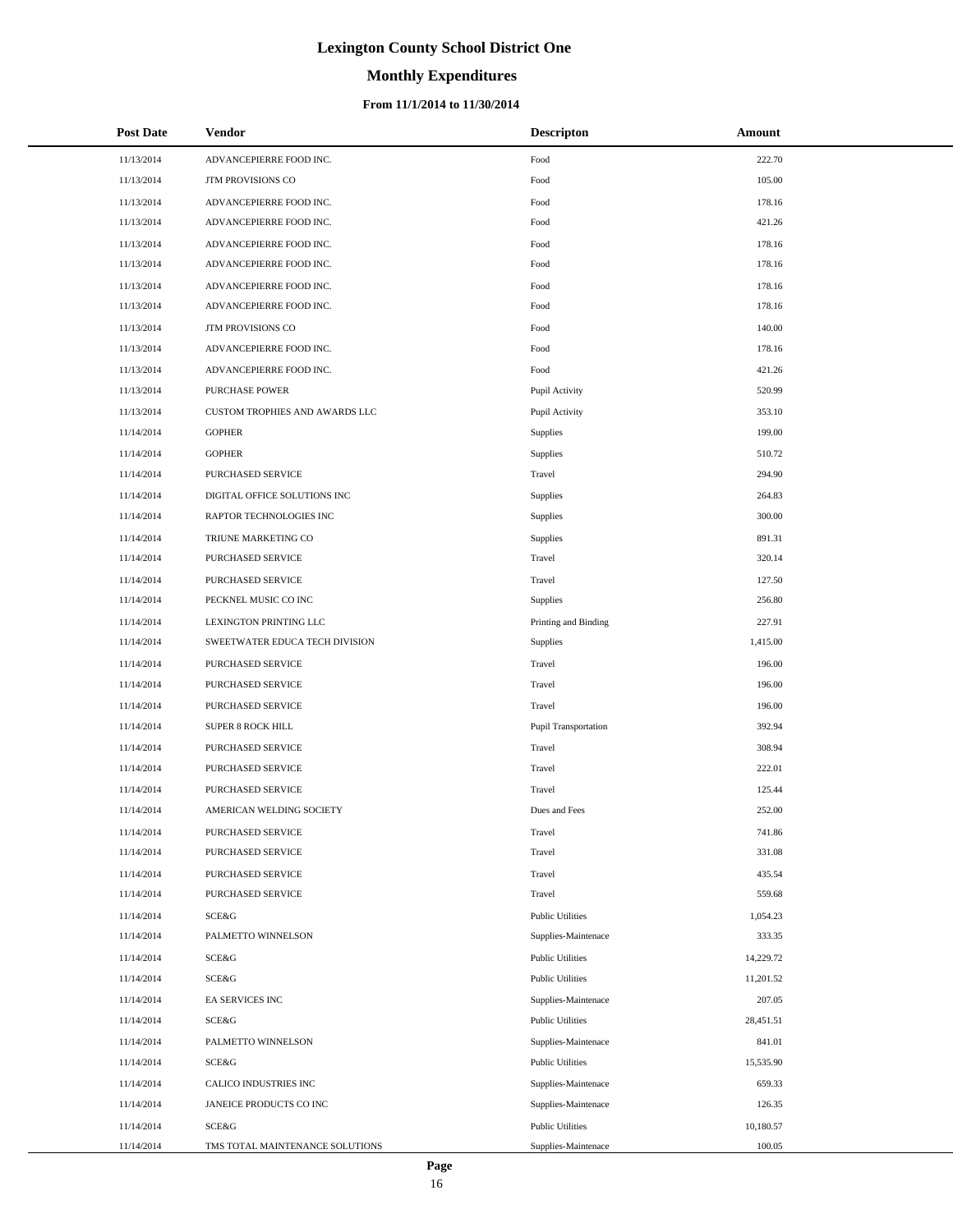# Lexington County School District One

## Monthly Expenditures

#### From 11/1/2014 to 11/30/2014

| Post Date | Vendor | Descripton | Amount |
|---|---|---|---|
| 11/13/2014 | ADVANCEPIERRE FOOD INC. | Food | 222.70 |
| 11/13/2014 | JTM PROVISIONS CO | Food | 105.00 |
| 11/13/2014 | ADVANCEPIERRE FOOD INC. | Food | 178.16 |
| 11/13/2014 | ADVANCEPIERRE FOOD INC. | Food | 421.26 |
| 11/13/2014 | ADVANCEPIERRE FOOD INC. | Food | 178.16 |
| 11/13/2014 | ADVANCEPIERRE FOOD INC. | Food | 178.16 |
| 11/13/2014 | ADVANCEPIERRE FOOD INC. | Food | 178.16 |
| 11/13/2014 | ADVANCEPIERRE FOOD INC. | Food | 178.16 |
| 11/13/2014 | JTM PROVISIONS CO | Food | 140.00 |
| 11/13/2014 | ADVANCEPIERRE FOOD INC. | Food | 178.16 |
| 11/13/2014 | ADVANCEPIERRE FOOD INC. | Food | 421.26 |
| 11/13/2014 | PURCHASE POWER | Pupil Activity | 520.99 |
| 11/13/2014 | CUSTOM TROPHIES AND AWARDS LLC | Pupil Activity | 353.10 |
| 11/14/2014 | GOPHER | Supplies | 199.00 |
| 11/14/2014 | GOPHER | Supplies | 510.72 |
| 11/14/2014 | PURCHASED SERVICE | Travel | 294.90 |
| 11/14/2014 | DIGITAL OFFICE SOLUTIONS INC | Supplies | 264.83 |
| 11/14/2014 | RAPTOR TECHNOLOGIES INC | Supplies | 300.00 |
| 11/14/2014 | TRIUNE MARKETING CO | Supplies | 891.31 |
| 11/14/2014 | PURCHASED SERVICE | Travel | 320.14 |
| 11/14/2014 | PURCHASED SERVICE | Travel | 127.50 |
| 11/14/2014 | PECKNEL MUSIC CO INC | Supplies | 256.80 |
| 11/14/2014 | LEXINGTON PRINTING LLC | Printing and Binding | 227.91 |
| 11/14/2014 | SWEETWATER EDUCA TECH DIVISION | Supplies | 1,415.00 |
| 11/14/2014 | PURCHASED SERVICE | Travel | 196.00 |
| 11/14/2014 | PURCHASED SERVICE | Travel | 196.00 |
| 11/14/2014 | PURCHASED SERVICE | Travel | 196.00 |
| 11/14/2014 | SUPER 8 ROCK HILL | Pupil Transportation | 392.94 |
| 11/14/2014 | PURCHASED SERVICE | Travel | 308.94 |
| 11/14/2014 | PURCHASED SERVICE | Travel | 222.01 |
| 11/14/2014 | PURCHASED SERVICE | Travel | 125.44 |
| 11/14/2014 | AMERICAN WELDING SOCIETY | Dues and Fees | 252.00 |
| 11/14/2014 | PURCHASED SERVICE | Travel | 741.86 |
| 11/14/2014 | PURCHASED SERVICE | Travel | 331.08 |
| 11/14/2014 | PURCHASED SERVICE | Travel | 435.54 |
| 11/14/2014 | PURCHASED SERVICE | Travel | 559.68 |
| 11/14/2014 | SCE&G | Public Utilities | 1,054.23 |
| 11/14/2014 | PALMETTO WINNELSON | Supplies-Maintenace | 333.35 |
| 11/14/2014 | SCE&G | Public Utilities | 14,229.72 |
| 11/14/2014 | SCE&G | Public Utilities | 11,201.52 |
| 11/14/2014 | EA SERVICES INC | Supplies-Maintenace | 207.05 |
| 11/14/2014 | SCE&G | Public Utilities | 28,451.51 |
| 11/14/2014 | PALMETTO WINNELSON | Supplies-Maintenace | 841.01 |
| 11/14/2014 | SCE&G | Public Utilities | 15,535.90 |
| 11/14/2014 | CALICO INDUSTRIES INC | Supplies-Maintenace | 659.33 |
| 11/14/2014 | JANEICE PRODUCTS CO INC | Supplies-Maintenace | 126.35 |
| 11/14/2014 | SCE&G | Public Utilities | 10,180.57 |
| 11/14/2014 | TMS TOTAL MAINTENANCE SOLUTIONS | Supplies-Maintenace | 100.05 |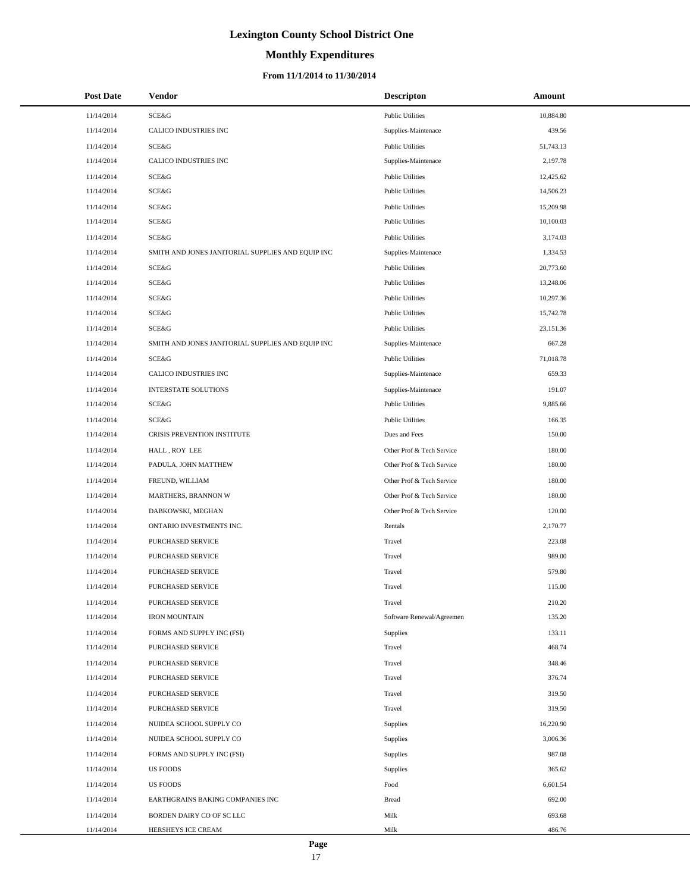# Lexington County School District One

## Monthly Expenditures

### From 11/1/2014 to 11/30/2014

| Post Date | Vendor | Descripton | Amount |
|---|---|---|---|
| 11/14/2014 | SCE&G | Public Utilities | 10,884.80 |
| 11/14/2014 | CALICO INDUSTRIES INC | Supplies-Maintenace | 439.56 |
| 11/14/2014 | SCE&G | Public Utilities | 51,743.13 |
| 11/14/2014 | CALICO INDUSTRIES INC | Supplies-Maintenace | 2,197.78 |
| 11/14/2014 | SCE&G | Public Utilities | 12,425.62 |
| 11/14/2014 | SCE&G | Public Utilities | 14,506.23 |
| 11/14/2014 | SCE&G | Public Utilities | 15,209.98 |
| 11/14/2014 | SCE&G | Public Utilities | 10,100.03 |
| 11/14/2014 | SCE&G | Public Utilities | 3,174.03 |
| 11/14/2014 | SMITH AND JONES JANITORIAL SUPPLIES AND EQUIP INC | Supplies-Maintenace | 1,334.53 |
| 11/14/2014 | SCE&G | Public Utilities | 20,773.60 |
| 11/14/2014 | SCE&G | Public Utilities | 13,248.06 |
| 11/14/2014 | SCE&G | Public Utilities | 10,297.36 |
| 11/14/2014 | SCE&G | Public Utilities | 15,742.78 |
| 11/14/2014 | SCE&G | Public Utilities | 23,151.36 |
| 11/14/2014 | SMITH AND JONES JANITORIAL SUPPLIES AND EQUIP INC | Supplies-Maintenace | 667.28 |
| 11/14/2014 | SCE&G | Public Utilities | 71,018.78 |
| 11/14/2014 | CALICO INDUSTRIES INC | Supplies-Maintenace | 659.33 |
| 11/14/2014 | INTERSTATE SOLUTIONS | Supplies-Maintenace | 191.07 |
| 11/14/2014 | SCE&G | Public Utilities | 9,885.66 |
| 11/14/2014 | SCE&G | Public Utilities | 166.35 |
| 11/14/2014 | CRISIS PREVENTION INSTITUTE | Dues and Fees | 150.00 |
| 11/14/2014 | HALL , ROY LEE | Other Prof & Tech Service | 180.00 |
| 11/14/2014 | PADULA, JOHN MATTHEW | Other Prof & Tech Service | 180.00 |
| 11/14/2014 | FREUND, WILLIAM | Other Prof & Tech Service | 180.00 |
| 11/14/2014 | MARTHERS, BRANNON W | Other Prof & Tech Service | 180.00 |
| 11/14/2014 | DABKOWSKI, MEGHAN | Other Prof & Tech Service | 120.00 |
| 11/14/2014 | ONTARIO INVESTMENTS INC. | Rentals | 2,170.77 |
| 11/14/2014 | PURCHASED SERVICE | Travel | 223.08 |
| 11/14/2014 | PURCHASED SERVICE | Travel | 989.00 |
| 11/14/2014 | PURCHASED SERVICE | Travel | 579.80 |
| 11/14/2014 | PURCHASED SERVICE | Travel | 115.00 |
| 11/14/2014 | PURCHASED SERVICE | Travel | 210.20 |
| 11/14/2014 | IRON MOUNTAIN | Software Renewal/Agreemen | 135.20 |
| 11/14/2014 | FORMS AND SUPPLY INC (FSI) | Supplies | 133.11 |
| 11/14/2014 | PURCHASED SERVICE | Travel | 468.74 |
| 11/14/2014 | PURCHASED SERVICE | Travel | 348.46 |
| 11/14/2014 | PURCHASED SERVICE | Travel | 376.74 |
| 11/14/2014 | PURCHASED SERVICE | Travel | 319.50 |
| 11/14/2014 | PURCHASED SERVICE | Travel | 319.50 |
| 11/14/2014 | NUIDEA SCHOOL SUPPLY CO | Supplies | 16,220.90 |
| 11/14/2014 | NUIDEA SCHOOL SUPPLY CO | Supplies | 3,006.36 |
| 11/14/2014 | FORMS AND SUPPLY INC (FSI) | Supplies | 987.08 |
| 11/14/2014 | US FOODS | Supplies | 365.62 |
| 11/14/2014 | US FOODS | Food | 6,601.54 |
| 11/14/2014 | EARTHGRAINS BAKING COMPANIES INC | Bread | 692.00 |
| 11/14/2014 | BORDEN DAIRY CO OF SC LLC | Milk | 693.68 |
| 11/14/2014 | HERSHEYS ICE CREAM | Milk | 486.76 |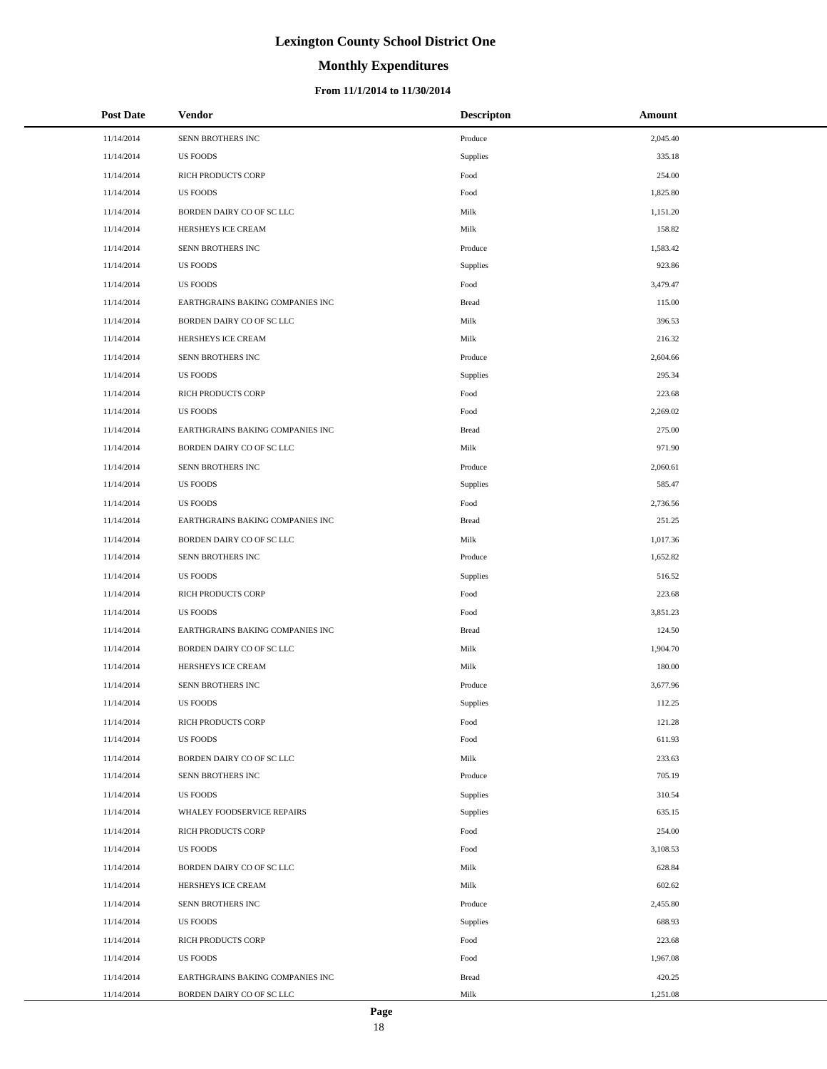# Lexington County School District One

## Monthly Expenditures

### From 11/1/2014 to 11/30/2014

| Post Date | Vendor | Descripton | Amount |
|---|---|---|---|
| 11/14/2014 | SENN BROTHERS INC | Produce | 2,045.40 |
| 11/14/2014 | US FOODS | Supplies | 335.18 |
| 11/14/2014 | RICH PRODUCTS CORP | Food | 254.00 |
| 11/14/2014 | US FOODS | Food | 1,825.80 |
| 11/14/2014 | BORDEN DAIRY CO OF SC LLC | Milk | 1,151.20 |
| 11/14/2014 | HERSHEYS ICE CREAM | Milk | 158.82 |
| 11/14/2014 | SENN BROTHERS INC | Produce | 1,583.42 |
| 11/14/2014 | US FOODS | Supplies | 923.86 |
| 11/14/2014 | US FOODS | Food | 3,479.47 |
| 11/14/2014 | EARTHGRAINS BAKING COMPANIES INC | Bread | 115.00 |
| 11/14/2014 | BORDEN DAIRY CO OF SC LLC | Milk | 396.53 |
| 11/14/2014 | HERSHEYS ICE CREAM | Milk | 216.32 |
| 11/14/2014 | SENN BROTHERS INC | Produce | 2,604.66 |
| 11/14/2014 | US FOODS | Supplies | 295.34 |
| 11/14/2014 | RICH PRODUCTS CORP | Food | 223.68 |
| 11/14/2014 | US FOODS | Food | 2,269.02 |
| 11/14/2014 | EARTHGRAINS BAKING COMPANIES INC | Bread | 275.00 |
| 11/14/2014 | BORDEN DAIRY CO OF SC LLC | Milk | 971.90 |
| 11/14/2014 | SENN BROTHERS INC | Produce | 2,060.61 |
| 11/14/2014 | US FOODS | Supplies | 585.47 |
| 11/14/2014 | US FOODS | Food | 2,736.56 |
| 11/14/2014 | EARTHGRAINS BAKING COMPANIES INC | Bread | 251.25 |
| 11/14/2014 | BORDEN DAIRY CO OF SC LLC | Milk | 1,017.36 |
| 11/14/2014 | SENN BROTHERS INC | Produce | 1,652.82 |
| 11/14/2014 | US FOODS | Supplies | 516.52 |
| 11/14/2014 | RICH PRODUCTS CORP | Food | 223.68 |
| 11/14/2014 | US FOODS | Food | 3,851.23 |
| 11/14/2014 | EARTHGRAINS BAKING COMPANIES INC | Bread | 124.50 |
| 11/14/2014 | BORDEN DAIRY CO OF SC LLC | Milk | 1,904.70 |
| 11/14/2014 | HERSHEYS ICE CREAM | Milk | 180.00 |
| 11/14/2014 | SENN BROTHERS INC | Produce | 3,677.96 |
| 11/14/2014 | US FOODS | Supplies | 112.25 |
| 11/14/2014 | RICH PRODUCTS CORP | Food | 121.28 |
| 11/14/2014 | US FOODS | Food | 611.93 |
| 11/14/2014 | BORDEN DAIRY CO OF SC LLC | Milk | 233.63 |
| 11/14/2014 | SENN BROTHERS INC | Produce | 705.19 |
| 11/14/2014 | US FOODS | Supplies | 310.54 |
| 11/14/2014 | WHALEY FOODSERVICE REPAIRS | Supplies | 635.15 |
| 11/14/2014 | RICH PRODUCTS CORP | Food | 254.00 |
| 11/14/2014 | US FOODS | Food | 3,108.53 |
| 11/14/2014 | BORDEN DAIRY CO OF SC LLC | Milk | 628.84 |
| 11/14/2014 | HERSHEYS ICE CREAM | Milk | 602.62 |
| 11/14/2014 | SENN BROTHERS INC | Produce | 2,455.80 |
| 11/14/2014 | US FOODS | Supplies | 688.93 |
| 11/14/2014 | RICH PRODUCTS CORP | Food | 223.68 |
| 11/14/2014 | US FOODS | Food | 1,967.08 |
| 11/14/2014 | EARTHGRAINS BAKING COMPANIES INC | Bread | 420.25 |
| 11/14/2014 | BORDEN DAIRY CO OF SC LLC | Milk | 1,251.08 |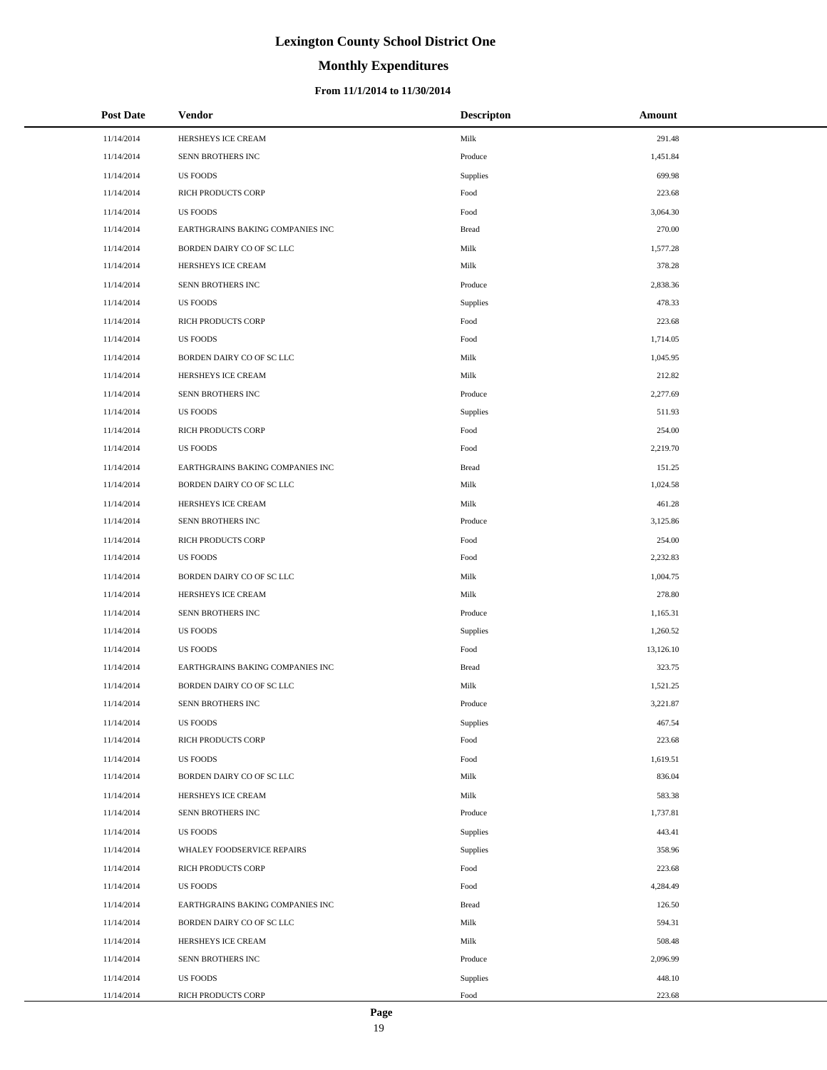# Lexington County School District One

## Monthly Expenditures

### From 11/1/2014 to 11/30/2014

| Post Date | Vendor | Descripton | Amount |
|---|---|---|---|
| 11/14/2014 | HERSHEYS ICE CREAM | Milk | 291.48 |
| 11/14/2014 | SENN BROTHERS INC | Produce | 1,451.84 |
| 11/14/2014 | US FOODS | Supplies | 699.98 |
| 11/14/2014 | RICH PRODUCTS CORP | Food | 223.68 |
| 11/14/2014 | US FOODS | Food | 3,064.30 |
| 11/14/2014 | EARTHGRAINS BAKING COMPANIES INC | Bread | 270.00 |
| 11/14/2014 | BORDEN DAIRY CO OF SC LLC | Milk | 1,577.28 |
| 11/14/2014 | HERSHEYS ICE CREAM | Milk | 378.28 |
| 11/14/2014 | SENN BROTHERS INC | Produce | 2,838.36 |
| 11/14/2014 | US FOODS | Supplies | 478.33 |
| 11/14/2014 | RICH PRODUCTS CORP | Food | 223.68 |
| 11/14/2014 | US FOODS | Food | 1,714.05 |
| 11/14/2014 | BORDEN DAIRY CO OF SC LLC | Milk | 1,045.95 |
| 11/14/2014 | HERSHEYS ICE CREAM | Milk | 212.82 |
| 11/14/2014 | SENN BROTHERS INC | Produce | 2,277.69 |
| 11/14/2014 | US FOODS | Supplies | 511.93 |
| 11/14/2014 | RICH PRODUCTS CORP | Food | 254.00 |
| 11/14/2014 | US FOODS | Food | 2,219.70 |
| 11/14/2014 | EARTHGRAINS BAKING COMPANIES INC | Bread | 151.25 |
| 11/14/2014 | BORDEN DAIRY CO OF SC LLC | Milk | 1,024.58 |
| 11/14/2014 | HERSHEYS ICE CREAM | Milk | 461.28 |
| 11/14/2014 | SENN BROTHERS INC | Produce | 3,125.86 |
| 11/14/2014 | RICH PRODUCTS CORP | Food | 254.00 |
| 11/14/2014 | US FOODS | Food | 2,232.83 |
| 11/14/2014 | BORDEN DAIRY CO OF SC LLC | Milk | 1,004.75 |
| 11/14/2014 | HERSHEYS ICE CREAM | Milk | 278.80 |
| 11/14/2014 | SENN BROTHERS INC | Produce | 1,165.31 |
| 11/14/2014 | US FOODS | Supplies | 1,260.52 |
| 11/14/2014 | US FOODS | Food | 13,126.10 |
| 11/14/2014 | EARTHGRAINS BAKING COMPANIES INC | Bread | 323.75 |
| 11/14/2014 | BORDEN DAIRY CO OF SC LLC | Milk | 1,521.25 |
| 11/14/2014 | SENN BROTHERS INC | Produce | 3,221.87 |
| 11/14/2014 | US FOODS | Supplies | 467.54 |
| 11/14/2014 | RICH PRODUCTS CORP | Food | 223.68 |
| 11/14/2014 | US FOODS | Food | 1,619.51 |
| 11/14/2014 | BORDEN DAIRY CO OF SC LLC | Milk | 836.04 |
| 11/14/2014 | HERSHEYS ICE CREAM | Milk | 583.38 |
| 11/14/2014 | SENN BROTHERS INC | Produce | 1,737.81 |
| 11/14/2014 | US FOODS | Supplies | 443.41 |
| 11/14/2014 | WHALEY FOODSERVICE REPAIRS | Supplies | 358.96 |
| 11/14/2014 | RICH PRODUCTS CORP | Food | 223.68 |
| 11/14/2014 | US FOODS | Food | 4,284.49 |
| 11/14/2014 | EARTHGRAINS BAKING COMPANIES INC | Bread | 126.50 |
| 11/14/2014 | BORDEN DAIRY CO OF SC LLC | Milk | 594.31 |
| 11/14/2014 | HERSHEYS ICE CREAM | Milk | 508.48 |
| 11/14/2014 | SENN BROTHERS INC | Produce | 2,096.99 |
| 11/14/2014 | US FOODS | Supplies | 448.10 |
| 11/14/2014 | RICH PRODUCTS CORP | Food | 223.68 |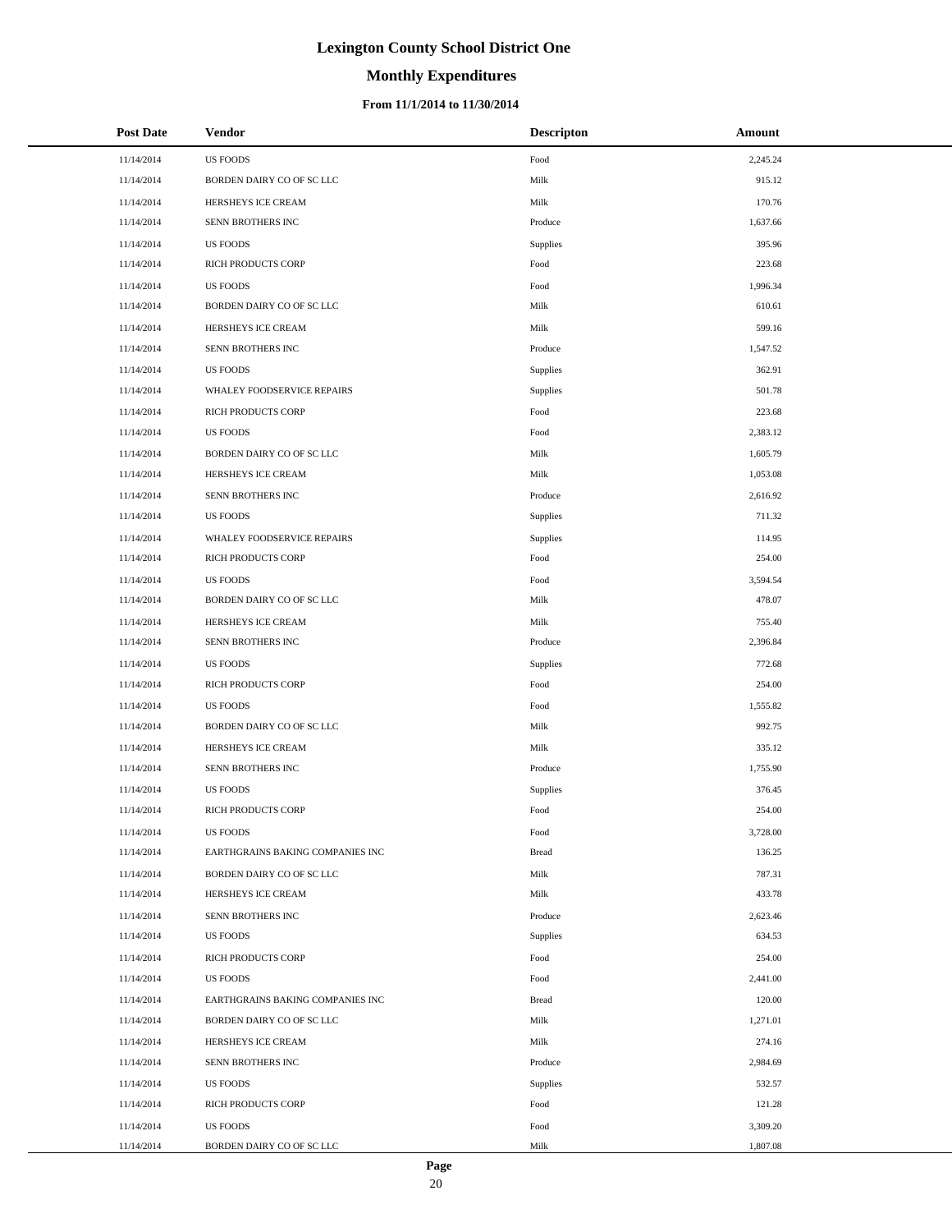# Lexington County School District One

## Monthly Expenditures

### From 11/1/2014 to 11/30/2014

| Post Date | Vendor | Descripton | Amount |
|---|---|---|---|
| 11/14/2014 | US FOODS | Food | 2,245.24 |
| 11/14/2014 | BORDEN DAIRY CO OF SC LLC | Milk | 915.12 |
| 11/14/2014 | HERSHEYS ICE CREAM | Milk | 170.76 |
| 11/14/2014 | SENN BROTHERS INC | Produce | 1,637.66 |
| 11/14/2014 | US FOODS | Supplies | 395.96 |
| 11/14/2014 | RICH PRODUCTS CORP | Food | 223.68 |
| 11/14/2014 | US FOODS | Food | 1,996.34 |
| 11/14/2014 | BORDEN DAIRY CO OF SC LLC | Milk | 610.61 |
| 11/14/2014 | HERSHEYS ICE CREAM | Milk | 599.16 |
| 11/14/2014 | SENN BROTHERS INC | Produce | 1,547.52 |
| 11/14/2014 | US FOODS | Supplies | 362.91 |
| 11/14/2014 | WHALEY FOODSERVICE REPAIRS | Supplies | 501.78 |
| 11/14/2014 | RICH PRODUCTS CORP | Food | 223.68 |
| 11/14/2014 | US FOODS | Food | 2,383.12 |
| 11/14/2014 | BORDEN DAIRY CO OF SC LLC | Milk | 1,605.79 |
| 11/14/2014 | HERSHEYS ICE CREAM | Milk | 1,053.08 |
| 11/14/2014 | SENN BROTHERS INC | Produce | 2,616.92 |
| 11/14/2014 | US FOODS | Supplies | 711.32 |
| 11/14/2014 | WHALEY FOODSERVICE REPAIRS | Supplies | 114.95 |
| 11/14/2014 | RICH PRODUCTS CORP | Food | 254.00 |
| 11/14/2014 | US FOODS | Food | 3,594.54 |
| 11/14/2014 | BORDEN DAIRY CO OF SC LLC | Milk | 478.07 |
| 11/14/2014 | HERSHEYS ICE CREAM | Milk | 755.40 |
| 11/14/2014 | SENN BROTHERS INC | Produce | 2,396.84 |
| 11/14/2014 | US FOODS | Supplies | 772.68 |
| 11/14/2014 | RICH PRODUCTS CORP | Food | 254.00 |
| 11/14/2014 | US FOODS | Food | 1,555.82 |
| 11/14/2014 | BORDEN DAIRY CO OF SC LLC | Milk | 992.75 |
| 11/14/2014 | HERSHEYS ICE CREAM | Milk | 335.12 |
| 11/14/2014 | SENN BROTHERS INC | Produce | 1,755.90 |
| 11/14/2014 | US FOODS | Supplies | 376.45 |
| 11/14/2014 | RICH PRODUCTS CORP | Food | 254.00 |
| 11/14/2014 | US FOODS | Food | 3,728.00 |
| 11/14/2014 | EARTHGRAINS BAKING COMPANIES INC | Bread | 136.25 |
| 11/14/2014 | BORDEN DAIRY CO OF SC LLC | Milk | 787.31 |
| 11/14/2014 | HERSHEYS ICE CREAM | Milk | 433.78 |
| 11/14/2014 | SENN BROTHERS INC | Produce | 2,623.46 |
| 11/14/2014 | US FOODS | Supplies | 634.53 |
| 11/14/2014 | RICH PRODUCTS CORP | Food | 254.00 |
| 11/14/2014 | US FOODS | Food | 2,441.00 |
| 11/14/2014 | EARTHGRAINS BAKING COMPANIES INC | Bread | 120.00 |
| 11/14/2014 | BORDEN DAIRY CO OF SC LLC | Milk | 1,271.01 |
| 11/14/2014 | HERSHEYS ICE CREAM | Milk | 274.16 |
| 11/14/2014 | SENN BROTHERS INC | Produce | 2,984.69 |
| 11/14/2014 | US FOODS | Supplies | 532.57 |
| 11/14/2014 | RICH PRODUCTS CORP | Food | 121.28 |
| 11/14/2014 | US FOODS | Food | 3,309.20 |
| 11/14/2014 | BORDEN DAIRY CO OF SC LLC | Milk | 1,807.08 |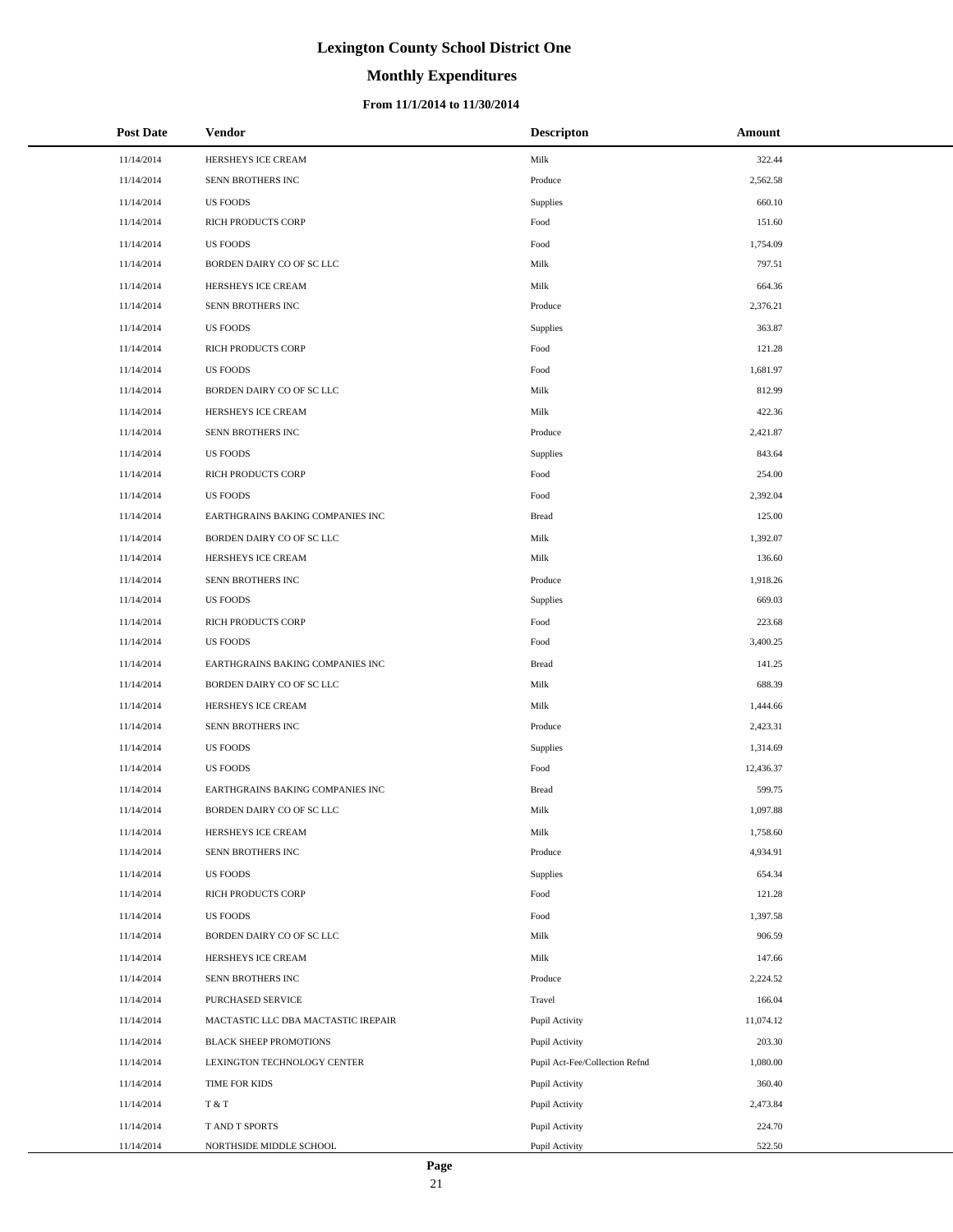# Lexington County School District One

## Monthly Expenditures

### From 11/1/2014 to 11/30/2014

| Post Date | Vendor | Descripton | Amount |
|---|---|---|---|
| 11/14/2014 | HERSHEYS ICE CREAM | Milk | 322.44 |
| 11/14/2014 | SENN BROTHERS INC | Produce | 2,562.58 |
| 11/14/2014 | US FOODS | Supplies | 660.10 |
| 11/14/2014 | RICH PRODUCTS CORP | Food | 151.60 |
| 11/14/2014 | US FOODS | Food | 1,754.09 |
| 11/14/2014 | BORDEN DAIRY CO OF SC LLC | Milk | 797.51 |
| 11/14/2014 | HERSHEYS ICE CREAM | Milk | 664.36 |
| 11/14/2014 | SENN BROTHERS INC | Produce | 2,376.21 |
| 11/14/2014 | US FOODS | Supplies | 363.87 |
| 11/14/2014 | RICH PRODUCTS CORP | Food | 121.28 |
| 11/14/2014 | US FOODS | Food | 1,681.97 |
| 11/14/2014 | BORDEN DAIRY CO OF SC LLC | Milk | 812.99 |
| 11/14/2014 | HERSHEYS ICE CREAM | Milk | 422.36 |
| 11/14/2014 | SENN BROTHERS INC | Produce | 2,421.87 |
| 11/14/2014 | US FOODS | Supplies | 843.64 |
| 11/14/2014 | RICH PRODUCTS CORP | Food | 254.00 |
| 11/14/2014 | US FOODS | Food | 2,392.04 |
| 11/14/2014 | EARTHGRAINS BAKING COMPANIES INC | Bread | 125.00 |
| 11/14/2014 | BORDEN DAIRY CO OF SC LLC | Milk | 1,392.07 |
| 11/14/2014 | HERSHEYS ICE CREAM | Milk | 136.60 |
| 11/14/2014 | SENN BROTHERS INC | Produce | 1,918.26 |
| 11/14/2014 | US FOODS | Supplies | 669.03 |
| 11/14/2014 | RICH PRODUCTS CORP | Food | 223.68 |
| 11/14/2014 | US FOODS | Food | 3,400.25 |
| 11/14/2014 | EARTHGRAINS BAKING COMPANIES INC | Bread | 141.25 |
| 11/14/2014 | BORDEN DAIRY CO OF SC LLC | Milk | 688.39 |
| 11/14/2014 | HERSHEYS ICE CREAM | Milk | 1,444.66 |
| 11/14/2014 | SENN BROTHERS INC | Produce | 2,423.31 |
| 11/14/2014 | US FOODS | Supplies | 1,314.69 |
| 11/14/2014 | US FOODS | Food | 12,436.37 |
| 11/14/2014 | EARTHGRAINS BAKING COMPANIES INC | Bread | 599.75 |
| 11/14/2014 | BORDEN DAIRY CO OF SC LLC | Milk | 1,097.88 |
| 11/14/2014 | HERSHEYS ICE CREAM | Milk | 1,758.60 |
| 11/14/2014 | SENN BROTHERS INC | Produce | 4,934.91 |
| 11/14/2014 | US FOODS | Supplies | 654.34 |
| 11/14/2014 | RICH PRODUCTS CORP | Food | 121.28 |
| 11/14/2014 | US FOODS | Food | 1,397.58 |
| 11/14/2014 | BORDEN DAIRY CO OF SC LLC | Milk | 906.59 |
| 11/14/2014 | HERSHEYS ICE CREAM | Milk | 147.66 |
| 11/14/2014 | SENN BROTHERS INC | Produce | 2,224.52 |
| 11/14/2014 | PURCHASED SERVICE | Travel | 166.04 |
| 11/14/2014 | MACTASTIC LLC DBA MACTASTIC IREPAIR | Pupil Activity | 11,074.12 |
| 11/14/2014 | BLACK SHEEP PROMOTIONS | Pupil Activity | 203.30 |
| 11/14/2014 | LEXINGTON TECHNOLOGY CENTER | Pupil Act-Fee/Collection Refnd | 1,080.00 |
| 11/14/2014 | TIME FOR KIDS | Pupil Activity | 360.40 |
| 11/14/2014 | T & T | Pupil Activity | 2,473.84 |
| 11/14/2014 | T AND T SPORTS | Pupil Activity | 224.70 |
| 11/14/2014 | NORTHSIDE MIDDLE SCHOOL | Pupil Activity | 522.50 |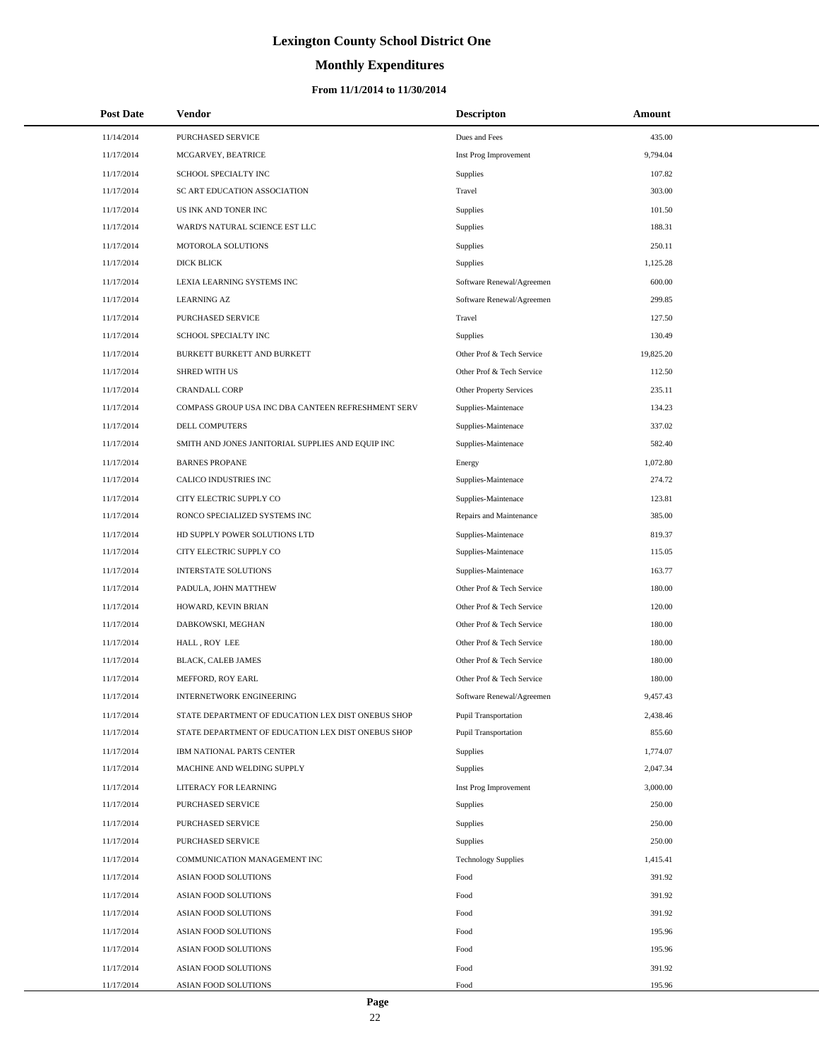# Lexington County School District One

## Monthly Expenditures

### From 11/1/2014 to 11/30/2014

| Post Date | Vendor | Descripton | Amount |
|---|---|---|---|
| 11/14/2014 | PURCHASED SERVICE | Dues and Fees | 435.00 |
| 11/17/2014 | MCGARVEY, BEATRICE | Inst Prog Improvement | 9,794.04 |
| 11/17/2014 | SCHOOL SPECIALTY INC | Supplies | 107.82 |
| 11/17/2014 | SC ART EDUCATION ASSOCIATION | Travel | 303.00 |
| 11/17/2014 | US INK AND TONER INC | Supplies | 101.50 |
| 11/17/2014 | WARD'S NATURAL SCIENCE EST LLC | Supplies | 188.31 |
| 11/17/2014 | MOTOROLA SOLUTIONS | Supplies | 250.11 |
| 11/17/2014 | DICK BLICK | Supplies | 1,125.28 |
| 11/17/2014 | LEXIA LEARNING SYSTEMS INC | Software Renewal/Agreemen | 600.00 |
| 11/17/2014 | LEARNING AZ | Software Renewal/Agreemen | 299.85 |
| 11/17/2014 | PURCHASED SERVICE | Travel | 127.50 |
| 11/17/2014 | SCHOOL SPECIALTY INC | Supplies | 130.49 |
| 11/17/2014 | BURKETT BURKETT AND BURKETT | Other Prof & Tech Service | 19,825.20 |
| 11/17/2014 | SHRED WITH US | Other Prof & Tech Service | 112.50 |
| 11/17/2014 | CRANDALL CORP | Other Property Services | 235.11 |
| 11/17/2014 | COMPASS GROUP USA INC DBA CANTEEN REFRESHMENT SERV | Supplies-Maintenace | 134.23 |
| 11/17/2014 | DELL COMPUTERS | Supplies-Maintenace | 337.02 |
| 11/17/2014 | SMITH AND JONES JANITORIAL SUPPLIES AND EQUIP INC | Supplies-Maintenace | 582.40 |
| 11/17/2014 | BARNES PROPANE | Energy | 1,072.80 |
| 11/17/2014 | CALICO INDUSTRIES INC | Supplies-Maintenace | 274.72 |
| 11/17/2014 | CITY ELECTRIC SUPPLY CO | Supplies-Maintenace | 123.81 |
| 11/17/2014 | RONCO SPECIALIZED SYSTEMS INC | Repairs and Maintenance | 385.00 |
| 11/17/2014 | HD SUPPLY POWER SOLUTIONS LTD | Supplies-Maintenace | 819.37 |
| 11/17/2014 | CITY ELECTRIC SUPPLY CO | Supplies-Maintenace | 115.05 |
| 11/17/2014 | INTERSTATE SOLUTIONS | Supplies-Maintenace | 163.77 |
| 11/17/2014 | PADULA, JOHN MATTHEW | Other Prof & Tech Service | 180.00 |
| 11/17/2014 | HOWARD, KEVIN BRIAN | Other Prof & Tech Service | 120.00 |
| 11/17/2014 | DABKOWSKI, MEGHAN | Other Prof & Tech Service | 180.00 |
| 11/17/2014 | HALL , ROY LEE | Other Prof & Tech Service | 180.00 |
| 11/17/2014 | BLACK, CALEB JAMES | Other Prof & Tech Service | 180.00 |
| 11/17/2014 | MEFFORD, ROY EARL | Other Prof & Tech Service | 180.00 |
| 11/17/2014 | INTERNETWORK ENGINEERING | Software Renewal/Agreemen | 9,457.43 |
| 11/17/2014 | STATE DEPARTMENT OF EDUCATION LEX DIST ONEBUS SHOP | Pupil Transportation | 2,438.46 |
| 11/17/2014 | STATE DEPARTMENT OF EDUCATION LEX DIST ONEBUS SHOP | Pupil Transportation | 855.60 |
| 11/17/2014 | IBM NATIONAL PARTS CENTER | Supplies | 1,774.07 |
| 11/17/2014 | MACHINE AND WELDING SUPPLY | Supplies | 2,047.34 |
| 11/17/2014 | LITERACY FOR LEARNING | Inst Prog Improvement | 3,000.00 |
| 11/17/2014 | PURCHASED SERVICE | Supplies | 250.00 |
| 11/17/2014 | PURCHASED SERVICE | Supplies | 250.00 |
| 11/17/2014 | PURCHASED SERVICE | Supplies | 250.00 |
| 11/17/2014 | COMMUNICATION MANAGEMENT INC | Technology Supplies | 1,415.41 |
| 11/17/2014 | ASIAN FOOD SOLUTIONS | Food | 391.92 |
| 11/17/2014 | ASIAN FOOD SOLUTIONS | Food | 391.92 |
| 11/17/2014 | ASIAN FOOD SOLUTIONS | Food | 391.92 |
| 11/17/2014 | ASIAN FOOD SOLUTIONS | Food | 195.96 |
| 11/17/2014 | ASIAN FOOD SOLUTIONS | Food | 195.96 |
| 11/17/2014 | ASIAN FOOD SOLUTIONS | Food | 391.92 |
| 11/17/2014 | ASIAN FOOD SOLUTIONS | Food | 195.96 |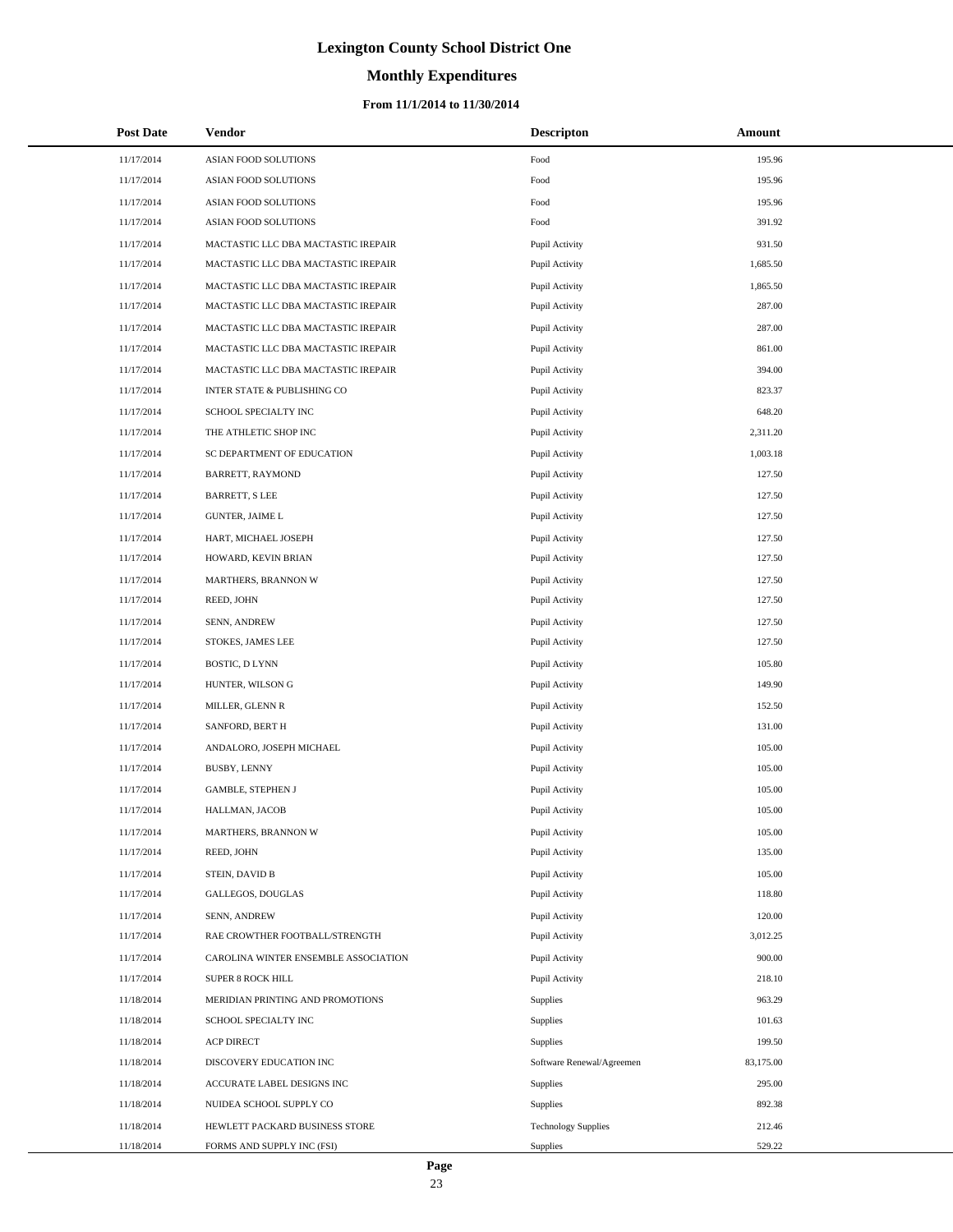# Lexington County School District One

## Monthly Expenditures

### From 11/1/2014 to 11/30/2014

| Post Date | Vendor | Descripton | Amount |
|---|---|---|---|
| 11/17/2014 | ASIAN FOOD SOLUTIONS | Food | 195.96 |
| 11/17/2014 | ASIAN FOOD SOLUTIONS | Food | 195.96 |
| 11/17/2014 | ASIAN FOOD SOLUTIONS | Food | 195.96 |
| 11/17/2014 | ASIAN FOOD SOLUTIONS | Food | 391.92 |
| 11/17/2014 | MACTASTIC LLC DBA MACTASTIC IREPAIR | Pupil Activity | 931.50 |
| 11/17/2014 | MACTASTIC LLC DBA MACTASTIC IREPAIR | Pupil Activity | 1,685.50 |
| 11/17/2014 | MACTASTIC LLC DBA MACTASTIC IREPAIR | Pupil Activity | 1,865.50 |
| 11/17/2014 | MACTASTIC LLC DBA MACTASTIC IREPAIR | Pupil Activity | 287.00 |
| 11/17/2014 | MACTASTIC LLC DBA MACTASTIC IREPAIR | Pupil Activity | 287.00 |
| 11/17/2014 | MACTASTIC LLC DBA MACTASTIC IREPAIR | Pupil Activity | 861.00 |
| 11/17/2014 | MACTASTIC LLC DBA MACTASTIC IREPAIR | Pupil Activity | 394.00 |
| 11/17/2014 | INTER STATE & PUBLISHING CO | Pupil Activity | 823.37 |
| 11/17/2014 | SCHOOL SPECIALTY INC | Pupil Activity | 648.20 |
| 11/17/2014 | THE ATHLETIC SHOP INC | Pupil Activity | 2,311.20 |
| 11/17/2014 | SC DEPARTMENT OF EDUCATION | Pupil Activity | 1,003.18 |
| 11/17/2014 | BARRETT, RAYMOND | Pupil Activity | 127.50 |
| 11/17/2014 | BARRETT, S LEE | Pupil Activity | 127.50 |
| 11/17/2014 | GUNTER, JAIME L | Pupil Activity | 127.50 |
| 11/17/2014 | HART, MICHAEL JOSEPH | Pupil Activity | 127.50 |
| 11/17/2014 | HOWARD, KEVIN BRIAN | Pupil Activity | 127.50 |
| 11/17/2014 | MARTHERS, BRANNON W | Pupil Activity | 127.50 |
| 11/17/2014 | REED, JOHN | Pupil Activity | 127.50 |
| 11/17/2014 | SENN, ANDREW | Pupil Activity | 127.50 |
| 11/17/2014 | STOKES, JAMES LEE | Pupil Activity | 127.50 |
| 11/17/2014 | BOSTIC, D LYNN | Pupil Activity | 105.80 |
| 11/17/2014 | HUNTER, WILSON G | Pupil Activity | 149.90 |
| 11/17/2014 | MILLER, GLENN R | Pupil Activity | 152.50 |
| 11/17/2014 | SANFORD, BERT H | Pupil Activity | 131.00 |
| 11/17/2014 | ANDALORO, JOSEPH MICHAEL | Pupil Activity | 105.00 |
| 11/17/2014 | BUSBY, LENNY | Pupil Activity | 105.00 |
| 11/17/2014 | GAMBLE, STEPHEN J | Pupil Activity | 105.00 |
| 11/17/2014 | HALLMAN, JACOB | Pupil Activity | 105.00 |
| 11/17/2014 | MARTHERS, BRANNON W | Pupil Activity | 105.00 |
| 11/17/2014 | REED, JOHN | Pupil Activity | 135.00 |
| 11/17/2014 | STEIN, DAVID B | Pupil Activity | 105.00 |
| 11/17/2014 | GALLEGOS, DOUGLAS | Pupil Activity | 118.80 |
| 11/17/2014 | SENN, ANDREW | Pupil Activity | 120.00 |
| 11/17/2014 | RAE CROWTHER FOOTBALL/STRENGTH | Pupil Activity | 3,012.25 |
| 11/17/2014 | CAROLINA WINTER ENSEMBLE ASSOCIATION | Pupil Activity | 900.00 |
| 11/17/2014 | SUPER 8 ROCK HILL | Pupil Activity | 218.10 |
| 11/18/2014 | MERIDIAN PRINTING AND PROMOTIONS | Supplies | 963.29 |
| 11/18/2014 | SCHOOL SPECIALTY INC | Supplies | 101.63 |
| 11/18/2014 | ACP DIRECT | Supplies | 199.50 |
| 11/18/2014 | DISCOVERY EDUCATION INC | Software Renewal/Agreemen | 83,175.00 |
| 11/18/2014 | ACCURATE LABEL DESIGNS INC | Supplies | 295.00 |
| 11/18/2014 | NUIDEA SCHOOL SUPPLY CO | Supplies | 892.38 |
| 11/18/2014 | HEWLETT PACKARD BUSINESS STORE | Technology Supplies | 212.46 |
| 11/18/2014 | FORMS AND SUPPLY INC (FSI) | Supplies | 529.22 |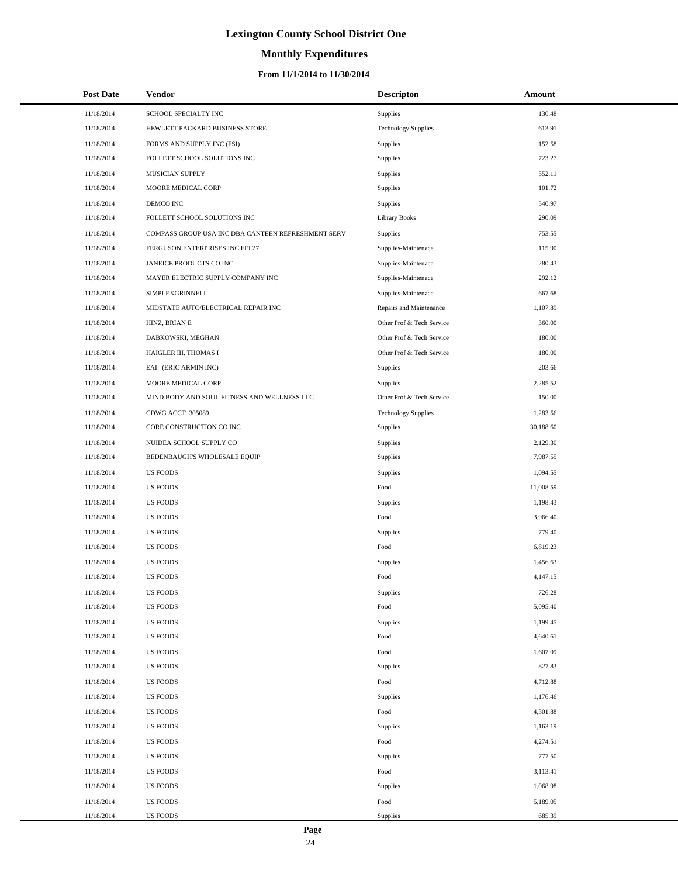# Lexington County School District One

## Monthly Expenditures

### From 11/1/2014 to 11/30/2014

| Post Date | Vendor | Descripton | Amount |
|---|---|---|---|
| 11/18/2014 | SCHOOL SPECIALTY INC | Supplies | 130.48 |
| 11/18/2014 | HEWLETT PACKARD BUSINESS STORE | Technology Supplies | 613.91 |
| 11/18/2014 | FORMS AND SUPPLY INC (FSI) | Supplies | 152.58 |
| 11/18/2014 | FOLLETT SCHOOL SOLUTIONS INC | Supplies | 723.27 |
| 11/18/2014 | MUSICIAN SUPPLY | Supplies | 552.11 |
| 11/18/2014 | MOORE MEDICAL CORP | Supplies | 101.72 |
| 11/18/2014 | DEMCO INC | Supplies | 540.97 |
| 11/18/2014 | FOLLETT SCHOOL SOLUTIONS INC | Library Books | 290.09 |
| 11/18/2014 | COMPASS GROUP USA INC DBA CANTEEN REFRESHMENT SERV | Supplies | 753.55 |
| 11/18/2014 | FERGUSON ENTERPRISES INC FEI 27 | Supplies-Maintenace | 115.90 |
| 11/18/2014 | JANEICE PRODUCTS CO INC | Supplies-Maintenace | 280.43 |
| 11/18/2014 | MAYER ELECTRIC SUPPLY COMPANY INC | Supplies-Maintenace | 292.12 |
| 11/18/2014 | SIMPLEXGRINNELL | Supplies-Maintenace | 667.68 |
| 11/18/2014 | MIDSTATE AUTO/ELECTRICAL REPAIR INC | Repairs and Maintenance | 1,107.89 |
| 11/18/2014 | HINZ, BRIAN E | Other Prof & Tech Service | 360.00 |
| 11/18/2014 | DABKOWSKI, MEGHAN | Other Prof & Tech Service | 180.00 |
| 11/18/2014 | HAIGLER III, THOMAS I | Other Prof & Tech Service | 180.00 |
| 11/18/2014 | EAI (ERIC ARMIN INC) | Supplies | 203.66 |
| 11/18/2014 | MOORE MEDICAL CORP | Supplies | 2,285.52 |
| 11/18/2014 | MIND BODY AND SOUL FITNESS AND WELLNESS LLC | Other Prof & Tech Service | 150.00 |
| 11/18/2014 | CDWG ACCT 305089 | Technology Supplies | 1,283.56 |
| 11/18/2014 | CORE CONSTRUCTION CO INC | Supplies | 30,188.60 |
| 11/18/2014 | NUIDEA SCHOOL SUPPLY CO | Supplies | 2,129.30 |
| 11/18/2014 | BEDENBAUGH'S WHOLESALE EQUIP | Supplies | 7,987.55 |
| 11/18/2014 | US FOODS | Supplies | 1,094.55 |
| 11/18/2014 | US FOODS | Food | 11,008.59 |
| 11/18/2014 | US FOODS | Supplies | 1,198.43 |
| 11/18/2014 | US FOODS | Food | 3,966.40 |
| 11/18/2014 | US FOODS | Supplies | 779.40 |
| 11/18/2014 | US FOODS | Food | 6,819.23 |
| 11/18/2014 | US FOODS | Supplies | 1,456.63 |
| 11/18/2014 | US FOODS | Food | 4,147.15 |
| 11/18/2014 | US FOODS | Supplies | 726.28 |
| 11/18/2014 | US FOODS | Food | 5,095.40 |
| 11/18/2014 | US FOODS | Supplies | 1,199.45 |
| 11/18/2014 | US FOODS | Food | 4,640.61 |
| 11/18/2014 | US FOODS | Food | 1,607.09 |
| 11/18/2014 | US FOODS | Supplies | 827.83 |
| 11/18/2014 | US FOODS | Food | 4,712.88 |
| 11/18/2014 | US FOODS | Supplies | 1,176.46 |
| 11/18/2014 | US FOODS | Food | 4,301.88 |
| 11/18/2014 | US FOODS | Supplies | 1,163.19 |
| 11/18/2014 | US FOODS | Food | 4,274.51 |
| 11/18/2014 | US FOODS | Supplies | 777.50 |
| 11/18/2014 | US FOODS | Food | 3,113.41 |
| 11/18/2014 | US FOODS | Supplies | 1,068.98 |
| 11/18/2014 | US FOODS | Food | 5,189.05 |
| 11/18/2014 | US FOODS | Supplies | 685.39 |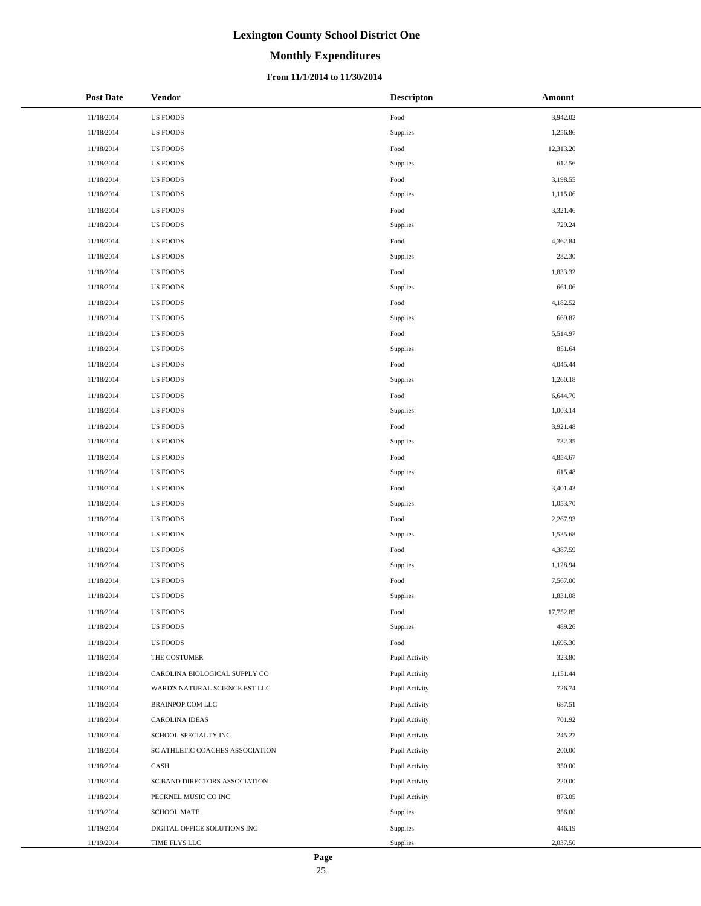# Lexington County School District One

## Monthly Expenditures

### From 11/1/2014 to 11/30/2014

| Post Date | Vendor | Descripton | Amount |
|---|---|---|---|
| 11/18/2014 | US FOODS | Food | 3,942.02 |
| 11/18/2014 | US FOODS | Supplies | 1,256.86 |
| 11/18/2014 | US FOODS | Food | 12,313.20 |
| 11/18/2014 | US FOODS | Supplies | 612.56 |
| 11/18/2014 | US FOODS | Food | 3,198.55 |
| 11/18/2014 | US FOODS | Supplies | 1,115.06 |
| 11/18/2014 | US FOODS | Food | 3,321.46 |
| 11/18/2014 | US FOODS | Supplies | 729.24 |
| 11/18/2014 | US FOODS | Food | 4,362.84 |
| 11/18/2014 | US FOODS | Supplies | 282.30 |
| 11/18/2014 | US FOODS | Food | 1,833.32 |
| 11/18/2014 | US FOODS | Supplies | 661.06 |
| 11/18/2014 | US FOODS | Food | 4,182.52 |
| 11/18/2014 | US FOODS | Supplies | 669.87 |
| 11/18/2014 | US FOODS | Food | 5,514.97 |
| 11/18/2014 | US FOODS | Supplies | 851.64 |
| 11/18/2014 | US FOODS | Food | 4,045.44 |
| 11/18/2014 | US FOODS | Supplies | 1,260.18 |
| 11/18/2014 | US FOODS | Food | 6,644.70 |
| 11/18/2014 | US FOODS | Supplies | 1,003.14 |
| 11/18/2014 | US FOODS | Food | 3,921.48 |
| 11/18/2014 | US FOODS | Supplies | 732.35 |
| 11/18/2014 | US FOODS | Food | 4,854.67 |
| 11/18/2014 | US FOODS | Supplies | 615.48 |
| 11/18/2014 | US FOODS | Food | 3,401.43 |
| 11/18/2014 | US FOODS | Supplies | 1,053.70 |
| 11/18/2014 | US FOODS | Food | 2,267.93 |
| 11/18/2014 | US FOODS | Supplies | 1,535.68 |
| 11/18/2014 | US FOODS | Food | 4,387.59 |
| 11/18/2014 | US FOODS | Supplies | 1,128.94 |
| 11/18/2014 | US FOODS | Food | 7,567.00 |
| 11/18/2014 | US FOODS | Supplies | 1,831.08 |
| 11/18/2014 | US FOODS | Food | 17,752.85 |
| 11/18/2014 | US FOODS | Supplies | 489.26 |
| 11/18/2014 | US FOODS | Food | 1,695.30 |
| 11/18/2014 | THE COSTUMER | Pupil Activity | 323.80 |
| 11/18/2014 | CAROLINA BIOLOGICAL SUPPLY CO | Pupil Activity | 1,151.44 |
| 11/18/2014 | WARD'S NATURAL SCIENCE EST LLC | Pupil Activity | 726.74 |
| 11/18/2014 | BRAINPOP.COM LLC | Pupil Activity | 687.51 |
| 11/18/2014 | CAROLINA IDEAS | Pupil Activity | 701.92 |
| 11/18/2014 | SCHOOL SPECIALTY INC | Pupil Activity | 245.27 |
| 11/18/2014 | SC ATHLETIC COACHES ASSOCIATION | Pupil Activity | 200.00 |
| 11/18/2014 | CASH | Pupil Activity | 350.00 |
| 11/18/2014 | SC BAND DIRECTORS ASSOCIATION | Pupil Activity | 220.00 |
| 11/18/2014 | PECKNEL MUSIC CO INC | Pupil Activity | 873.05 |
| 11/19/2014 | SCHOOL MATE | Supplies | 356.00 |
| 11/19/2014 | DIGITAL OFFICE SOLUTIONS INC | Supplies | 446.19 |
| 11/19/2014 | TIME FLYS LLC | Supplies | 2,037.50 |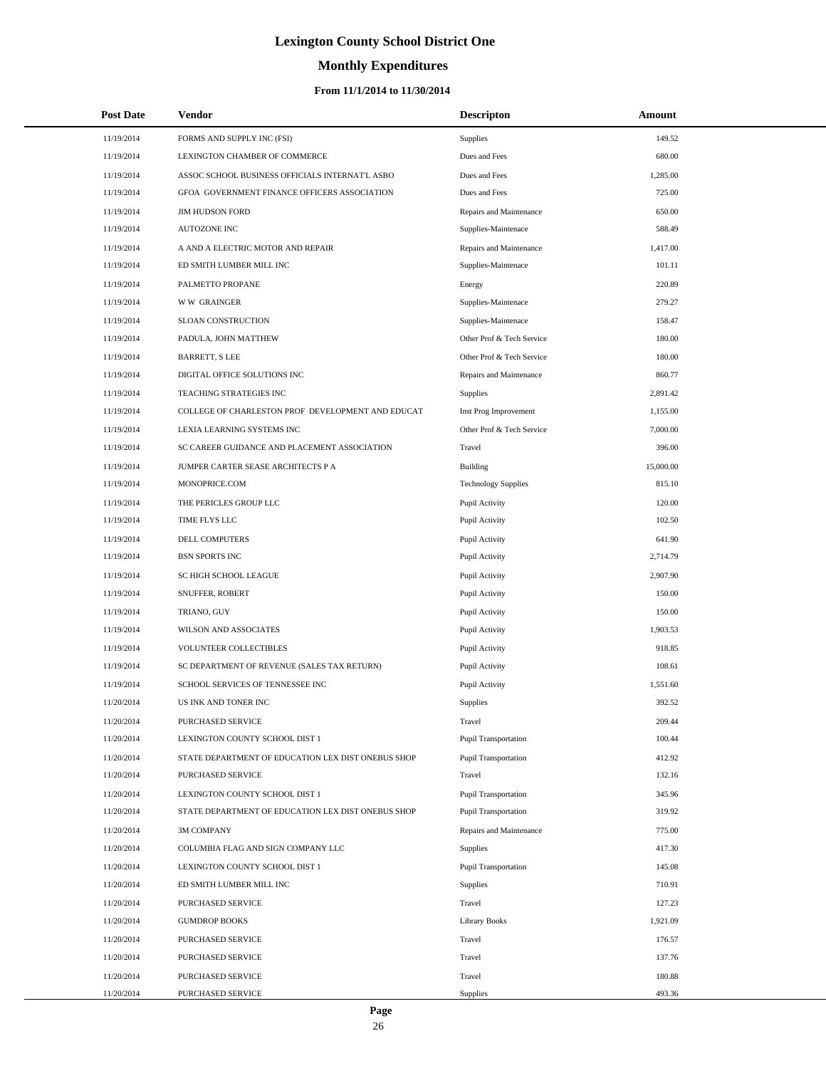# Lexington County School District One

## Monthly Expenditures

### From 11/1/2014 to 11/30/2014

| Post Date | Vendor | Descripton | Amount |
|---|---|---|---|
| 11/19/2014 | FORMS AND SUPPLY INC (FSI) | Supplies | 149.52 |
| 11/19/2014 | LEXINGTON CHAMBER OF COMMERCE | Dues and Fees | 680.00 |
| 11/19/2014 | ASSOC SCHOOL BUSINESS OFFICIALS INTERNAT'L ASBO | Dues and Fees | 1,285.00 |
| 11/19/2014 | GFOA GOVERNMENT FINANCE OFFICERS ASSOCIATION | Dues and Fees | 725.00 |
| 11/19/2014 | JIM HUDSON FORD | Repairs and Maintenance | 650.00 |
| 11/19/2014 | AUTOZONE INC | Supplies-Maintenace | 588.49 |
| 11/19/2014 | A AND A ELECTRIC MOTOR AND REPAIR | Repairs and Maintenance | 1,417.00 |
| 11/19/2014 | ED SMITH LUMBER MILL INC | Supplies-Maintenace | 101.11 |
| 11/19/2014 | PALMETTO PROPANE | Energy | 220.89 |
| 11/19/2014 | W W GRAINGER | Supplies-Maintenace | 279.27 |
| 11/19/2014 | SLOAN CONSTRUCTION | Supplies-Maintenace | 158.47 |
| 11/19/2014 | PADULA, JOHN MATTHEW | Other Prof & Tech Service | 180.00 |
| 11/19/2014 | BARRETT, S LEE | Other Prof & Tech Service | 180.00 |
| 11/19/2014 | DIGITAL OFFICE SOLUTIONS INC | Repairs and Maintenance | 860.77 |
| 11/19/2014 | TEACHING STRATEGIES INC | Supplies | 2,891.42 |
| 11/19/2014 | COLLEGE OF CHARLESTON PROF DEVELOPMENT AND EDUCAT | Inst Prog Improvement | 1,155.00 |
| 11/19/2014 | LEXIA LEARNING SYSTEMS INC | Other Prof & Tech Service | 7,000.00 |
| 11/19/2014 | SC CAREER GUIDANCE AND PLACEMENT ASSOCIATION | Travel | 396.00 |
| 11/19/2014 | JUMPER CARTER SEASE ARCHITECTS P A | Building | 15,000.00 |
| 11/19/2014 | MONOPRICE.COM | Technology Supplies | 815.10 |
| 11/19/2014 | THE PERICLES GROUP LLC | Pupil Activity | 120.00 |
| 11/19/2014 | TIME FLYS LLC | Pupil Activity | 102.50 |
| 11/19/2014 | DELL COMPUTERS | Pupil Activity | 641.90 |
| 11/19/2014 | BSN SPORTS INC | Pupil Activity | 2,714.79 |
| 11/19/2014 | SC HIGH SCHOOL LEAGUE | Pupil Activity | 2,907.90 |
| 11/19/2014 | SNUFFER, ROBERT | Pupil Activity | 150.00 |
| 11/19/2014 | TRIANO, GUY | Pupil Activity | 150.00 |
| 11/19/2014 | WILSON AND ASSOCIATES | Pupil Activity | 1,903.53 |
| 11/19/2014 | VOLUNTEER COLLECTIBLES | Pupil Activity | 918.85 |
| 11/19/2014 | SC DEPARTMENT OF REVENUE (SALES TAX RETURN) | Pupil Activity | 108.61 |
| 11/19/2014 | SCHOOL SERVICES OF TENNESSEE INC | Pupil Activity | 1,551.60 |
| 11/20/2014 | US INK AND TONER INC | Supplies | 392.52 |
| 11/20/2014 | PURCHASED SERVICE | Travel | 209.44 |
| 11/20/2014 | LEXINGTON COUNTY SCHOOL DIST 1 | Pupil Transportation | 100.44 |
| 11/20/2014 | STATE DEPARTMENT OF EDUCATION LEX DIST ONEBUS SHOP | Pupil Transportation | 412.92 |
| 11/20/2014 | PURCHASED SERVICE | Travel | 132.16 |
| 11/20/2014 | LEXINGTON COUNTY SCHOOL DIST 1 | Pupil Transportation | 345.96 |
| 11/20/2014 | STATE DEPARTMENT OF EDUCATION LEX DIST ONEBUS SHOP | Pupil Transportation | 319.92 |
| 11/20/2014 | 3M COMPANY | Repairs and Maintenance | 775.00 |
| 11/20/2014 | COLUMBIA FLAG AND SIGN COMPANY LLC | Supplies | 417.30 |
| 11/20/2014 | LEXINGTON COUNTY SCHOOL DIST 1 | Pupil Transportation | 145.08 |
| 11/20/2014 | ED SMITH LUMBER MILL INC | Supplies | 710.91 |
| 11/20/2014 | PURCHASED SERVICE | Travel | 127.23 |
| 11/20/2014 | GUMDROP BOOKS | Library Books | 1,921.09 |
| 11/20/2014 | PURCHASED SERVICE | Travel | 176.57 |
| 11/20/2014 | PURCHASED SERVICE | Travel | 137.76 |
| 11/20/2014 | PURCHASED SERVICE | Travel | 180.88 |
| 11/20/2014 | PURCHASED SERVICE | Supplies | 493.36 |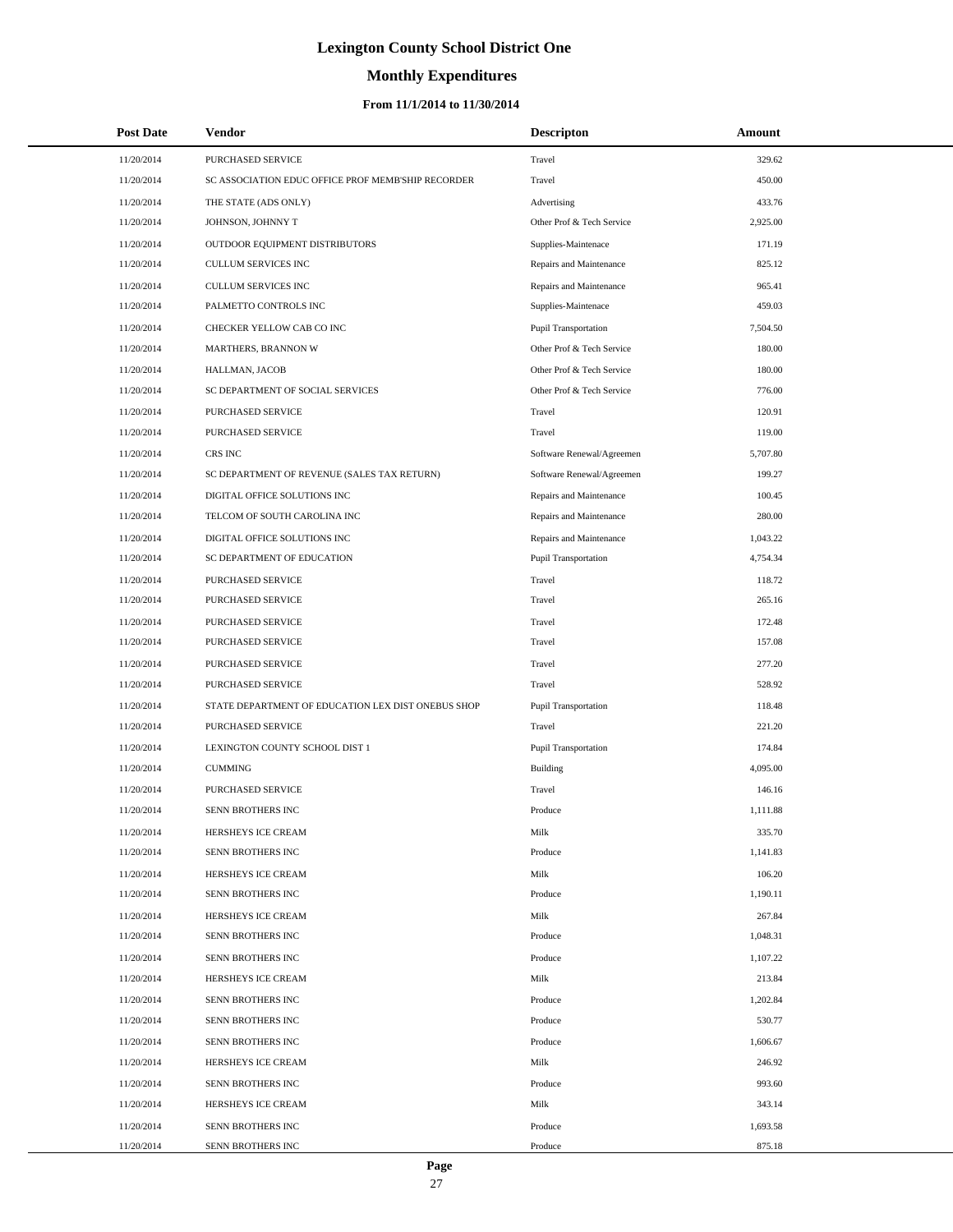# Lexington County School District One

## Monthly Expenditures

### From 11/1/2014 to 11/30/2014

| Post Date | Vendor | Descripton | Amount |
|---|---|---|---|
| 11/20/2014 | PURCHASED SERVICE | Travel | 329.62 |
| 11/20/2014 | SC ASSOCIATION EDUC OFFICE PROF MEMB'SHIP RECORDER | Travel | 450.00 |
| 11/20/2014 | THE STATE (ADS ONLY) | Advertising | 433.76 |
| 11/20/2014 | JOHNSON, JOHNNY T | Other Prof & Tech Service | 2,925.00 |
| 11/20/2014 | OUTDOOR EQUIPMENT DISTRIBUTORS | Supplies-Maintenace | 171.19 |
| 11/20/2014 | CULLUM SERVICES INC | Repairs and Maintenance | 825.12 |
| 11/20/2014 | CULLUM SERVICES INC | Repairs and Maintenance | 965.41 |
| 11/20/2014 | PALMETTO CONTROLS INC | Supplies-Maintenace | 459.03 |
| 11/20/2014 | CHECKER YELLOW CAB CO INC | Pupil Transportation | 7,504.50 |
| 11/20/2014 | MARTHERS, BRANNON W | Other Prof & Tech Service | 180.00 |
| 11/20/2014 | HALLMAN, JACOB | Other Prof & Tech Service | 180.00 |
| 11/20/2014 | SC DEPARTMENT OF SOCIAL SERVICES | Other Prof & Tech Service | 776.00 |
| 11/20/2014 | PURCHASED SERVICE | Travel | 120.91 |
| 11/20/2014 | PURCHASED SERVICE | Travel | 119.00 |
| 11/20/2014 | CRS INC | Software Renewal/Agreemen | 5,707.80 |
| 11/20/2014 | SC DEPARTMENT OF REVENUE (SALES TAX RETURN) | Software Renewal/Agreemen | 199.27 |
| 11/20/2014 | DIGITAL OFFICE SOLUTIONS INC | Repairs and Maintenance | 100.45 |
| 11/20/2014 | TELCOM OF SOUTH CAROLINA INC | Repairs and Maintenance | 280.00 |
| 11/20/2014 | DIGITAL OFFICE SOLUTIONS INC | Repairs and Maintenance | 1,043.22 |
| 11/20/2014 | SC DEPARTMENT OF EDUCATION | Pupil Transportation | 4,754.34 |
| 11/20/2014 | PURCHASED SERVICE | Travel | 118.72 |
| 11/20/2014 | PURCHASED SERVICE | Travel | 265.16 |
| 11/20/2014 | PURCHASED SERVICE | Travel | 172.48 |
| 11/20/2014 | PURCHASED SERVICE | Travel | 157.08 |
| 11/20/2014 | PURCHASED SERVICE | Travel | 277.20 |
| 11/20/2014 | PURCHASED SERVICE | Travel | 528.92 |
| 11/20/2014 | STATE DEPARTMENT OF EDUCATION LEX DIST ONEBUS SHOP | Pupil Transportation | 118.48 |
| 11/20/2014 | PURCHASED SERVICE | Travel | 221.20 |
| 11/20/2014 | LEXINGTON COUNTY SCHOOL DIST 1 | Pupil Transportation | 174.84 |
| 11/20/2014 | CUMMING | Building | 4,095.00 |
| 11/20/2014 | PURCHASED SERVICE | Travel | 146.16 |
| 11/20/2014 | SENN BROTHERS INC | Produce | 1,111.88 |
| 11/20/2014 | HERSHEYS ICE CREAM | Milk | 335.70 |
| 11/20/2014 | SENN BROTHERS INC | Produce | 1,141.83 |
| 11/20/2014 | HERSHEYS ICE CREAM | Milk | 106.20 |
| 11/20/2014 | SENN BROTHERS INC | Produce | 1,190.11 |
| 11/20/2014 | HERSHEYS ICE CREAM | Milk | 267.84 |
| 11/20/2014 | SENN BROTHERS INC | Produce | 1,048.31 |
| 11/20/2014 | SENN BROTHERS INC | Produce | 1,107.22 |
| 11/20/2014 | HERSHEYS ICE CREAM | Milk | 213.84 |
| 11/20/2014 | SENN BROTHERS INC | Produce | 1,202.84 |
| 11/20/2014 | SENN BROTHERS INC | Produce | 530.77 |
| 11/20/2014 | SENN BROTHERS INC | Produce | 1,606.67 |
| 11/20/2014 | HERSHEYS ICE CREAM | Milk | 246.92 |
| 11/20/2014 | SENN BROTHERS INC | Produce | 993.60 |
| 11/20/2014 | HERSHEYS ICE CREAM | Milk | 343.14 |
| 11/20/2014 | SENN BROTHERS INC | Produce | 1,693.58 |
| 11/20/2014 | SENN BROTHERS INC | Produce | 875.18 |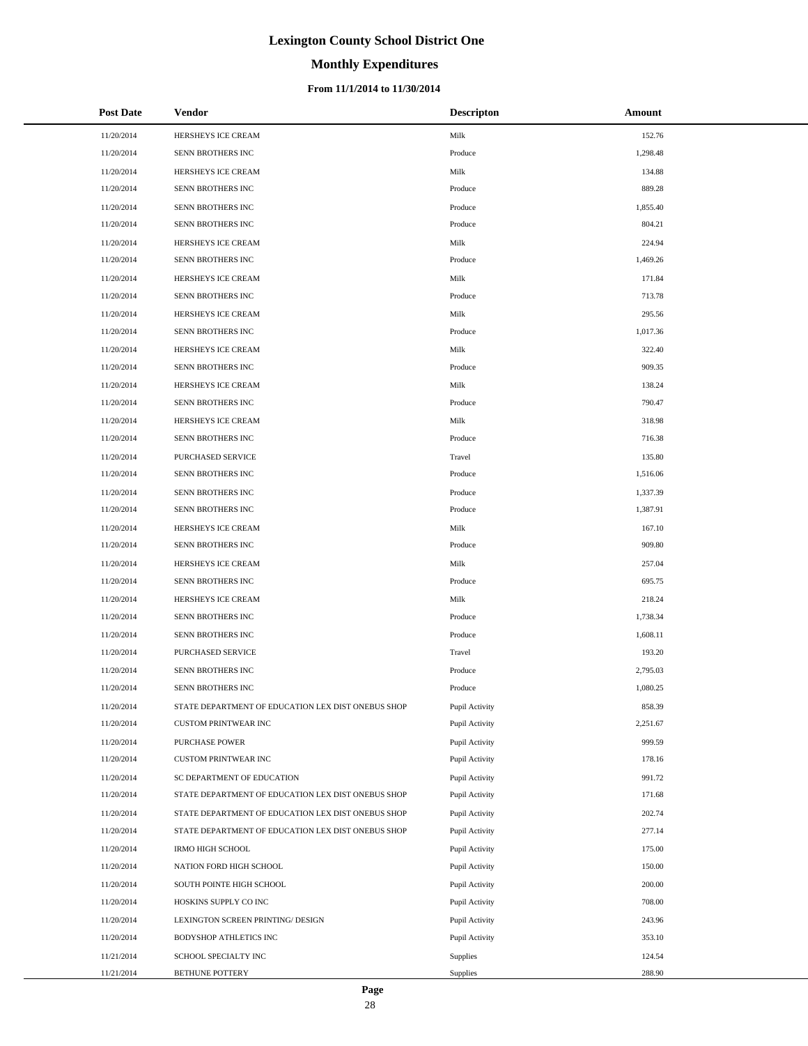# Lexington County School District One

## Monthly Expenditures

### From 11/1/2014 to 11/30/2014

| Post Date | Vendor | Descripton | Amount |
|---|---|---|---|
| 11/20/2014 | HERSHEYS ICE CREAM | Milk | 152.76 |
| 11/20/2014 | SENN BROTHERS INC | Produce | 1,298.48 |
| 11/20/2014 | HERSHEYS ICE CREAM | Milk | 134.88 |
| 11/20/2014 | SENN BROTHERS INC | Produce | 889.28 |
| 11/20/2014 | SENN BROTHERS INC | Produce | 1,855.40 |
| 11/20/2014 | SENN BROTHERS INC | Produce | 804.21 |
| 11/20/2014 | HERSHEYS ICE CREAM | Milk | 224.94 |
| 11/20/2014 | SENN BROTHERS INC | Produce | 1,469.26 |
| 11/20/2014 | HERSHEYS ICE CREAM | Milk | 171.84 |
| 11/20/2014 | SENN BROTHERS INC | Produce | 713.78 |
| 11/20/2014 | HERSHEYS ICE CREAM | Milk | 295.56 |
| 11/20/2014 | SENN BROTHERS INC | Produce | 1,017.36 |
| 11/20/2014 | HERSHEYS ICE CREAM | Milk | 322.40 |
| 11/20/2014 | SENN BROTHERS INC | Produce | 909.35 |
| 11/20/2014 | HERSHEYS ICE CREAM | Milk | 138.24 |
| 11/20/2014 | SENN BROTHERS INC | Produce | 790.47 |
| 11/20/2014 | HERSHEYS ICE CREAM | Milk | 318.98 |
| 11/20/2014 | SENN BROTHERS INC | Produce | 716.38 |
| 11/20/2014 | PURCHASED SERVICE | Travel | 135.80 |
| 11/20/2014 | SENN BROTHERS INC | Produce | 1,516.06 |
| 11/20/2014 | SENN BROTHERS INC | Produce | 1,337.39 |
| 11/20/2014 | SENN BROTHERS INC | Produce | 1,387.91 |
| 11/20/2014 | HERSHEYS ICE CREAM | Milk | 167.10 |
| 11/20/2014 | SENN BROTHERS INC | Produce | 909.80 |
| 11/20/2014 | HERSHEYS ICE CREAM | Milk | 257.04 |
| 11/20/2014 | SENN BROTHERS INC | Produce | 695.75 |
| 11/20/2014 | HERSHEYS ICE CREAM | Milk | 218.24 |
| 11/20/2014 | SENN BROTHERS INC | Produce | 1,738.34 |
| 11/20/2014 | SENN BROTHERS INC | Produce | 1,608.11 |
| 11/20/2014 | PURCHASED SERVICE | Travel | 193.20 |
| 11/20/2014 | SENN BROTHERS INC | Produce | 2,795.03 |
| 11/20/2014 | SENN BROTHERS INC | Produce | 1,080.25 |
| 11/20/2014 | STATE DEPARTMENT OF EDUCATION LEX DIST ONEBUS SHOP | Pupil Activity | 858.39 |
| 11/20/2014 | CUSTOM PRINTWEAR INC | Pupil Activity | 2,251.67 |
| 11/20/2014 | PURCHASE POWER | Pupil Activity | 999.59 |
| 11/20/2014 | CUSTOM PRINTWEAR INC | Pupil Activity | 178.16 |
| 11/20/2014 | SC DEPARTMENT OF EDUCATION | Pupil Activity | 991.72 |
| 11/20/2014 | STATE DEPARTMENT OF EDUCATION LEX DIST ONEBUS SHOP | Pupil Activity | 171.68 |
| 11/20/2014 | STATE DEPARTMENT OF EDUCATION LEX DIST ONEBUS SHOP | Pupil Activity | 202.74 |
| 11/20/2014 | STATE DEPARTMENT OF EDUCATION LEX DIST ONEBUS SHOP | Pupil Activity | 277.14 |
| 11/20/2014 | IRMO HIGH SCHOOL | Pupil Activity | 175.00 |
| 11/20/2014 | NATION FORD HIGH SCHOOL | Pupil Activity | 150.00 |
| 11/20/2014 | SOUTH POINTE HIGH SCHOOL | Pupil Activity | 200.00 |
| 11/20/2014 | HOSKINS SUPPLY CO INC | Pupil Activity | 708.00 |
| 11/20/2014 | LEXINGTON SCREEN PRINTING/ DESIGN | Pupil Activity | 243.96 |
| 11/20/2014 | BODYSHOP ATHLETICS INC | Pupil Activity | 353.10 |
| 11/21/2014 | SCHOOL SPECIALTY INC | Supplies | 124.54 |
| 11/21/2014 | BETHUNE POTTERY | Supplies | 288.90 |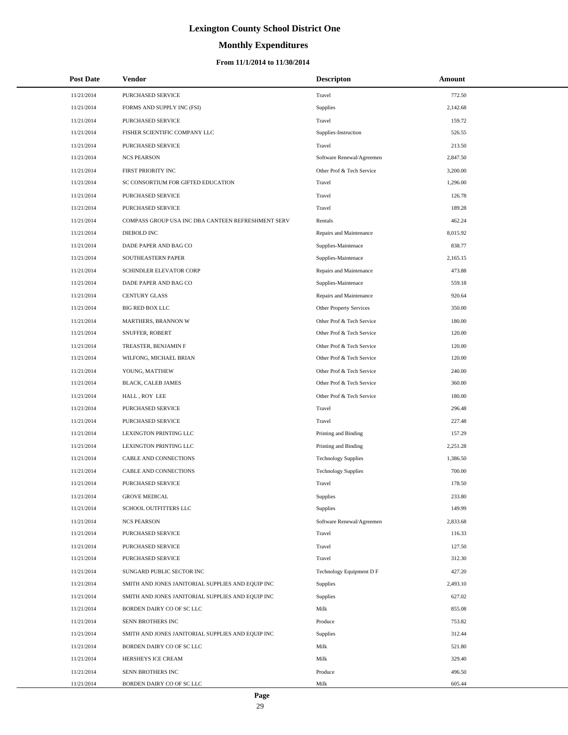# Lexington County School District One

## Monthly Expenditures

### From 11/1/2014 to 11/30/2014

| Post Date | Vendor | Descripton | Amount |
|---|---|---|---|
| 11/21/2014 | PURCHASED SERVICE | Travel | 772.50 |
| 11/21/2014 | FORMS AND SUPPLY INC (FSI) | Supplies | 2,142.68 |
| 11/21/2014 | PURCHASED SERVICE | Travel | 159.72 |
| 11/21/2014 | FISHER SCIENTIFIC COMPANY LLC | Supplies-Instruction | 526.55 |
| 11/21/2014 | PURCHASED SERVICE | Travel | 213.50 |
| 11/21/2014 | NCS PEARSON | Software Renewal/Agreemen | 2,847.50 |
| 11/21/2014 | FIRST PRIORITY INC | Other Prof & Tech Service | 3,200.00 |
| 11/21/2014 | SC CONSORTIUM FOR GIFTED EDUCATION | Travel | 1,296.00 |
| 11/21/2014 | PURCHASED SERVICE | Travel | 126.78 |
| 11/21/2014 | PURCHASED SERVICE | Travel | 189.28 |
| 11/21/2014 | COMPASS GROUP USA INC DBA CANTEEN REFRESHMENT SERV | Rentals | 462.24 |
| 11/21/2014 | DIEBOLD INC | Repairs and Maintenance | 8,015.92 |
| 11/21/2014 | DADE PAPER AND BAG CO | Supplies-Maintenace | 838.77 |
| 11/21/2014 | SOUTHEASTERN PAPER | Supplies-Maintenace | 2,165.15 |
| 11/21/2014 | SCHINDLER ELEVATOR CORP | Repairs and Maintenance | 473.88 |
| 11/21/2014 | DADE PAPER AND BAG CO | Supplies-Maintenace | 559.18 |
| 11/21/2014 | CENTURY GLASS | Repairs and Maintenance | 920.64 |
| 11/21/2014 | BIG RED BOX LLC | Other Property Services | 350.00 |
| 11/21/2014 | MARTHERS, BRANNON W | Other Prof & Tech Service | 180.00 |
| 11/21/2014 | SNUFFER, ROBERT | Other Prof & Tech Service | 120.00 |
| 11/21/2014 | TREASTER, BENJAMIN F | Other Prof & Tech Service | 120.00 |
| 11/21/2014 | WILFONG, MICHAEL BRIAN | Other Prof & Tech Service | 120.00 |
| 11/21/2014 | YOUNG, MATTHEW | Other Prof & Tech Service | 240.00 |
| 11/21/2014 | BLACK, CALEB JAMES | Other Prof & Tech Service | 360.00 |
| 11/21/2014 | HALL , ROY LEE | Other Prof & Tech Service | 180.00 |
| 11/21/2014 | PURCHASED SERVICE | Travel | 296.48 |
| 11/21/2014 | PURCHASED SERVICE | Travel | 227.48 |
| 11/21/2014 | LEXINGTON PRINTING LLC | Printing and Binding | 157.29 |
| 11/21/2014 | LEXINGTON PRINTING LLC | Printing and Binding | 2,251.28 |
| 11/21/2014 | CABLE AND CONNECTIONS | Technology Supplies | 1,386.50 |
| 11/21/2014 | CABLE AND CONNECTIONS | Technology Supplies | 700.00 |
| 11/21/2014 | PURCHASED SERVICE | Travel | 178.50 |
| 11/21/2014 | GROVE MEDICAL | Supplies | 233.80 |
| 11/21/2014 | SCHOOL OUTFITTERS LLC | Supplies | 149.99 |
| 11/21/2014 | NCS PEARSON | Software Renewal/Agreemen | 2,833.68 |
| 11/21/2014 | PURCHASED SERVICE | Travel | 116.33 |
| 11/21/2014 | PURCHASED SERVICE | Travel | 127.50 |
| 11/21/2014 | PURCHASED SERVICE | Travel | 312.30 |
| 11/21/2014 | SUNGARD PUBLIC SECTOR INC | Technology Equipment D F | 427.20 |
| 11/21/2014 | SMITH AND JONES JANITORIAL SUPPLIES AND EQUIP INC | Supplies | 2,493.10 |
| 11/21/2014 | SMITH AND JONES JANITORIAL SUPPLIES AND EQUIP INC | Supplies | 627.02 |
| 11/21/2014 | BORDEN DAIRY CO OF SC LLC | Milk | 855.08 |
| 11/21/2014 | SENN BROTHERS INC | Produce | 753.82 |
| 11/21/2014 | SMITH AND JONES JANITORIAL SUPPLIES AND EQUIP INC | Supplies | 312.44 |
| 11/21/2014 | BORDEN DAIRY CO OF SC LLC | Milk | 521.80 |
| 11/21/2014 | HERSHEYS ICE CREAM | Milk | 329.40 |
| 11/21/2014 | SENN BROTHERS INC | Produce | 496.50 |
| 11/21/2014 | BORDEN DAIRY CO OF SC LLC | Milk | 605.44 |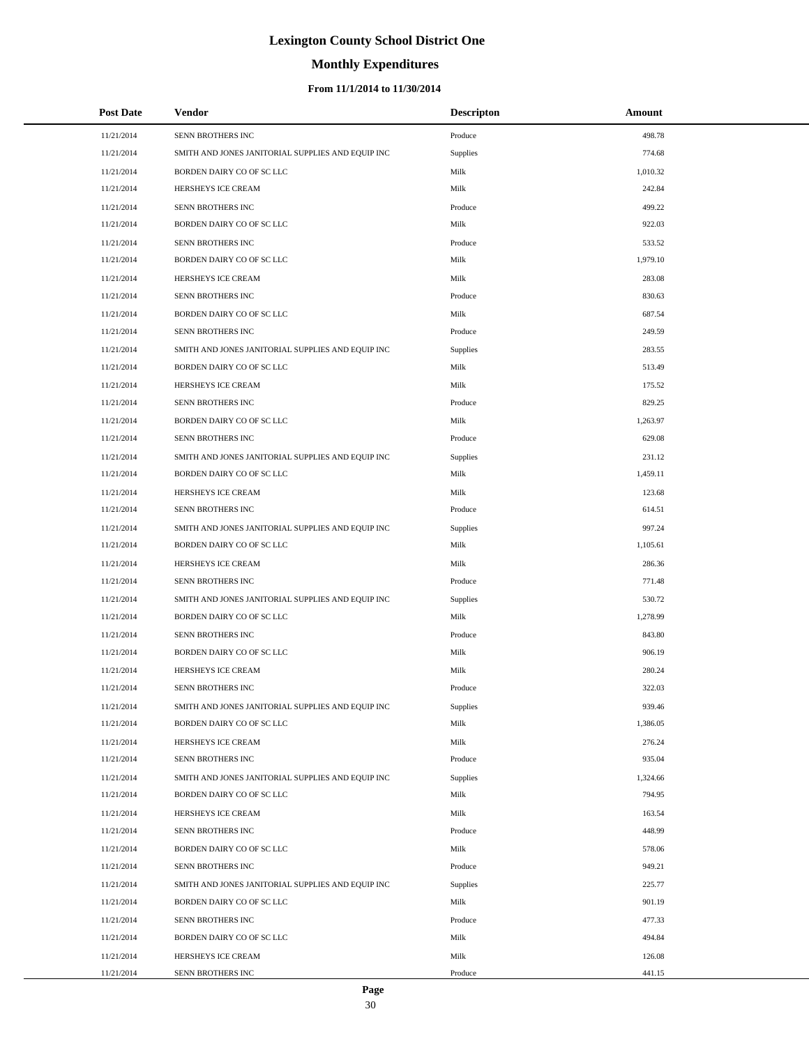# Lexington County School District One

## Monthly Expenditures

### From 11/1/2014 to 11/30/2014

| Post Date | Vendor | Descripton | Amount |
|---|---|---|---|
| 11/21/2014 | SENN BROTHERS INC | Produce | 498.78 |
| 11/21/2014 | SMITH AND JONES JANITORIAL SUPPLIES AND EQUIP INC | Supplies | 774.68 |
| 11/21/2014 | BORDEN DAIRY CO OF SC LLC | Milk | 1,010.32 |
| 11/21/2014 | HERSHEYS ICE CREAM | Milk | 242.84 |
| 11/21/2014 | SENN BROTHERS INC | Produce | 499.22 |
| 11/21/2014 | BORDEN DAIRY CO OF SC LLC | Milk | 922.03 |
| 11/21/2014 | SENN BROTHERS INC | Produce | 533.52 |
| 11/21/2014 | BORDEN DAIRY CO OF SC LLC | Milk | 1,979.10 |
| 11/21/2014 | HERSHEYS ICE CREAM | Milk | 283.08 |
| 11/21/2014 | SENN BROTHERS INC | Produce | 830.63 |
| 11/21/2014 | BORDEN DAIRY CO OF SC LLC | Milk | 687.54 |
| 11/21/2014 | SENN BROTHERS INC | Produce | 249.59 |
| 11/21/2014 | SMITH AND JONES JANITORIAL SUPPLIES AND EQUIP INC | Supplies | 283.55 |
| 11/21/2014 | BORDEN DAIRY CO OF SC LLC | Milk | 513.49 |
| 11/21/2014 | HERSHEYS ICE CREAM | Milk | 175.52 |
| 11/21/2014 | SENN BROTHERS INC | Produce | 829.25 |
| 11/21/2014 | BORDEN DAIRY CO OF SC LLC | Milk | 1,263.97 |
| 11/21/2014 | SENN BROTHERS INC | Produce | 629.08 |
| 11/21/2014 | SMITH AND JONES JANITORIAL SUPPLIES AND EQUIP INC | Supplies | 231.12 |
| 11/21/2014 | BORDEN DAIRY CO OF SC LLC | Milk | 1,459.11 |
| 11/21/2014 | HERSHEYS ICE CREAM | Milk | 123.68 |
| 11/21/2014 | SENN BROTHERS INC | Produce | 614.51 |
| 11/21/2014 | SMITH AND JONES JANITORIAL SUPPLIES AND EQUIP INC | Supplies | 997.24 |
| 11/21/2014 | BORDEN DAIRY CO OF SC LLC | Milk | 1,105.61 |
| 11/21/2014 | HERSHEYS ICE CREAM | Milk | 286.36 |
| 11/21/2014 | SENN BROTHERS INC | Produce | 771.48 |
| 11/21/2014 | SMITH AND JONES JANITORIAL SUPPLIES AND EQUIP INC | Supplies | 530.72 |
| 11/21/2014 | BORDEN DAIRY CO OF SC LLC | Milk | 1,278.99 |
| 11/21/2014 | SENN BROTHERS INC | Produce | 843.80 |
| 11/21/2014 | BORDEN DAIRY CO OF SC LLC | Milk | 906.19 |
| 11/21/2014 | HERSHEYS ICE CREAM | Milk | 280.24 |
| 11/21/2014 | SENN BROTHERS INC | Produce | 322.03 |
| 11/21/2014 | SMITH AND JONES JANITORIAL SUPPLIES AND EQUIP INC | Supplies | 939.46 |
| 11/21/2014 | BORDEN DAIRY CO OF SC LLC | Milk | 1,386.05 |
| 11/21/2014 | HERSHEYS ICE CREAM | Milk | 276.24 |
| 11/21/2014 | SENN BROTHERS INC | Produce | 935.04 |
| 11/21/2014 | SMITH AND JONES JANITORIAL SUPPLIES AND EQUIP INC | Supplies | 1,324.66 |
| 11/21/2014 | BORDEN DAIRY CO OF SC LLC | Milk | 794.95 |
| 11/21/2014 | HERSHEYS ICE CREAM | Milk | 163.54 |
| 11/21/2014 | SENN BROTHERS INC | Produce | 448.99 |
| 11/21/2014 | BORDEN DAIRY CO OF SC LLC | Milk | 578.06 |
| 11/21/2014 | SENN BROTHERS INC | Produce | 949.21 |
| 11/21/2014 | SMITH AND JONES JANITORIAL SUPPLIES AND EQUIP INC | Supplies | 225.77 |
| 11/21/2014 | BORDEN DAIRY CO OF SC LLC | Milk | 901.19 |
| 11/21/2014 | SENN BROTHERS INC | Produce | 477.33 |
| 11/21/2014 | BORDEN DAIRY CO OF SC LLC | Milk | 494.84 |
| 11/21/2014 | HERSHEYS ICE CREAM | Milk | 126.08 |
| 11/21/2014 | SENN BROTHERS INC | Produce | 441.15 |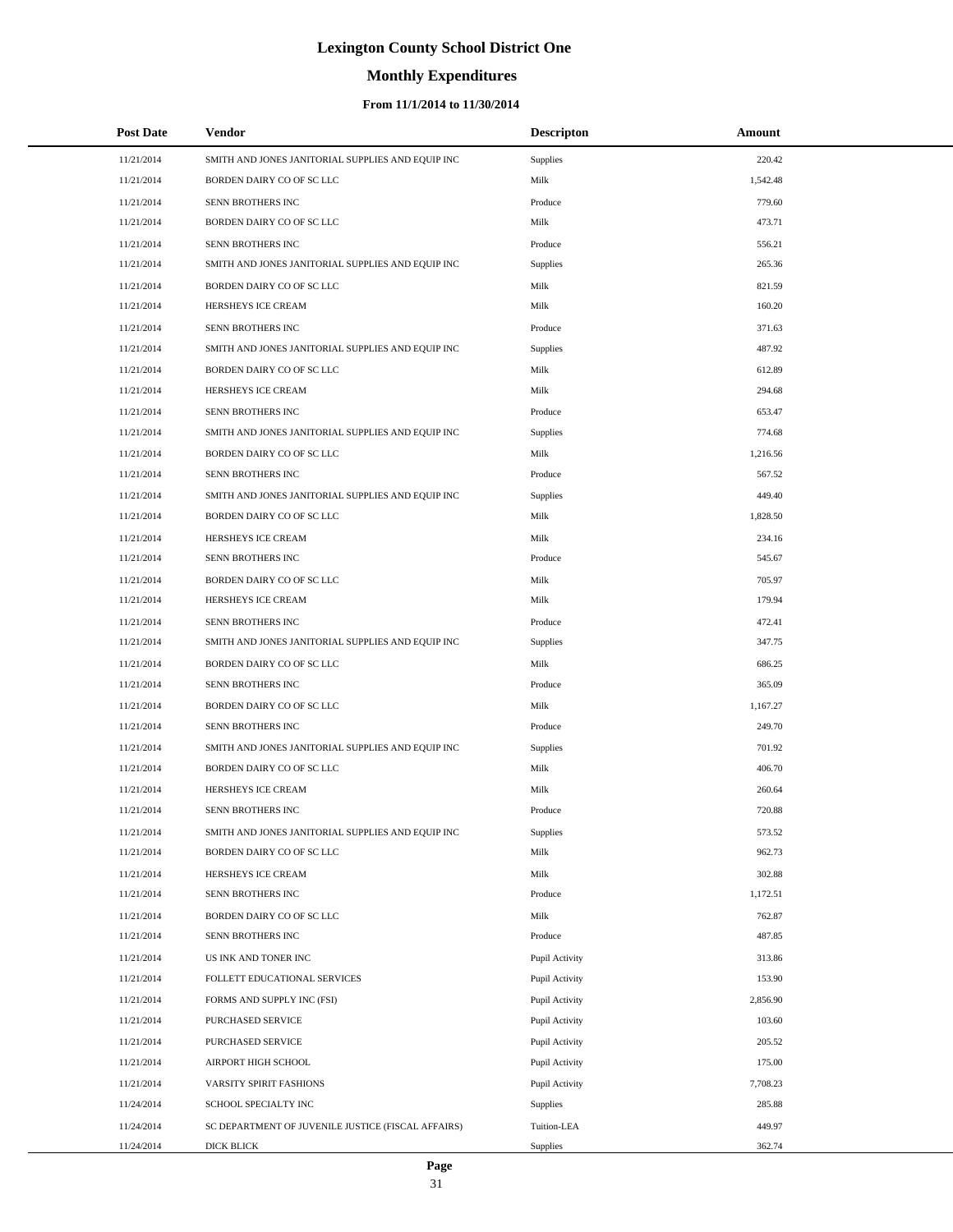# Lexington County School District One

## Monthly Expenditures

### From 11/1/2014 to 11/30/2014

| Post Date | Vendor | Descripton | Amount |
|---|---|---|---|
| 11/21/2014 | SMITH AND JONES JANITORIAL SUPPLIES AND EQUIP INC | Supplies | 220.42 |
| 11/21/2014 | BORDEN DAIRY CO OF SC LLC | Milk | 1,542.48 |
| 11/21/2014 | SENN BROTHERS INC | Produce | 779.60 |
| 11/21/2014 | BORDEN DAIRY CO OF SC LLC | Milk | 473.71 |
| 11/21/2014 | SENN BROTHERS INC | Produce | 556.21 |
| 11/21/2014 | SMITH AND JONES JANITORIAL SUPPLIES AND EQUIP INC | Supplies | 265.36 |
| 11/21/2014 | BORDEN DAIRY CO OF SC LLC | Milk | 821.59 |
| 11/21/2014 | HERSHEYS ICE CREAM | Milk | 160.20 |
| 11/21/2014 | SENN BROTHERS INC | Produce | 371.63 |
| 11/21/2014 | SMITH AND JONES JANITORIAL SUPPLIES AND EQUIP INC | Supplies | 487.92 |
| 11/21/2014 | BORDEN DAIRY CO OF SC LLC | Milk | 612.89 |
| 11/21/2014 | HERSHEYS ICE CREAM | Milk | 294.68 |
| 11/21/2014 | SENN BROTHERS INC | Produce | 653.47 |
| 11/21/2014 | SMITH AND JONES JANITORIAL SUPPLIES AND EQUIP INC | Supplies | 774.68 |
| 11/21/2014 | BORDEN DAIRY CO OF SC LLC | Milk | 1,216.56 |
| 11/21/2014 | SENN BROTHERS INC | Produce | 567.52 |
| 11/21/2014 | SMITH AND JONES JANITORIAL SUPPLIES AND EQUIP INC | Supplies | 449.40 |
| 11/21/2014 | BORDEN DAIRY CO OF SC LLC | Milk | 1,828.50 |
| 11/21/2014 | HERSHEYS ICE CREAM | Milk | 234.16 |
| 11/21/2014 | SENN BROTHERS INC | Produce | 545.67 |
| 11/21/2014 | BORDEN DAIRY CO OF SC LLC | Milk | 705.97 |
| 11/21/2014 | HERSHEYS ICE CREAM | Milk | 179.94 |
| 11/21/2014 | SENN BROTHERS INC | Produce | 472.41 |
| 11/21/2014 | SMITH AND JONES JANITORIAL SUPPLIES AND EQUIP INC | Supplies | 347.75 |
| 11/21/2014 | BORDEN DAIRY CO OF SC LLC | Milk | 686.25 |
| 11/21/2014 | SENN BROTHERS INC | Produce | 365.09 |
| 11/21/2014 | BORDEN DAIRY CO OF SC LLC | Milk | 1,167.27 |
| 11/21/2014 | SENN BROTHERS INC | Produce | 249.70 |
| 11/21/2014 | SMITH AND JONES JANITORIAL SUPPLIES AND EQUIP INC | Supplies | 701.92 |
| 11/21/2014 | BORDEN DAIRY CO OF SC LLC | Milk | 406.70 |
| 11/21/2014 | HERSHEYS ICE CREAM | Milk | 260.64 |
| 11/21/2014 | SENN BROTHERS INC | Produce | 720.88 |
| 11/21/2014 | SMITH AND JONES JANITORIAL SUPPLIES AND EQUIP INC | Supplies | 573.52 |
| 11/21/2014 | BORDEN DAIRY CO OF SC LLC | Milk | 962.73 |
| 11/21/2014 | HERSHEYS ICE CREAM | Milk | 302.88 |
| 11/21/2014 | SENN BROTHERS INC | Produce | 1,172.51 |
| 11/21/2014 | BORDEN DAIRY CO OF SC LLC | Milk | 762.87 |
| 11/21/2014 | SENN BROTHERS INC | Produce | 487.85 |
| 11/21/2014 | US INK AND TONER INC | Pupil Activity | 313.86 |
| 11/21/2014 | FOLLETT EDUCATIONAL SERVICES | Pupil Activity | 153.90 |
| 11/21/2014 | FORMS AND SUPPLY INC (FSI) | Pupil Activity | 2,856.90 |
| 11/21/2014 | PURCHASED SERVICE | Pupil Activity | 103.60 |
| 11/21/2014 | PURCHASED SERVICE | Pupil Activity | 205.52 |
| 11/21/2014 | AIRPORT HIGH SCHOOL | Pupil Activity | 175.00 |
| 11/21/2014 | VARSITY SPIRIT FASHIONS | Pupil Activity | 7,708.23 |
| 11/24/2014 | SCHOOL SPECIALTY INC | Supplies | 285.88 |
| 11/24/2014 | SC DEPARTMENT OF JUVENILE JUSTICE (FISCAL AFFAIRS) | Tuition-LEA | 449.97 |
| 11/24/2014 | DICK BLICK | Supplies | 362.74 |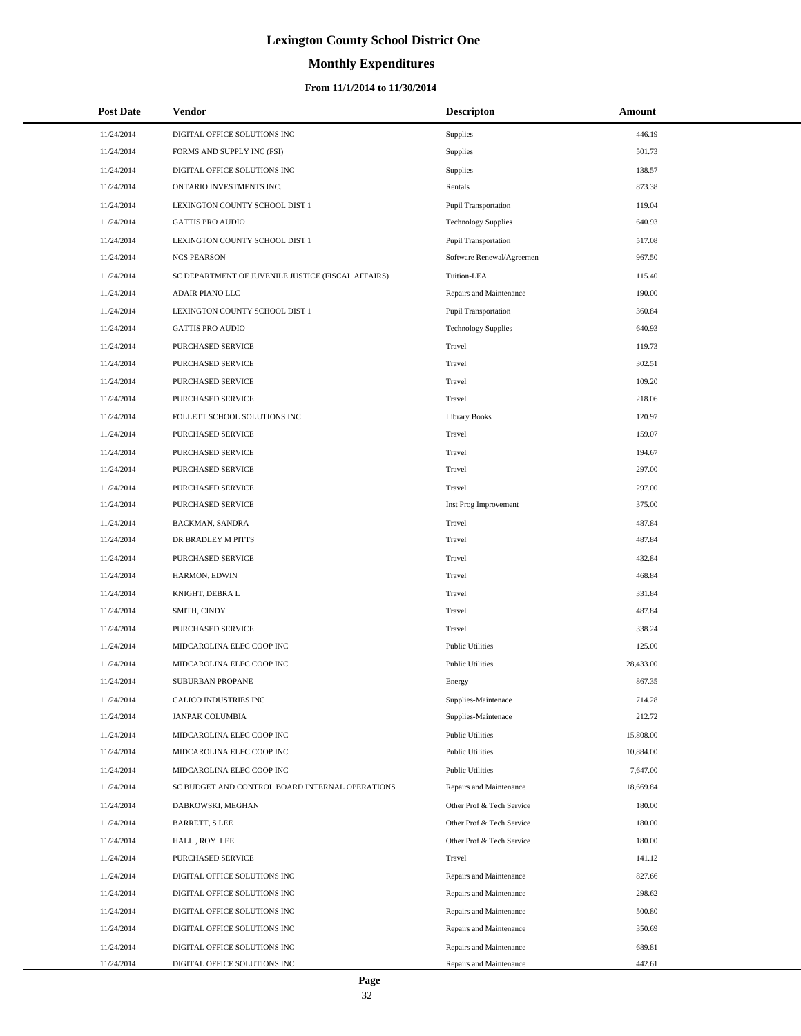# Lexington County School District One

## Monthly Expenditures

### From 11/1/2014 to 11/30/2014

| Post Date | Vendor | Descripton | Amount |
|---|---|---|---|
| 11/24/2014 | DIGITAL OFFICE SOLUTIONS INC | Supplies | 446.19 |
| 11/24/2014 | FORMS AND SUPPLY INC (FSI) | Supplies | 501.73 |
| 11/24/2014 | DIGITAL OFFICE SOLUTIONS INC | Supplies | 138.57 |
| 11/24/2014 | ONTARIO INVESTMENTS INC. | Rentals | 873.38 |
| 11/24/2014 | LEXINGTON COUNTY SCHOOL DIST 1 | Pupil Transportation | 119.04 |
| 11/24/2014 | GATTIS PRO AUDIO | Technology Supplies | 640.93 |
| 11/24/2014 | LEXINGTON COUNTY SCHOOL DIST 1 | Pupil Transportation | 517.08 |
| 11/24/2014 | NCS PEARSON | Software Renewal/Agreemen | 967.50 |
| 11/24/2014 | SC DEPARTMENT OF JUVENILE JUSTICE (FISCAL AFFAIRS) | Tuition-LEA | 115.40 |
| 11/24/2014 | ADAIR PIANO LLC | Repairs and Maintenance | 190.00 |
| 11/24/2014 | LEXINGTON COUNTY SCHOOL DIST 1 | Pupil Transportation | 360.84 |
| 11/24/2014 | GATTIS PRO AUDIO | Technology Supplies | 640.93 |
| 11/24/2014 | PURCHASED SERVICE | Travel | 119.73 |
| 11/24/2014 | PURCHASED SERVICE | Travel | 302.51 |
| 11/24/2014 | PURCHASED SERVICE | Travel | 109.20 |
| 11/24/2014 | PURCHASED SERVICE | Travel | 218.06 |
| 11/24/2014 | FOLLETT SCHOOL SOLUTIONS INC | Library Books | 120.97 |
| 11/24/2014 | PURCHASED SERVICE | Travel | 159.07 |
| 11/24/2014 | PURCHASED SERVICE | Travel | 194.67 |
| 11/24/2014 | PURCHASED SERVICE | Travel | 297.00 |
| 11/24/2014 | PURCHASED SERVICE | Travel | 297.00 |
| 11/24/2014 | PURCHASED SERVICE | Inst Prog Improvement | 375.00 |
| 11/24/2014 | BACKMAN, SANDRA | Travel | 487.84 |
| 11/24/2014 | DR BRADLEY M PITTS | Travel | 487.84 |
| 11/24/2014 | PURCHASED SERVICE | Travel | 432.84 |
| 11/24/2014 | HARMON, EDWIN | Travel | 468.84 |
| 11/24/2014 | KNIGHT, DEBRA L | Travel | 331.84 |
| 11/24/2014 | SMITH, CINDY | Travel | 487.84 |
| 11/24/2014 | PURCHASED SERVICE | Travel | 338.24 |
| 11/24/2014 | MIDCAROLINA ELEC COOP INC | Public Utilities | 125.00 |
| 11/24/2014 | MIDCAROLINA ELEC COOP INC | Public Utilities | 28,433.00 |
| 11/24/2014 | SUBURBAN PROPANE | Energy | 867.35 |
| 11/24/2014 | CALICO INDUSTRIES INC | Supplies-Maintenace | 714.28 |
| 11/24/2014 | JANPAK COLUMBIA | Supplies-Maintenace | 212.72 |
| 11/24/2014 | MIDCAROLINA ELEC COOP INC | Public Utilities | 15,808.00 |
| 11/24/2014 | MIDCAROLINA ELEC COOP INC | Public Utilities | 10,884.00 |
| 11/24/2014 | MIDCAROLINA ELEC COOP INC | Public Utilities | 7,647.00 |
| 11/24/2014 | SC BUDGET AND CONTROL BOARD INTERNAL OPERATIONS | Repairs and Maintenance | 18,669.84 |
| 11/24/2014 | DABKOWSKI, MEGHAN | Other Prof & Tech Service | 180.00 |
| 11/24/2014 | BARRETT, S LEE | Other Prof & Tech Service | 180.00 |
| 11/24/2014 | HALL , ROY LEE | Other Prof & Tech Service | 180.00 |
| 11/24/2014 | PURCHASED SERVICE | Travel | 141.12 |
| 11/24/2014 | DIGITAL OFFICE SOLUTIONS INC | Repairs and Maintenance | 827.66 |
| 11/24/2014 | DIGITAL OFFICE SOLUTIONS INC | Repairs and Maintenance | 298.62 |
| 11/24/2014 | DIGITAL OFFICE SOLUTIONS INC | Repairs and Maintenance | 500.80 |
| 11/24/2014 | DIGITAL OFFICE SOLUTIONS INC | Repairs and Maintenance | 350.69 |
| 11/24/2014 | DIGITAL OFFICE SOLUTIONS INC | Repairs and Maintenance | 689.81 |
| 11/24/2014 | DIGITAL OFFICE SOLUTIONS INC | Repairs and Maintenance | 442.61 |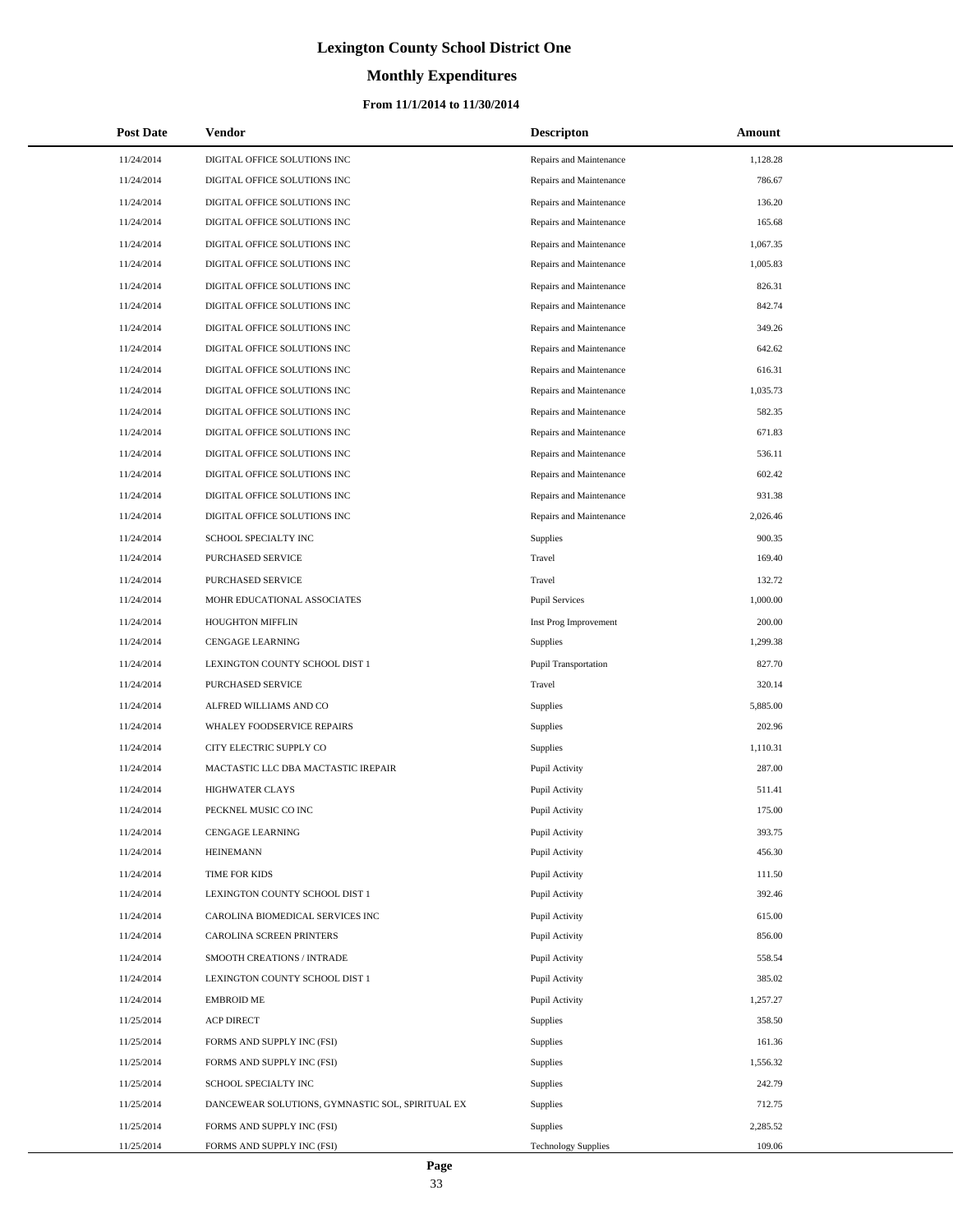# Lexington County School District One

## Monthly Expenditures

### From 11/1/2014 to 11/30/2014

| Post Date | Vendor | Descripton | Amount |
|---|---|---|---|
| 11/24/2014 | DIGITAL OFFICE SOLUTIONS INC | Repairs and Maintenance | 1,128.28 |
| 11/24/2014 | DIGITAL OFFICE SOLUTIONS INC | Repairs and Maintenance | 786.67 |
| 11/24/2014 | DIGITAL OFFICE SOLUTIONS INC | Repairs and Maintenance | 136.20 |
| 11/24/2014 | DIGITAL OFFICE SOLUTIONS INC | Repairs and Maintenance | 165.68 |
| 11/24/2014 | DIGITAL OFFICE SOLUTIONS INC | Repairs and Maintenance | 1,067.35 |
| 11/24/2014 | DIGITAL OFFICE SOLUTIONS INC | Repairs and Maintenance | 1,005.83 |
| 11/24/2014 | DIGITAL OFFICE SOLUTIONS INC | Repairs and Maintenance | 826.31 |
| 11/24/2014 | DIGITAL OFFICE SOLUTIONS INC | Repairs and Maintenance | 842.74 |
| 11/24/2014 | DIGITAL OFFICE SOLUTIONS INC | Repairs and Maintenance | 349.26 |
| 11/24/2014 | DIGITAL OFFICE SOLUTIONS INC | Repairs and Maintenance | 642.62 |
| 11/24/2014 | DIGITAL OFFICE SOLUTIONS INC | Repairs and Maintenance | 616.31 |
| 11/24/2014 | DIGITAL OFFICE SOLUTIONS INC | Repairs and Maintenance | 1,035.73 |
| 11/24/2014 | DIGITAL OFFICE SOLUTIONS INC | Repairs and Maintenance | 582.35 |
| 11/24/2014 | DIGITAL OFFICE SOLUTIONS INC | Repairs and Maintenance | 671.83 |
| 11/24/2014 | DIGITAL OFFICE SOLUTIONS INC | Repairs and Maintenance | 536.11 |
| 11/24/2014 | DIGITAL OFFICE SOLUTIONS INC | Repairs and Maintenance | 602.42 |
| 11/24/2014 | DIGITAL OFFICE SOLUTIONS INC | Repairs and Maintenance | 931.38 |
| 11/24/2014 | DIGITAL OFFICE SOLUTIONS INC | Repairs and Maintenance | 2,026.46 |
| 11/24/2014 | SCHOOL SPECIALTY INC | Supplies | 900.35 |
| 11/24/2014 | PURCHASED SERVICE | Travel | 169.40 |
| 11/24/2014 | PURCHASED SERVICE | Travel | 132.72 |
| 11/24/2014 | MOHR EDUCATIONAL ASSOCIATES | Pupil Services | 1,000.00 |
| 11/24/2014 | HOUGHTON MIFFLIN | Inst Prog Improvement | 200.00 |
| 11/24/2014 | CENGAGE LEARNING | Supplies | 1,299.38 |
| 11/24/2014 | LEXINGTON COUNTY SCHOOL DIST 1 | Pupil Transportation | 827.70 |
| 11/24/2014 | PURCHASED SERVICE | Travel | 320.14 |
| 11/24/2014 | ALFRED WILLIAMS AND CO | Supplies | 5,885.00 |
| 11/24/2014 | WHALEY FOODSERVICE REPAIRS | Supplies | 202.96 |
| 11/24/2014 | CITY ELECTRIC SUPPLY CO | Supplies | 1,110.31 |
| 11/24/2014 | MACTASTIC LLC DBA MACTASTIC IREPAIR | Pupil Activity | 287.00 |
| 11/24/2014 | HIGHWATER CLAYS | Pupil Activity | 511.41 |
| 11/24/2014 | PECKNEL MUSIC CO INC | Pupil Activity | 175.00 |
| 11/24/2014 | CENGAGE LEARNING | Pupil Activity | 393.75 |
| 11/24/2014 | HEINEMANN | Pupil Activity | 456.30 |
| 11/24/2014 | TIME FOR KIDS | Pupil Activity | 111.50 |
| 11/24/2014 | LEXINGTON COUNTY SCHOOL DIST 1 | Pupil Activity | 392.46 |
| 11/24/2014 | CAROLINA BIOMEDICAL SERVICES INC | Pupil Activity | 615.00 |
| 11/24/2014 | CAROLINA SCREEN PRINTERS | Pupil Activity | 856.00 |
| 11/24/2014 | SMOOTH CREATIONS / INTRADE | Pupil Activity | 558.54 |
| 11/24/2014 | LEXINGTON COUNTY SCHOOL DIST 1 | Pupil Activity | 385.02 |
| 11/24/2014 | EMBROID ME | Pupil Activity | 1,257.27 |
| 11/25/2014 | ACP DIRECT | Supplies | 358.50 |
| 11/25/2014 | FORMS AND SUPPLY INC (FSI) | Supplies | 161.36 |
| 11/25/2014 | FORMS AND SUPPLY INC (FSI) | Supplies | 1,556.32 |
| 11/25/2014 | SCHOOL SPECIALTY INC | Supplies | 242.79 |
| 11/25/2014 | DANCEWEAR SOLUTIONS, GYMNASTIC SOL, SPIRITUAL EX | Supplies | 712.75 |
| 11/25/2014 | FORMS AND SUPPLY INC (FSI) | Supplies | 2,285.52 |
| 11/25/2014 | FORMS AND SUPPLY INC (FSI) | Technology Supplies | 109.06 |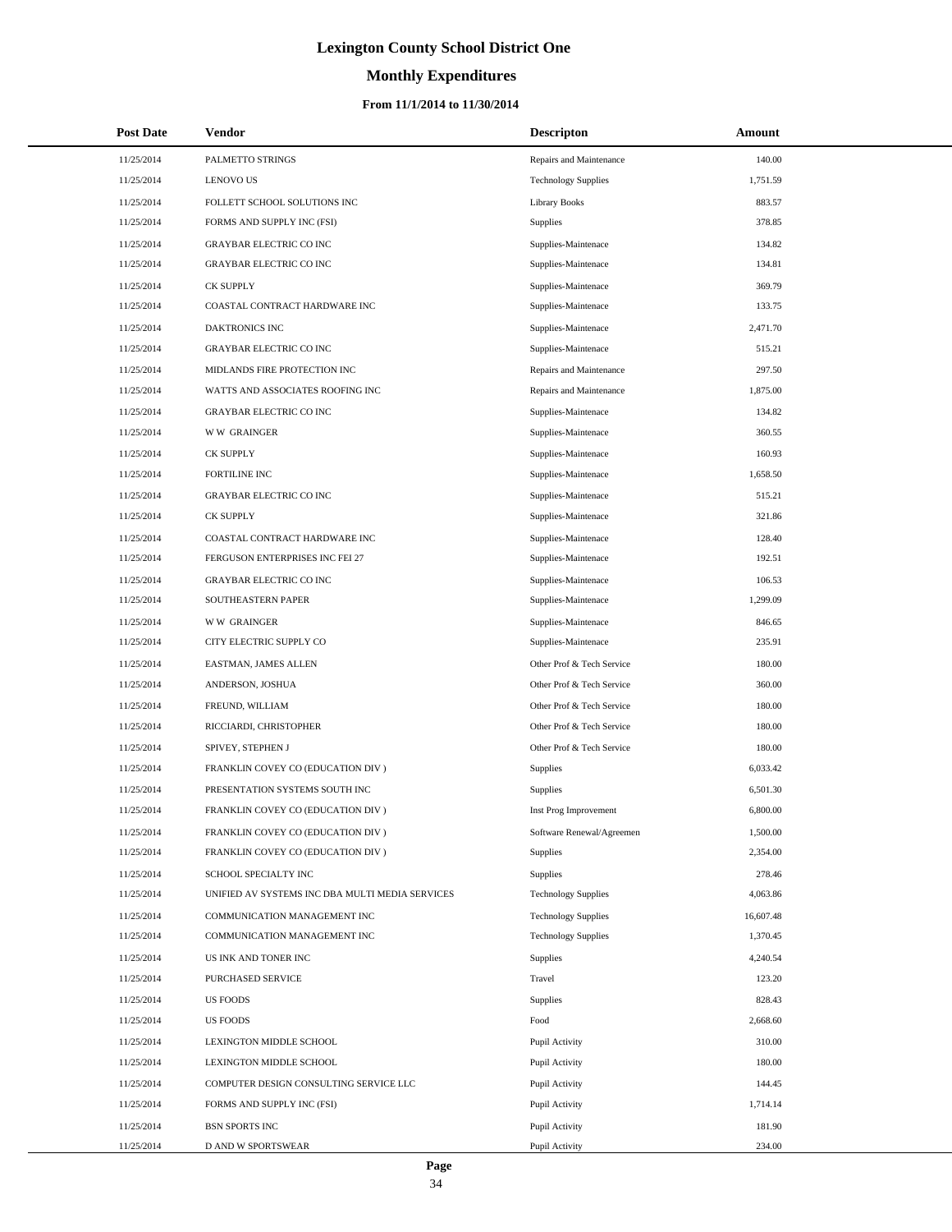# Lexington County School District One

## Monthly Expenditures

### From 11/1/2014 to 11/30/2014

| Post Date | Vendor | Descripton | Amount |
|---|---|---|---|
| 11/25/2014 | PALMETTO STRINGS | Repairs and Maintenance | 140.00 |
| 11/25/2014 | LENOVO US | Technology Supplies | 1,751.59 |
| 11/25/2014 | FOLLETT SCHOOL SOLUTIONS INC | Library Books | 883.57 |
| 11/25/2014 | FORMS AND SUPPLY INC (FSI) | Supplies | 378.85 |
| 11/25/2014 | GRAYBAR ELECTRIC CO INC | Supplies-Maintenace | 134.82 |
| 11/25/2014 | GRAYBAR ELECTRIC CO INC | Supplies-Maintenace | 134.81 |
| 11/25/2014 | CK SUPPLY | Supplies-Maintenace | 369.79 |
| 11/25/2014 | COASTAL CONTRACT HARDWARE INC | Supplies-Maintenace | 133.75 |
| 11/25/2014 | DAKTRONICS INC | Supplies-Maintenace | 2,471.70 |
| 11/25/2014 | GRAYBAR ELECTRIC CO INC | Supplies-Maintenace | 515.21 |
| 11/25/2014 | MIDLANDS FIRE PROTECTION INC | Repairs and Maintenance | 297.50 |
| 11/25/2014 | WATTS AND ASSOCIATES ROOFING INC | Repairs and Maintenance | 1,875.00 |
| 11/25/2014 | GRAYBAR ELECTRIC CO INC | Supplies-Maintenace | 134.82 |
| 11/25/2014 | W W GRAINGER | Supplies-Maintenace | 360.55 |
| 11/25/2014 | CK SUPPLY | Supplies-Maintenace | 160.93 |
| 11/25/2014 | FORTILINE INC | Supplies-Maintenace | 1,658.50 |
| 11/25/2014 | GRAYBAR ELECTRIC CO INC | Supplies-Maintenace | 515.21 |
| 11/25/2014 | CK SUPPLY | Supplies-Maintenace | 321.86 |
| 11/25/2014 | COASTAL CONTRACT HARDWARE INC | Supplies-Maintenace | 128.40 |
| 11/25/2014 | FERGUSON ENTERPRISES INC FEI 27 | Supplies-Maintenace | 192.51 |
| 11/25/2014 | GRAYBAR ELECTRIC CO INC | Supplies-Maintenace | 106.53 |
| 11/25/2014 | SOUTHEASTERN PAPER | Supplies-Maintenace | 1,299.09 |
| 11/25/2014 | W W GRAINGER | Supplies-Maintenace | 846.65 |
| 11/25/2014 | CITY ELECTRIC SUPPLY CO | Supplies-Maintenace | 235.91 |
| 11/25/2014 | EASTMAN, JAMES ALLEN | Other Prof & Tech Service | 180.00 |
| 11/25/2014 | ANDERSON, JOSHUA | Other Prof & Tech Service | 360.00 |
| 11/25/2014 | FREUND, WILLIAM | Other Prof & Tech Service | 180.00 |
| 11/25/2014 | RICCIARDI, CHRISTOPHER | Other Prof & Tech Service | 180.00 |
| 11/25/2014 | SPIVEY, STEPHEN J | Other Prof & Tech Service | 180.00 |
| 11/25/2014 | FRANKLIN COVEY CO (EDUCATION DIV ) | Supplies | 6,033.42 |
| 11/25/2014 | PRESENTATION SYSTEMS SOUTH INC | Supplies | 6,501.30 |
| 11/25/2014 | FRANKLIN COVEY CO (EDUCATION DIV ) | Inst Prog Improvement | 6,800.00 |
| 11/25/2014 | FRANKLIN COVEY CO (EDUCATION DIV ) | Software Renewal/Agreemen | 1,500.00 |
| 11/25/2014 | FRANKLIN COVEY CO (EDUCATION DIV ) | Supplies | 2,354.00 |
| 11/25/2014 | SCHOOL SPECIALTY INC | Supplies | 278.46 |
| 11/25/2014 | UNIFIED AV SYSTEMS INC DBA MULTI MEDIA SERVICES | Technology Supplies | 4,063.86 |
| 11/25/2014 | COMMUNICATION MANAGEMENT INC | Technology Supplies | 16,607.48 |
| 11/25/2014 | COMMUNICATION MANAGEMENT INC | Technology Supplies | 1,370.45 |
| 11/25/2014 | US INK AND TONER INC | Supplies | 4,240.54 |
| 11/25/2014 | PURCHASED SERVICE | Travel | 123.20 |
| 11/25/2014 | US FOODS | Supplies | 828.43 |
| 11/25/2014 | US FOODS | Food | 2,668.60 |
| 11/25/2014 | LEXINGTON MIDDLE SCHOOL | Pupil Activity | 310.00 |
| 11/25/2014 | LEXINGTON MIDDLE SCHOOL | Pupil Activity | 180.00 |
| 11/25/2014 | COMPUTER DESIGN CONSULTING SERVICE LLC | Pupil Activity | 144.45 |
| 11/25/2014 | FORMS AND SUPPLY INC (FSI) | Pupil Activity | 1,714.14 |
| 11/25/2014 | BSN SPORTS INC | Pupil Activity | 181.90 |
| 11/25/2014 | D AND W SPORTSWEAR | Pupil Activity | 234.00 |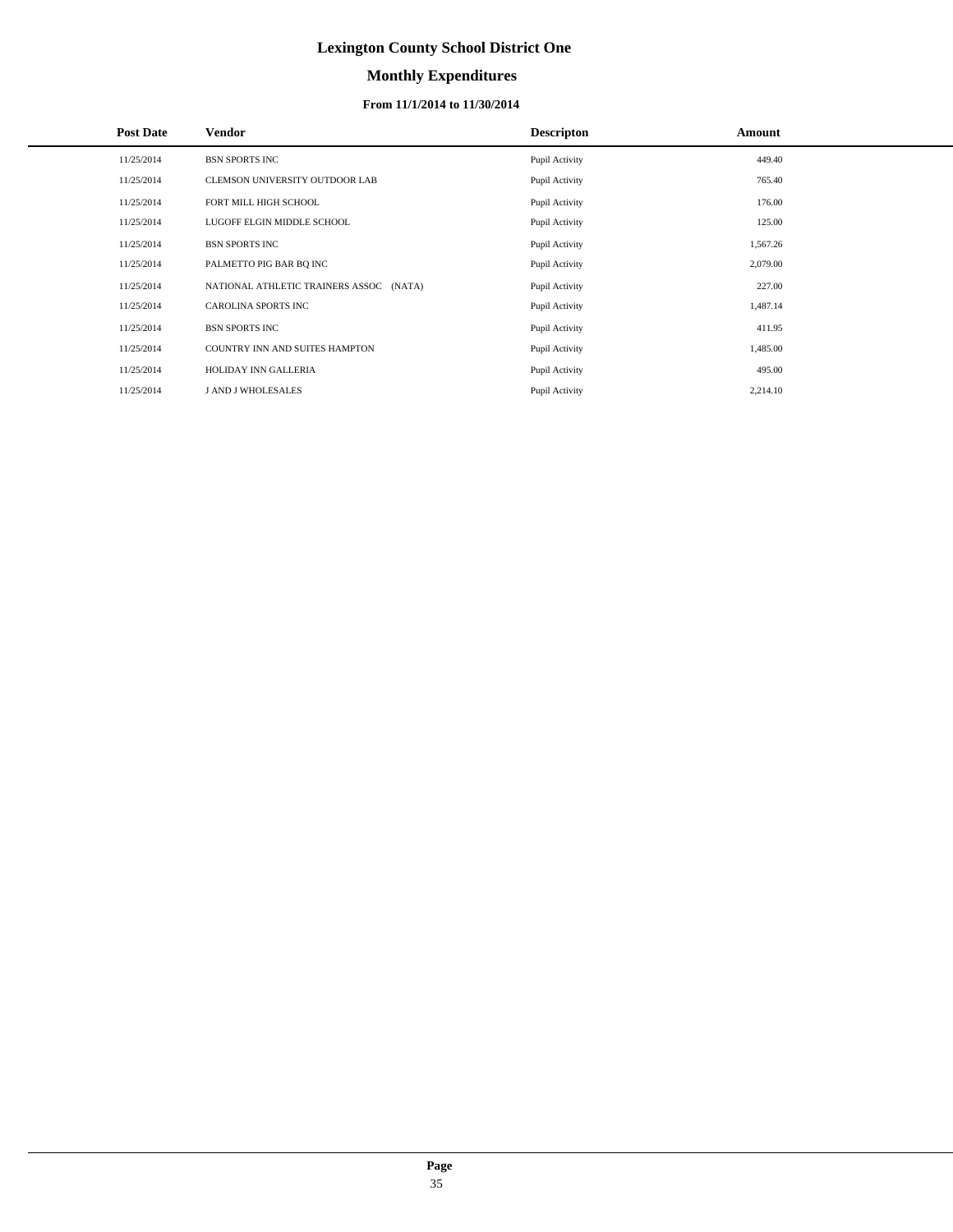# Lexington County School District One

## Monthly Expenditures

### From 11/1/2014 to 11/30/2014

| Post Date | Vendor | Descripton | Amount |
|---|---|---|---|
| 11/25/2014 | BSN SPORTS INC | Pupil Activity | 449.40 |
| 11/25/2014 | CLEMSON UNIVERSITY OUTDOOR LAB | Pupil Activity | 765.40 |
| 11/25/2014 | FORT MILL HIGH SCHOOL | Pupil Activity | 176.00 |
| 11/25/2014 | LUGOFF ELGIN MIDDLE SCHOOL | Pupil Activity | 125.00 |
| 11/25/2014 | BSN SPORTS INC | Pupil Activity | 1,567.26 |
| 11/25/2014 | PALMETTO PIG BAR BQ INC | Pupil Activity | 2,079.00 |
| 11/25/2014 | NATIONAL ATHLETIC TRAINERS ASSOC (NATA) | Pupil Activity | 227.00 |
| 11/25/2014 | CAROLINA SPORTS INC | Pupil Activity | 1,487.14 |
| 11/25/2014 | BSN SPORTS INC | Pupil Activity | 411.95 |
| 11/25/2014 | COUNTRY INN AND SUITES HAMPTON | Pupil Activity | 1,485.00 |
| 11/25/2014 | HOLIDAY INN GALLERIA | Pupil Activity | 495.00 |
| 11/25/2014 | J AND J WHOLESALES | Pupil Activity | 2,214.10 |